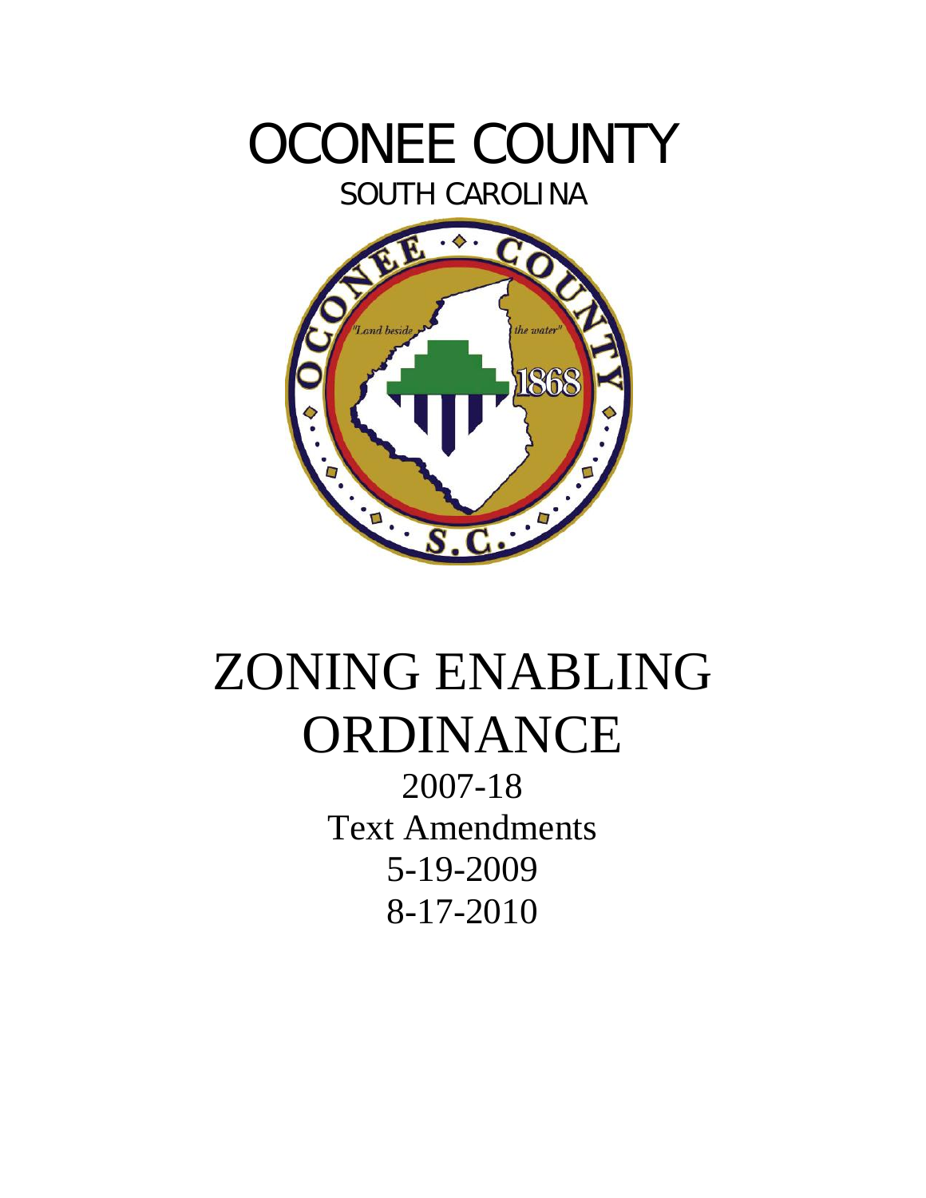# OCONEE COUNTY

SOUTH CAROLINA

# ZONING ENABLING ORDINANCE

2007-18

Text Amendments

5-19-2009

8-17-2010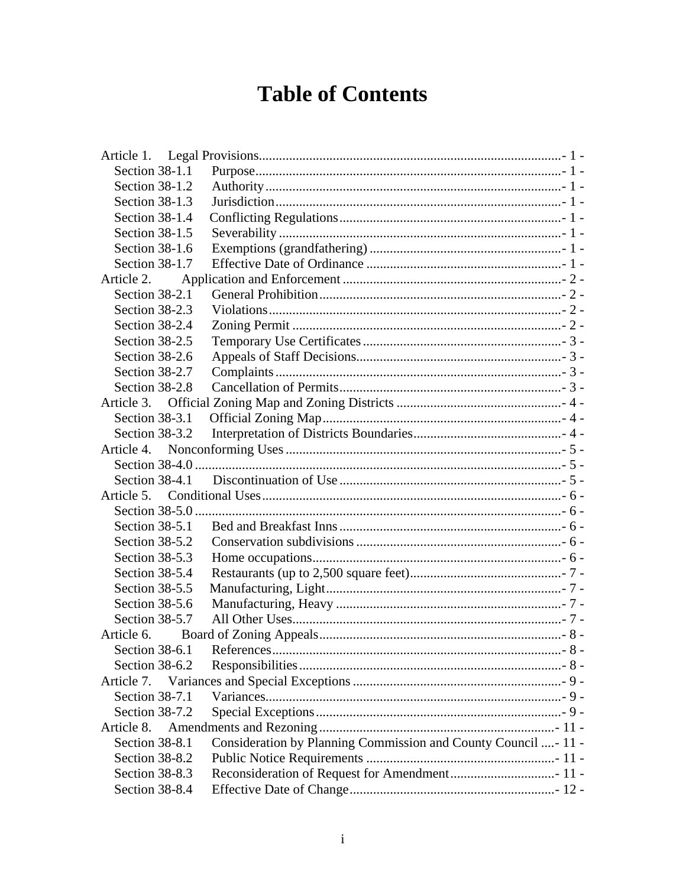# Table of Contents

Article 1. Legal Provisions - 1 -
- Section 38-1.1 Purpose - 1 -
- Section 38-1.2 Authority - 1 -
- Section 38-1.3 Jurisdiction - 1 -
- Section 38-1.4 Conflicting Regulations - 1 -
- Section 38-1.5 Severability - 1 -
- Section 38-1.6 Exemptions (grandfathering) - 1 -
- Section 38-1.7 Effective Date of Ordinance - 1 -

Article 2. Application and Enforcement - 2 -
- Section 38-2.1 General Prohibition - 2 -
- Section 38-2.3 Violations - 2 -
- Section 38-2.4 Zoning Permit - 2 -
- Section 38-2.5 Temporary Use Certificates - 3 -
- Section 38-2.6 Appeals of Staff Decisions - 3 -
- Section 38-2.7 Complaints - 3 -
- Section 38-2.8 Cancellation of Permits - 3 -

Article 3. Official Zoning Map and Zoning Districts - 4 -
- Section 38-3.1 Official Zoning Map - 4 -
- Section 38-3.2 Interpretation of Districts Boundaries - 4 -

Article 4. Nonconforming Uses - 5 -
- Section 38-4.0 - 5 -
- Section 38-4.1 Discontinuation of Use - 5 -

Article 5. Conditional Uses - 6 -
- Section 38-5.0 - 6 -
- Section 38-5.1 Bed and Breakfast Inns - 6 -
- Section 38-5.2 Conservation subdivisions - 6 -
- Section 38-5.3 Home occupations - 6 -
- Section 38-5.4 Restaurants (up to 2,500 square feet) - 7 -
- Section 38-5.5 Manufacturing, Light - 7 -
- Section 38-5.6 Manufacturing, Heavy - 7 -
- Section 38-5.7 All Other Uses - 7 -

Article 6. Board of Zoning Appeals - 8 -
- Section 38-6.1 References - 8 -
- Section 38-6.2 Responsibilities - 8 -

Article 7. Variances and Special Exceptions - 9 -
- Section 38-7.1 Variances - 9 -
- Section 38-7.2 Special Exceptions - 9 -

Article 8. Amendments and Rezoning - 11 -
- Section 38-8.1 Consideration by Planning Commission and County Council - 11 -
- Section 38-8.2 Public Notice Requirements - 11 -
- Section 38-8.3 Reconsideration of Request for Amendment - 11 -
- Section 38-8.4 Effective Date of Change - 12 -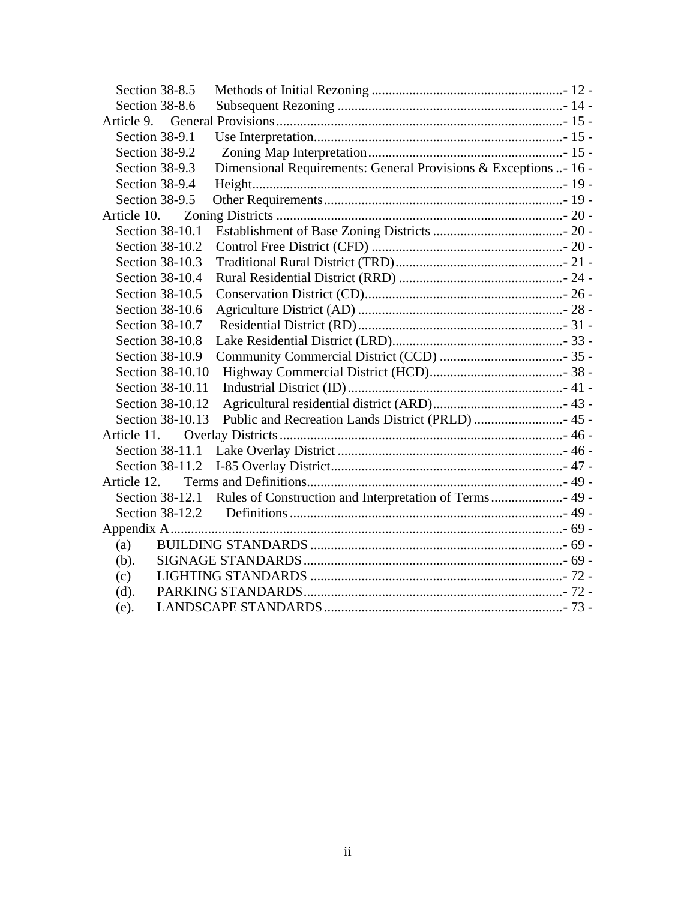Section 38-8.5 Methods of Initial Rezoning ........................................................- 12 -
Section 38-8.6 Subsequent Rezoning ..................................................................- 14 -
Article 9. General Provisions....................................................................................- 15 -
Section 38-9.1 Use Interpretation.........................................................................- 15 -
Section 38-9.2 Zoning Map Interpretation.........................................................- 15 -
Section 38-9.3 Dimensional Requirements: General Provisions & Exceptions ..- 16 -
Section 38-9.4 Height...........................................................................................- 19 -
Section 38-9.5 Other Requirements......................................................................- 19 -
Article 10. Zoning Districts ....................................................................................- 20 -
Section 38-10.1 Establishment of Base Zoning Districts .......................................- 20 -
Section 38-10.2 Control Free District (CFD) .........................................................- 20 -
Section 38-10.3 Traditional Rural District (TRD).................................................- 21 -
Section 38-10.4 Rural Residential District (RRD) ................................................- 24 -
Section 38-10.5 Conservation District (CD)...........................................................- 26 -
Section 38-10.6 Agriculture District (AD) ............................................................- 28 -
Section 38-10.7 Residential District (RD)............................................................- 31 -
Section 38-10.8 Lake Residential District (LRD)...................................................- 33 -
Section 38-10.9 Community Commercial District (CCD) ....................................- 35 -
Section 38-10.10 Highway Commercial District (HCD).......................................- 38 -
Section 38-10.11 Industrial District (ID)...............................................................- 41 -
Section 38-10.12 Agricultural residential district (ARD)......................................- 43 -
Section 38-10.13 Public and Recreation Lands District (PRLD) ..........................- 45 -
Article 11. Overlay Districts...................................................................................- 46 -
Section 38-11.1 Lake Overlay District ..................................................................- 46 -
Section 38-11.2 I-85 Overlay District....................................................................- 47 -
Article 12. Terms and Definitions...........................................................................- 49 -
Section 38-12.1 Rules of Construction and Interpretation of Terms.....................- 49 -
Section 38-12.2 Definitions ................................................................................- 49 -
Appendix A..................................................................................................................- 69 -
(a) BUILDING STANDARDS ..........................................................................- 69 -
(b). SIGNAGE STANDARDS............................................................................- 69 -
(c) LIGHTING STANDARDS ..........................................................................- 72 -
(d). PARKING STANDARDS............................................................................- 72 -
(e). LANDSCAPE STANDARDS......................................................................- 73 -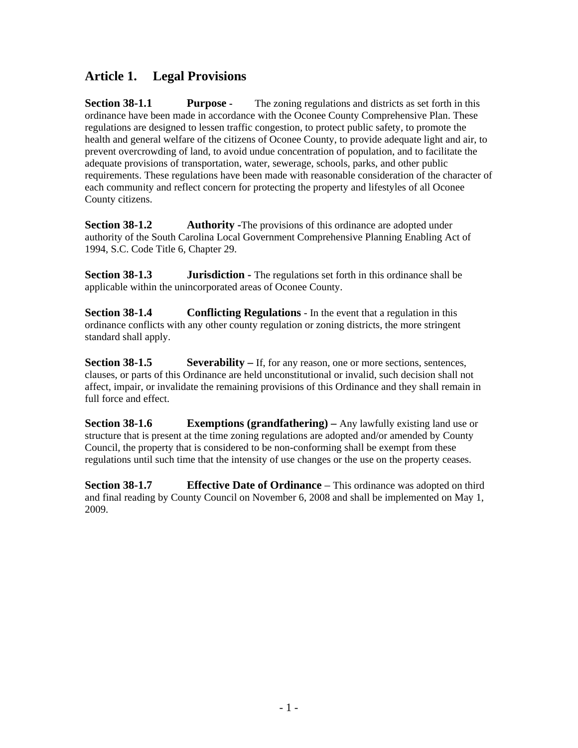## Article 1. Legal Provisions

**Section 38-1.1 Purpose** - The zoning regulations and districts as set forth in this ordinance have been made in accordance with the Oconee County Comprehensive Plan. These regulations are designed to lessen traffic congestion, to protect public safety, to promote the health and general welfare of the citizens of Oconee County, to provide adequate light and air, to prevent overcrowding of land, to avoid undue concentration of population, and to facilitate the adequate provisions of transportation, water, sewerage, schools, parks, and other public requirements. These regulations have been made with reasonable consideration of the character of each community and reflect concern for protecting the property and lifestyles of all Oconee County citizens.

**Section 38-1.2 Authority** -The provisions of this ordinance are adopted under authority of the South Carolina Local Government Comprehensive Planning Enabling Act of 1994, S.C. Code Title 6, Chapter 29.

**Section 38-1.3 Jurisdiction** - The regulations set forth in this ordinance shall be applicable within the unincorporated areas of Oconee County.

**Section 38-1.4 Conflicting Regulations** - In the event that a regulation in this ordinance conflicts with any other county regulation or zoning districts, the more stringent standard shall apply.

**Section 38-1.5 Severability –** If, for any reason, one or more sections, sentences, clauses, or parts of this Ordinance are held unconstitutional or invalid, such decision shall not affect, impair, or invalidate the remaining provisions of this Ordinance and they shall remain in full force and effect.

**Section 38-1.6 Exemptions (grandfathering) –** Any lawfully existing land use or structure that is present at the time zoning regulations are adopted and/or amended by County Council, the property that is considered to be non-conforming shall be exempt from these regulations until such time that the intensity of use changes or the use on the property ceases.

**Section 38-1.7 Effective Date of Ordinance** – This ordinance was adopted on third and final reading by County Council on November 6, 2008 and shall be implemented on May 1, 2009.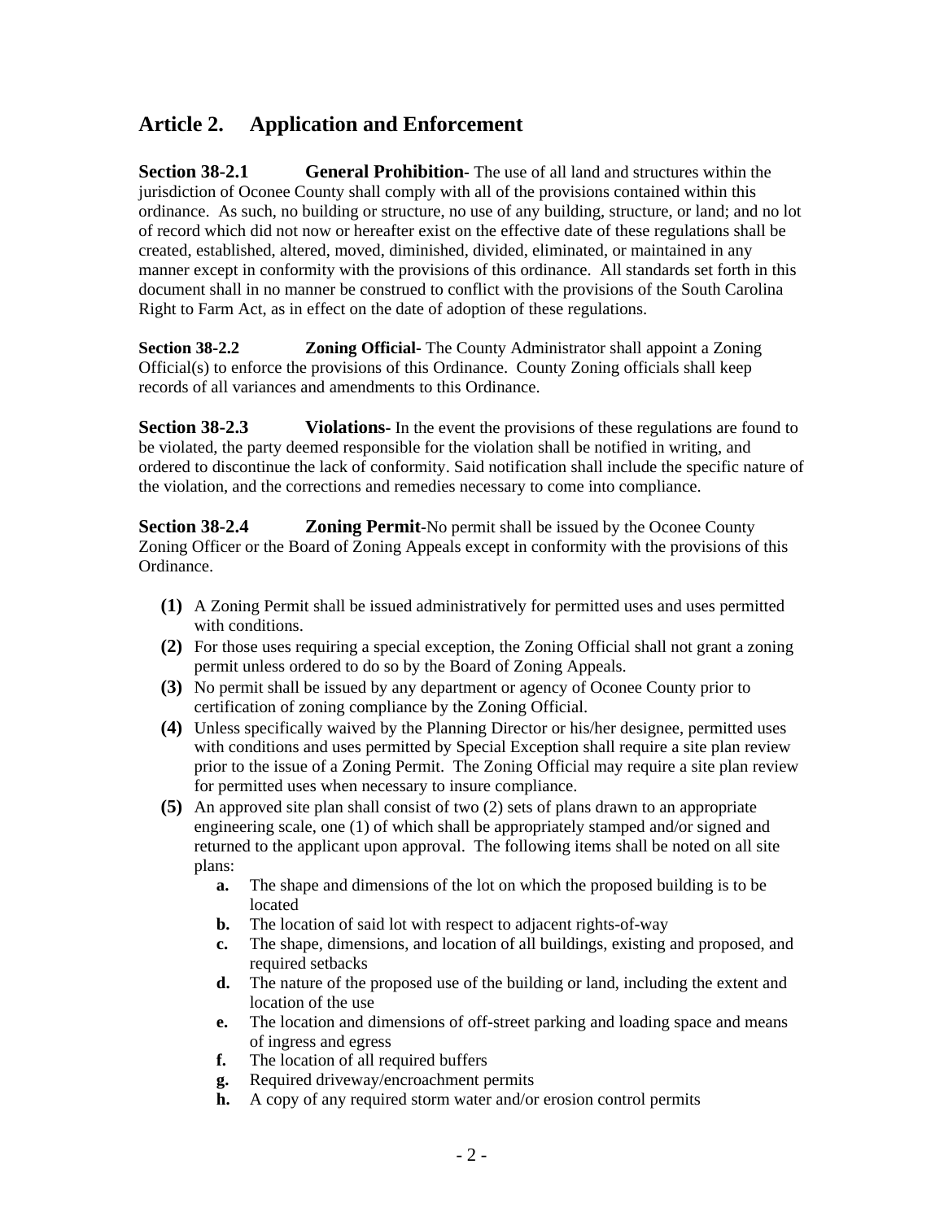## Article 2. Application and Enforcement

**Section 38-2.1 General Prohibition**- The use of all land and structures within the jurisdiction of Oconee County shall comply with all of the provisions contained within this ordinance. As such, no building or structure, no use of any building, structure, or land; and no lot of record which did not now or hereafter exist on the effective date of these regulations shall be created, established, altered, moved, diminished, divided, eliminated, or maintained in any manner except in conformity with the provisions of this ordinance. All standards set forth in this document shall in no manner be construed to conflict with the provisions of the South Carolina Right to Farm Act, as in effect on the date of adoption of these regulations.

**Section 38-2.2 Zoning Official**- The County Administrator shall appoint a Zoning Official(s) to enforce the provisions of this Ordinance. County Zoning officials shall keep records of all variances and amendments to this Ordinance.

**Section 38-2.3 Violations**- In the event the provisions of these regulations are found to be violated, the party deemed responsible for the violation shall be notified in writing, and ordered to discontinue the lack of conformity. Said notification shall include the specific nature of the violation, and the corrections and remedies necessary to come into compliance.

**Section 38-2.4 Zoning Permit**-No permit shall be issued by the Oconee County Zoning Officer or the Board of Zoning Appeals except in conformity with the provisions of this Ordinance.

- **(1)** A Zoning Permit shall be issued administratively for permitted uses and uses permitted with conditions.
- **(2)** For those uses requiring a special exception, the Zoning Official shall not grant a zoning permit unless ordered to do so by the Board of Zoning Appeals.
- **(3)** No permit shall be issued by any department or agency of Oconee County prior to certification of zoning compliance by the Zoning Official.
- **(4)** Unless specifically waived by the Planning Director or his/her designee, permitted uses with conditions and uses permitted by Special Exception shall require a site plan review prior to the issue of a Zoning Permit. The Zoning Official may require a site plan review for permitted uses when necessary to insure compliance.
- **(5)** An approved site plan shall consist of two (2) sets of plans drawn to an appropriate engineering scale, one (1) of which shall be appropriately stamped and/or signed and returned to the applicant upon approval. The following items shall be noted on all site plans:
  - **a.** The shape and dimensions of the lot on which the proposed building is to be located
  - **b.** The location of said lot with respect to adjacent rights-of-way
  - **c.** The shape, dimensions, and location of all buildings, existing and proposed, and required setbacks
  - **d.** The nature of the proposed use of the building or land, including the extent and location of the use
  - **e.** The location and dimensions of off-street parking and loading space and means of ingress and egress
  - **f.** The location of all required buffers
  - **g.** Required driveway/encroachment permits
  - **h.** A copy of any required storm water and/or erosion control permits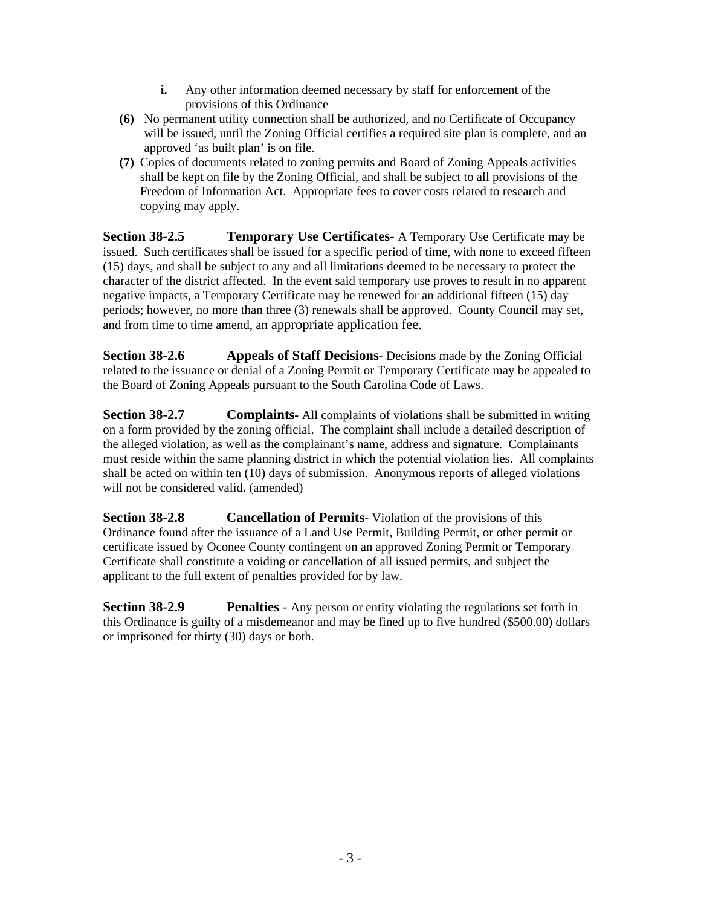- **i.** Any other information deemed necessary by staff for enforcement of the provisions of this Ordinance

**(6)** No permanent utility connection shall be authorized, and no Certificate of Occupancy will be issued, until the Zoning Official certifies a required site plan is complete, and an approved 'as built plan' is on file.

**(7)** Copies of documents related to zoning permits and Board of Zoning Appeals activities shall be kept on file by the Zoning Official, and shall be subject to all provisions of the Freedom of Information Act. Appropriate fees to cover costs related to research and copying may apply.

**Section 38-2.5 Temporary Use Certificates**- A Temporary Use Certificate may be issued. Such certificates shall be issued for a specific period of time, with none to exceed fifteen (15) days, and shall be subject to any and all limitations deemed to be necessary to protect the character of the district affected. In the event said temporary use proves to result in no apparent negative impacts, a Temporary Certificate may be renewed for an additional fifteen (15) day periods; however, no more than three (3) renewals shall be approved. County Council may set, and from time to time amend, an appropriate application fee.

**Section 38-2.6 Appeals of Staff Decisions**- Decisions made by the Zoning Official related to the issuance or denial of a Zoning Permit or Temporary Certificate may be appealed to the Board of Zoning Appeals pursuant to the South Carolina Code of Laws.

**Section 38-2.7 Complaints**- All complaints of violations shall be submitted in writing on a form provided by the zoning official. The complaint shall include a detailed description of the alleged violation, as well as the complainant's name, address and signature. Complainants must reside within the same planning district in which the potential violation lies. All complaints shall be acted on within ten (10) days of submission. Anonymous reports of alleged violations will not be considered valid. (amended)

**Section 38-2.8 Cancellation of Permits**- Violation of the provisions of this Ordinance found after the issuance of a Land Use Permit, Building Permit, or other permit or certificate issued by Oconee County contingent on an approved Zoning Permit or Temporary Certificate shall constitute a voiding or cancellation of all issued permits, and subject the applicant to the full extent of penalties provided for by law.

**Section 38-2.9 Penalties** - Any person or entity violating the regulations set forth in this Ordinance is guilty of a misdemeanor and may be fined up to five hundred ($500.00) dollars or imprisoned for thirty (30) days or both.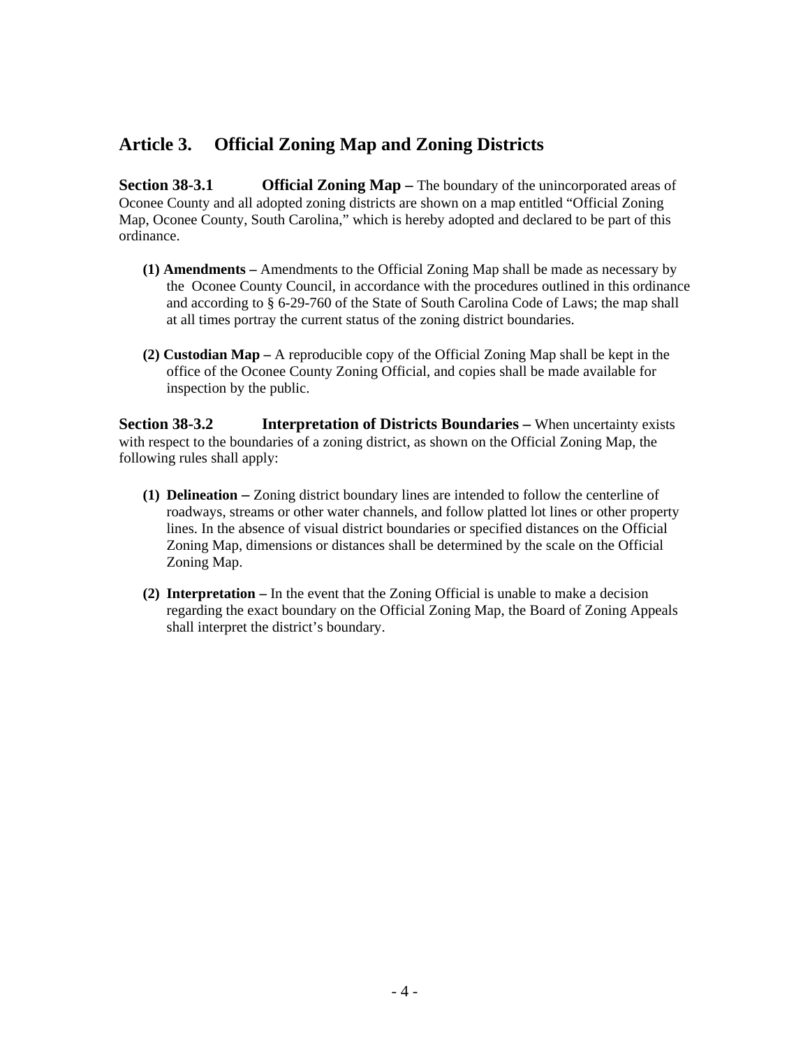## Article 3. Official Zoning Map and Zoning Districts

**Section 38-3.1 Official Zoning Map –** The boundary of the unincorporated areas of Oconee County and all adopted zoning districts are shown on a map entitled "Official Zoning Map, Oconee County, South Carolina," which is hereby adopted and declared to be part of this ordinance.

**(1) Amendments –** Amendments to the Official Zoning Map shall be made as necessary by the Oconee County Council, in accordance with the procedures outlined in this ordinance and according to § 6-29-760 of the State of South Carolina Code of Laws; the map shall at all times portray the current status of the zoning district boundaries.

**(2) Custodian Map –** A reproducible copy of the Official Zoning Map shall be kept in the office of the Oconee County Zoning Official, and copies shall be made available for inspection by the public.

**Section 38-3.2 Interpretation of Districts Boundaries –** When uncertainty exists with respect to the boundaries of a zoning district, as shown on the Official Zoning Map, the following rules shall apply:

**(1) Delineation –** Zoning district boundary lines are intended to follow the centerline of roadways, streams or other water channels, and follow platted lot lines or other property lines. In the absence of visual district boundaries or specified distances on the Official Zoning Map, dimensions or distances shall be determined by the scale on the Official Zoning Map.

**(2) Interpretation –** In the event that the Zoning Official is unable to make a decision regarding the exact boundary on the Official Zoning Map, the Board of Zoning Appeals shall interpret the district's boundary.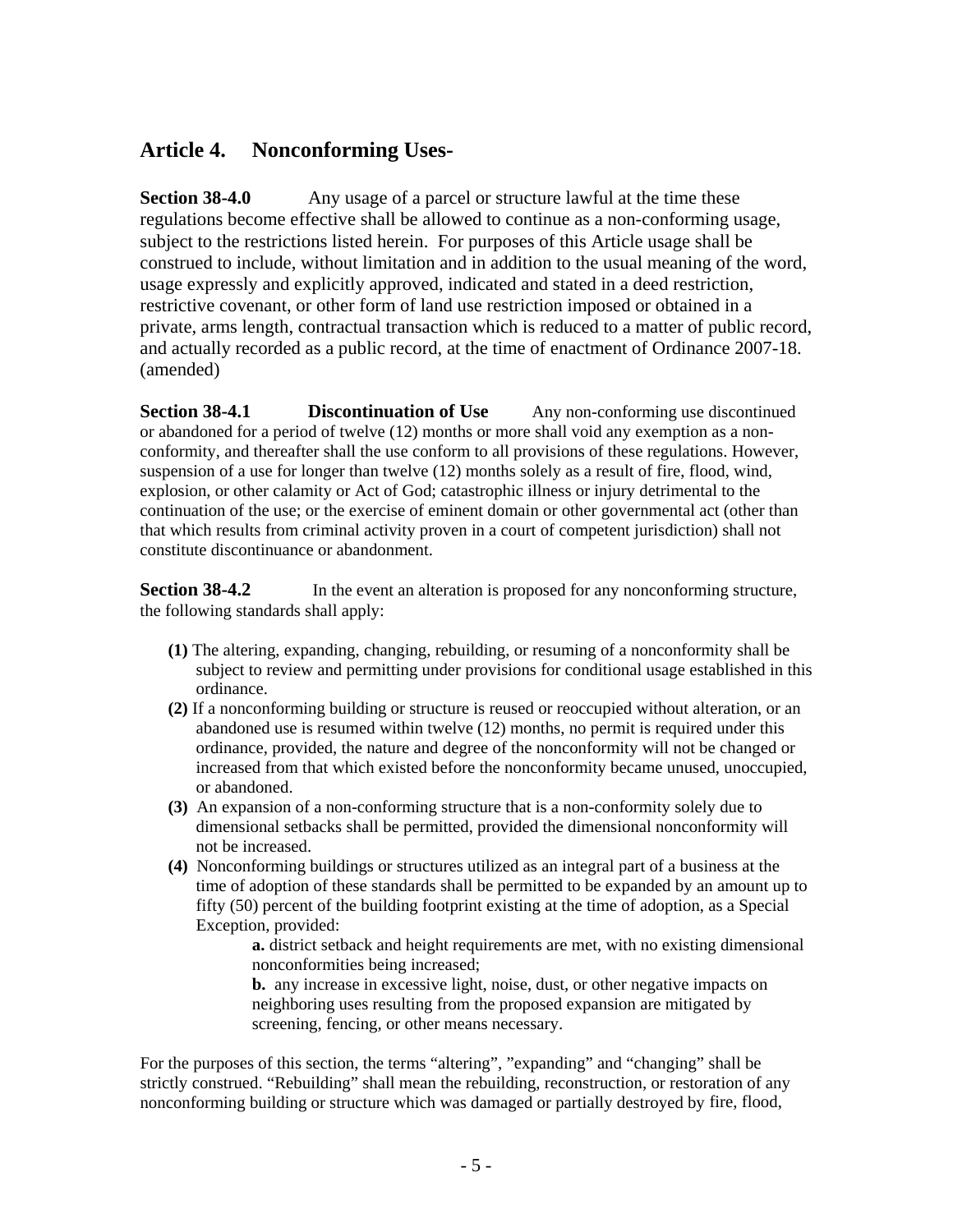## Article 4. Nonconforming Uses-

**Section 38-4.0** Any usage of a parcel or structure lawful at the time these regulations become effective shall be allowed to continue as a non-conforming usage, subject to the restrictions listed herein. For purposes of this Article usage shall be construed to include, without limitation and in addition to the usual meaning of the word, usage expressly and explicitly approved, indicated and stated in a deed restriction, restrictive covenant, or other form of land use restriction imposed or obtained in a private, arms length, contractual transaction which is reduced to a matter of public record, and actually recorded as a public record, at the time of enactment of Ordinance 2007-18. (amended)

**Section 38-4.1 Discontinuation of Use** Any non-conforming use discontinued or abandoned for a period of twelve (12) months or more shall void any exemption as a non-conformity, and thereafter shall the use conform to all provisions of these regulations. However, suspension of a use for longer than twelve (12) months solely as a result of fire, flood, wind, explosion, or other calamity or Act of God; catastrophic illness or injury detrimental to the continuation of the use; or the exercise of eminent domain or other governmental act (other than that which results from criminal activity proven in a court of competent jurisdiction) shall not constitute discontinuance or abandonment.

**Section 38-4.2** In the event an alteration is proposed for any nonconforming structure, the following standards shall apply:

- **(1)** The altering, expanding, changing, rebuilding, or resuming of a nonconformity shall be subject to review and permitting under provisions for conditional usage established in this ordinance.
- **(2)** If a nonconforming building or structure is reused or reoccupied without alteration, or an abandoned use is resumed within twelve (12) months, no permit is required under this ordinance, provided, the nature and degree of the nonconformity will not be changed or increased from that which existed before the nonconformity became unused, unoccupied, or abandoned.
- **(3)** An expansion of a non-conforming structure that is a non-conformity solely due to dimensional setbacks shall be permitted, provided the dimensional nonconformity will not be increased.
- **(4)** Nonconforming buildings or structures utilized as an integral part of a business at the time of adoption of these standards shall be permitted to be expanded by an amount up to fifty (50) percent of the building footprint existing at the time of adoption, as a Special Exception, provided:
  - **a.** district setback and height requirements are met, with no existing dimensional nonconformities being increased;
  - **b.** any increase in excessive light, noise, dust, or other negative impacts on neighboring uses resulting from the proposed expansion are mitigated by screening, fencing, or other means necessary.

For the purposes of this section, the terms "altering", "expanding" and "changing" shall be strictly construed. "Rebuilding" shall mean the rebuilding, reconstruction, or restoration of any nonconforming building or structure which was damaged or partially destroyed by fire, flood,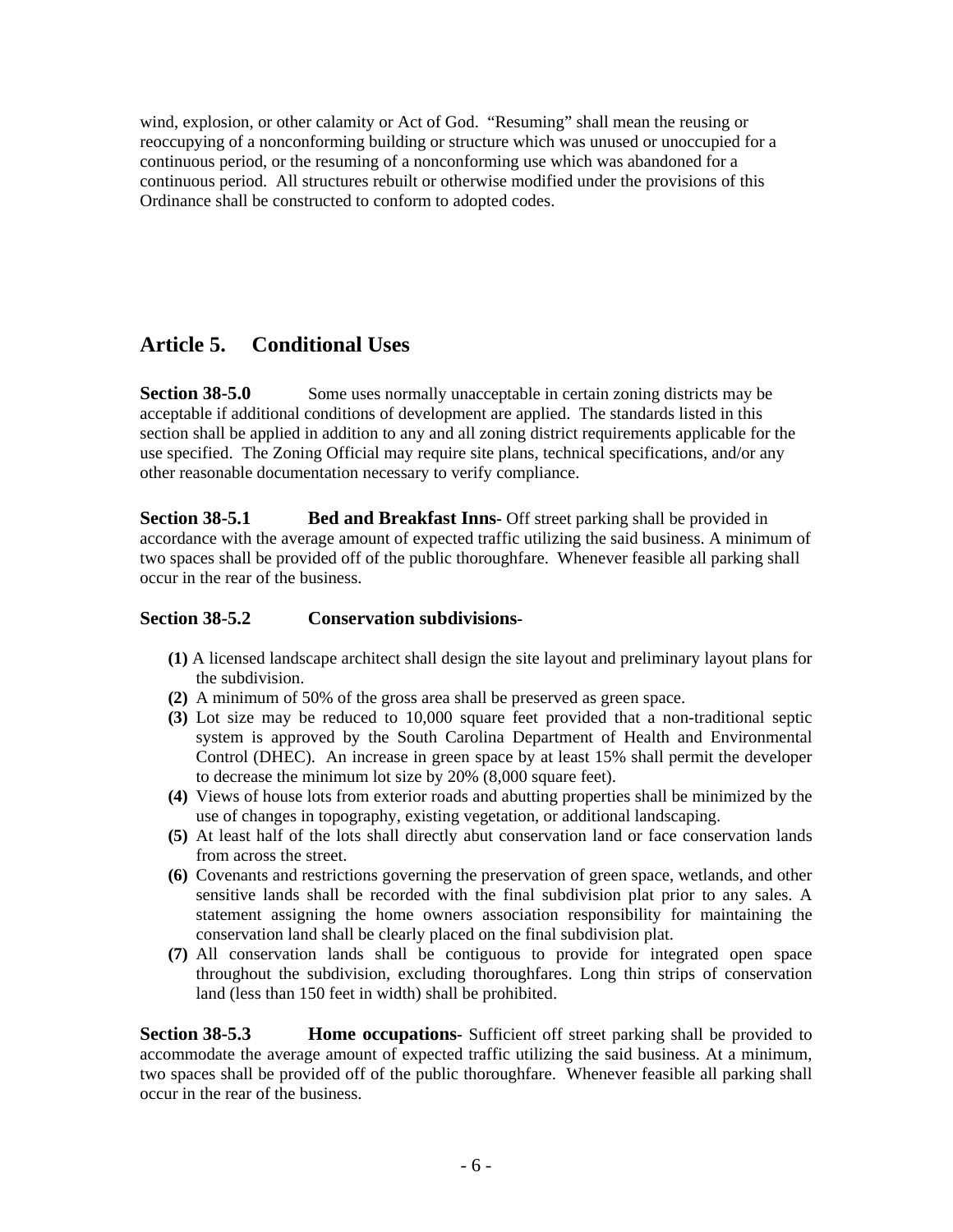wind, explosion, or other calamity or Act of God. "Resuming" shall mean the reusing or reoccupying of a nonconforming building or structure which was unused or unoccupied for a continuous period, or the resuming of a nonconforming use which was abandoned for a continuous period. All structures rebuilt or otherwise modified under the provisions of this Ordinance shall be constructed to conform to adopted codes.

## Article 5. Conditional Uses

**Section 38-5.0** Some uses normally unacceptable in certain zoning districts may be acceptable if additional conditions of development are applied. The standards listed in this section shall be applied in addition to any and all zoning district requirements applicable for the use specified. The Zoning Official may require site plans, technical specifications, and/or any other reasonable documentation necessary to verify compliance.

**Section 38-5.1 Bed and Breakfast Inns-** Off street parking shall be provided in accordance with the average amount of expected traffic utilizing the said business. A minimum of two spaces shall be provided off of the public thoroughfare. Whenever feasible all parking shall occur in the rear of the business.

### Section 38-5.2 Conservation subdivisions-

- **(1)** A licensed landscape architect shall design the site layout and preliminary layout plans for the subdivision.
- **(2)** A minimum of 50% of the gross area shall be preserved as green space.
- **(3)** Lot size may be reduced to 10,000 square feet provided that a non-traditional septic system is approved by the South Carolina Department of Health and Environmental Control (DHEC). An increase in green space by at least 15% shall permit the developer to decrease the minimum lot size by 20% (8,000 square feet).
- **(4)** Views of house lots from exterior roads and abutting properties shall be minimized by the use of changes in topography, existing vegetation, or additional landscaping.
- **(5)** At least half of the lots shall directly abut conservation land or face conservation lands from across the street.
- **(6)** Covenants and restrictions governing the preservation of green space, wetlands, and other sensitive lands shall be recorded with the final subdivision plat prior to any sales. A statement assigning the home owners association responsibility for maintaining the conservation land shall be clearly placed on the final subdivision plat.
- **(7)** All conservation lands shall be contiguous to provide for integrated open space throughout the subdivision, excluding thoroughfares. Long thin strips of conservation land (less than 150 feet in width) shall be prohibited.

**Section 38-5.3 Home occupations-** Sufficient off street parking shall be provided to accommodate the average amount of expected traffic utilizing the said business. At a minimum, two spaces shall be provided off of the public thoroughfare. Whenever feasible all parking shall occur in the rear of the business.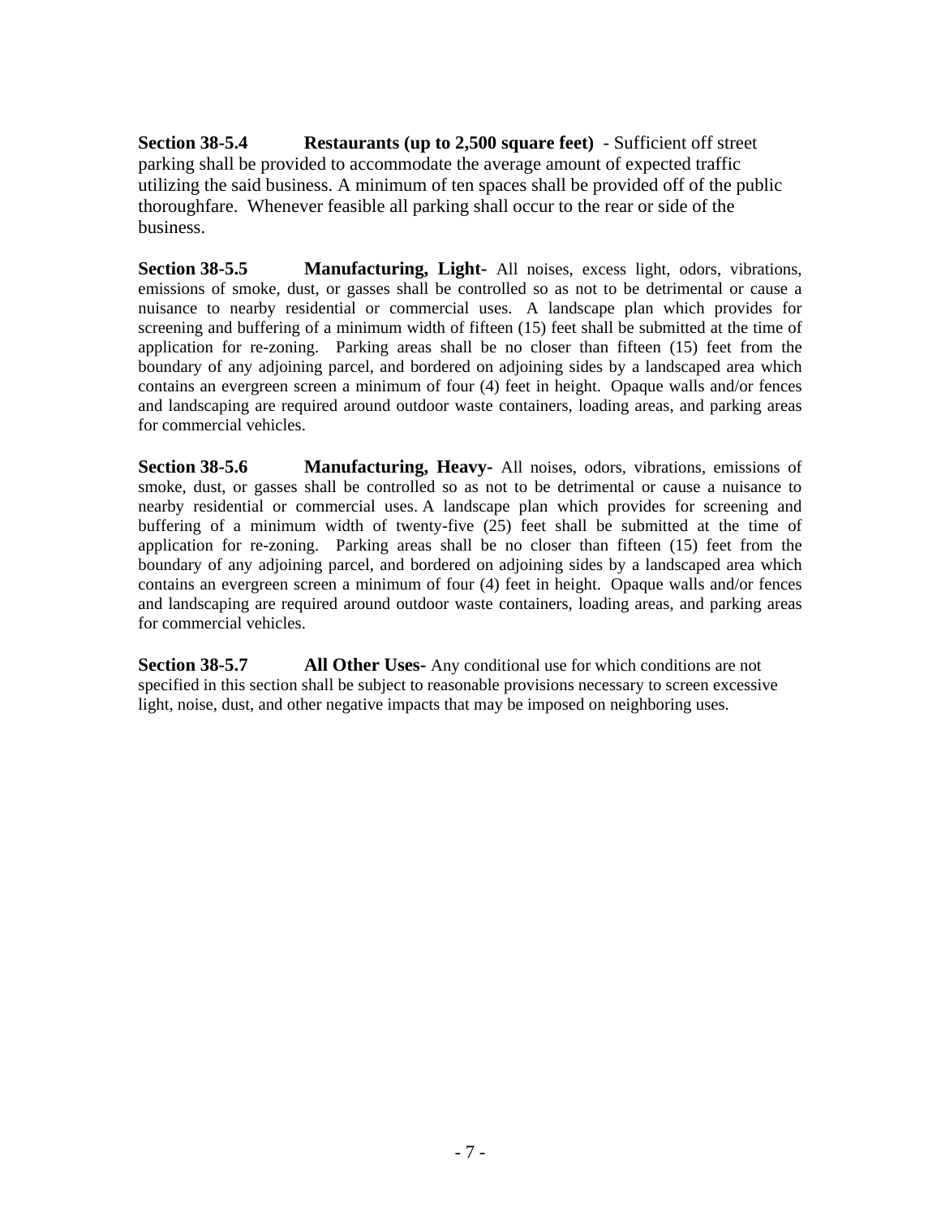**Section 38-5.4 Restaurants (up to 2,500 square feet)** - Sufficient off street parking shall be provided to accommodate the average amount of expected traffic utilizing the said business. A minimum of ten spaces shall be provided off of the public thoroughfare. Whenever feasible all parking shall occur to the rear or side of the business.

**Section 38-5.5 Manufacturing, Light-** All noises, excess light, odors, vibrations, emissions of smoke, dust, or gasses shall be controlled so as not to be detrimental or cause a nuisance to nearby residential or commercial uses. A landscape plan which provides for screening and buffering of a minimum width of fifteen (15) feet shall be submitted at the time of application for re-zoning. Parking areas shall be no closer than fifteen (15) feet from the boundary of any adjoining parcel, and bordered on adjoining sides by a landscaped area which contains an evergreen screen a minimum of four (4) feet in height. Opaque walls and/or fences and landscaping are required around outdoor waste containers, loading areas, and parking areas for commercial vehicles.

**Section 38-5.6 Manufacturing, Heavy-** All noises, odors, vibrations, emissions of smoke, dust, or gasses shall be controlled so as not to be detrimental or cause a nuisance to nearby residential or commercial uses. A landscape plan which provides for screening and buffering of a minimum width of twenty-five (25) feet shall be submitted at the time of application for re-zoning. Parking areas shall be no closer than fifteen (15) feet from the boundary of any adjoining parcel, and bordered on adjoining sides by a landscaped area which contains an evergreen screen a minimum of four (4) feet in height. Opaque walls and/or fences and landscaping are required around outdoor waste containers, loading areas, and parking areas for commercial vehicles.

**Section 38-5.7 All Other Uses-** Any conditional use for which conditions are not specified in this section shall be subject to reasonable provisions necessary to screen excessive light, noise, dust, and other negative impacts that may be imposed on neighboring uses.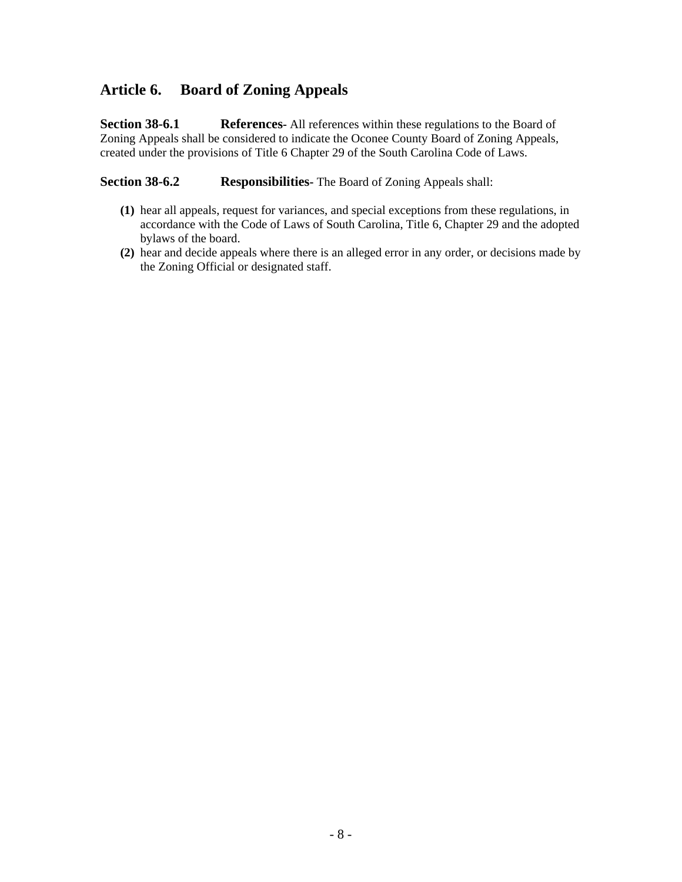## Article 6. Board of Zoning Appeals

**Section 38-6.1 References**- All references within these regulations to the Board of Zoning Appeals shall be considered to indicate the Oconee County Board of Zoning Appeals, created under the provisions of Title 6 Chapter 29 of the South Carolina Code of Laws.

**Section 38-6.2 Responsibilities**- The Board of Zoning Appeals shall:

**(1)** hear all appeals, request for variances, and special exceptions from these regulations, in accordance with the Code of Laws of South Carolina, Title 6, Chapter 29 and the adopted bylaws of the board.

**(2)** hear and decide appeals where there is an alleged error in any order, or decisions made by the Zoning Official or designated staff.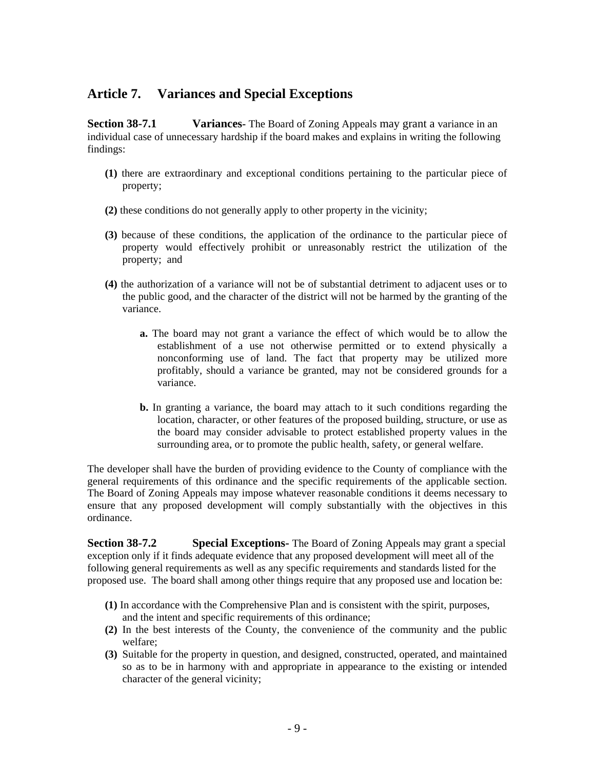## Article 7. Variances and Special Exceptions

**Section 38-7.1 Variances**- The Board of Zoning Appeals may grant a variance in an individual case of unnecessary hardship if the board makes and explains in writing the following findings:

**(1)** there are extraordinary and exceptional conditions pertaining to the particular piece of property;

**(2)** these conditions do not generally apply to other property in the vicinity;

**(3)** because of these conditions, the application of the ordinance to the particular piece of property would effectively prohibit or unreasonably restrict the utilization of the property; and

**(4)** the authorization of a variance will not be of substantial detriment to adjacent uses or to the public good, and the character of the district will not be harmed by the granting of the variance.

> **a.** The board may not grant a variance the effect of which would be to allow the establishment of a use not otherwise permitted or to extend physically a nonconforming use of land. The fact that property may be utilized more profitably, should a variance be granted, may not be considered grounds for a variance.
>
> **b.** In granting a variance, the board may attach to it such conditions regarding the location, character, or other features of the proposed building, structure, or use as the board may consider advisable to protect established property values in the surrounding area, or to promote the public health, safety, or general welfare.

The developer shall have the burden of providing evidence to the County of compliance with the general requirements of this ordinance and the specific requirements of the applicable section. The Board of Zoning Appeals may impose whatever reasonable conditions it deems necessary to ensure that any proposed development will comply substantially with the objectives in this ordinance.

**Section 38-7.2 Special Exceptions-** The Board of Zoning Appeals may grant a special exception only if it finds adequate evidence that any proposed development will meet all of the following general requirements as well as any specific requirements and standards listed for the proposed use. The board shall among other things require that any proposed use and location be:

**(1)** In accordance with the Comprehensive Plan and is consistent with the spirit, purposes, and the intent and specific requirements of this ordinance;

**(2)** In the best interests of the County, the convenience of the community and the public welfare;

**(3)** Suitable for the property in question, and designed, constructed, operated, and maintained so as to be in harmony with and appropriate in appearance to the existing or intended character of the general vicinity;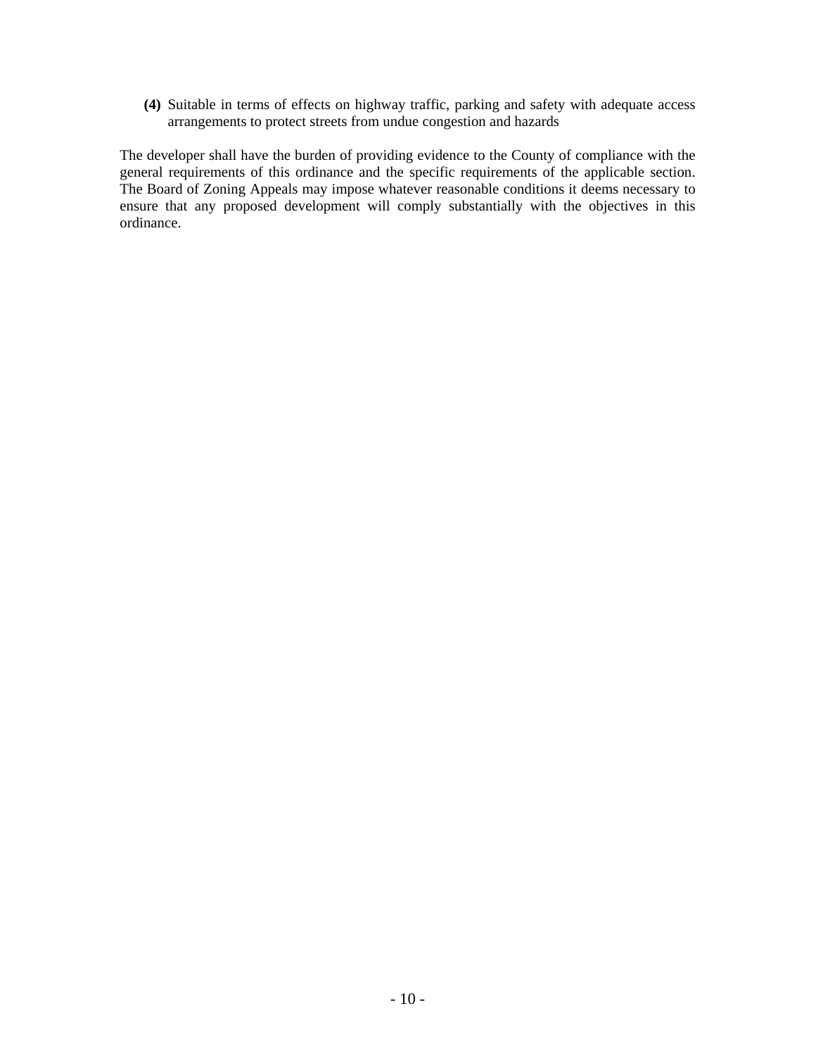**(4)** Suitable in terms of effects on highway traffic, parking and safety with adequate access arrangements to protect streets from undue congestion and hazards

The developer shall have the burden of providing evidence to the County of compliance with the general requirements of this ordinance and the specific requirements of the applicable section. The Board of Zoning Appeals may impose whatever reasonable conditions it deems necessary to ensure that any proposed development will comply substantially with the objectives in this ordinance.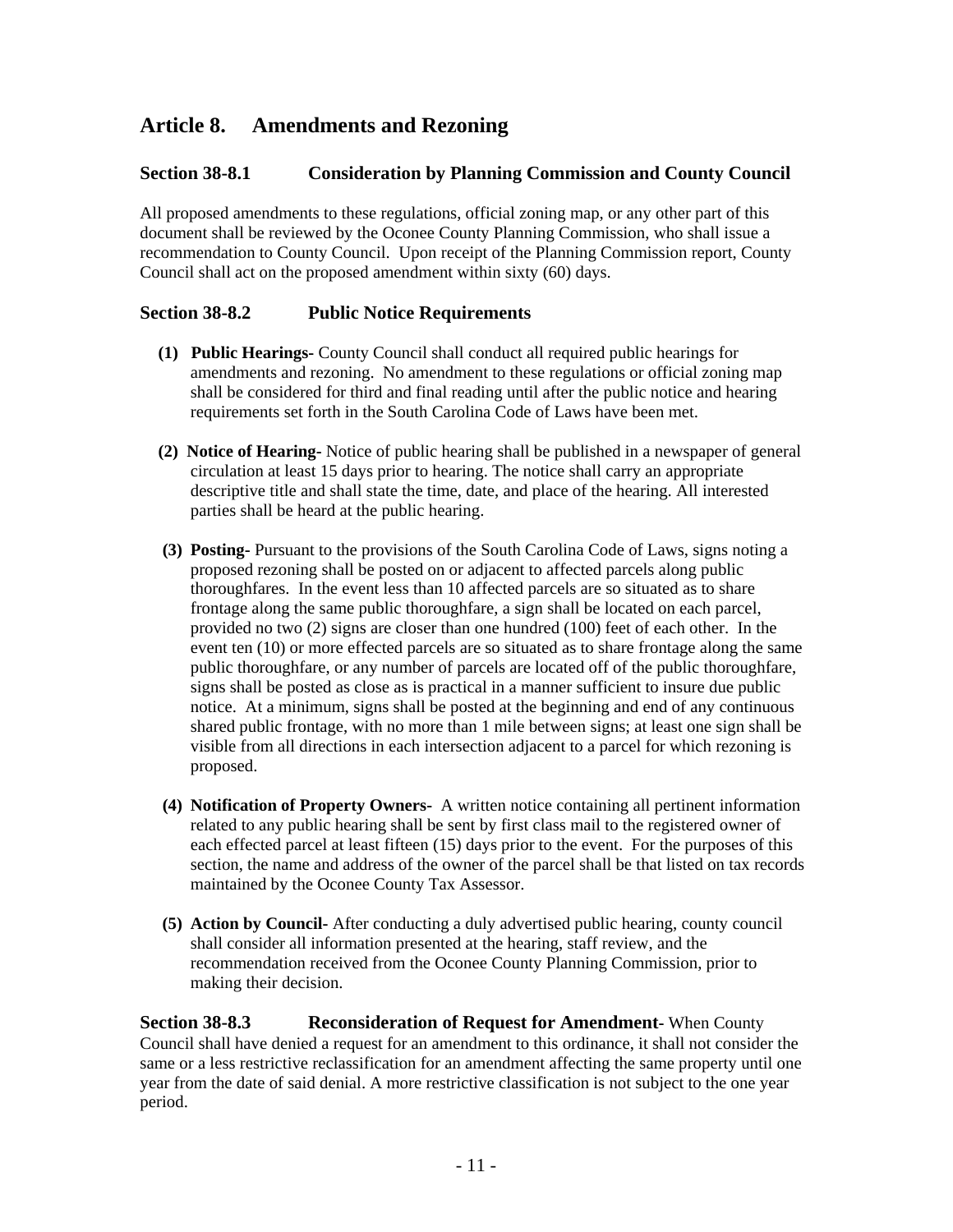## Article 8. Amendments and Rezoning

### Section 38-8.1 Consideration by Planning Commission and County Council

All proposed amendments to these regulations, official zoning map, or any other part of this document shall be reviewed by the Oconee County Planning Commission, who shall issue a recommendation to County Council. Upon receipt of the Planning Commission report, County Council shall act on the proposed amendment within sixty (60) days.

### Section 38-8.2 Public Notice Requirements

**(1) Public Hearings-** County Council shall conduct all required public hearings for amendments and rezoning. No amendment to these regulations or official zoning map shall be considered for third and final reading until after the public notice and hearing requirements set forth in the South Carolina Code of Laws have been met.

**(2) Notice of Hearing-** Notice of public hearing shall be published in a newspaper of general circulation at least 15 days prior to hearing. The notice shall carry an appropriate descriptive title and shall state the time, date, and place of the hearing. All interested parties shall be heard at the public hearing.

**(3) Posting-** Pursuant to the provisions of the South Carolina Code of Laws, signs noting a proposed rezoning shall be posted on or adjacent to affected parcels along public thoroughfares. In the event less than 10 affected parcels are so situated as to share frontage along the same public thoroughfare, a sign shall be located on each parcel, provided no two (2) signs are closer than one hundred (100) feet of each other. In the event ten (10) or more effected parcels are so situated as to share frontage along the same public thoroughfare, or any number of parcels are located off of the public thoroughfare, signs shall be posted as close as is practical in a manner sufficient to insure due public notice. At a minimum, signs shall be posted at the beginning and end of any continuous shared public frontage, with no more than 1 mile between signs; at least one sign shall be visible from all directions in each intersection adjacent to a parcel for which rezoning is proposed.

**(4) Notification of Property Owners-** A written notice containing all pertinent information related to any public hearing shall be sent by first class mail to the registered owner of each effected parcel at least fifteen (15) days prior to the event. For the purposes of this section, the name and address of the owner of the parcel shall be that listed on tax records maintained by the Oconee County Tax Assessor.

**(5) Action by Council-** After conducting a duly advertised public hearing, county council shall consider all information presented at the hearing, staff review, and the recommendation received from the Oconee County Planning Commission, prior to making their decision.

**Section 38-8.3 Reconsideration of Request for Amendment**- When County Council shall have denied a request for an amendment to this ordinance, it shall not consider the same or a less restrictive reclassification for an amendment affecting the same property until one year from the date of said denial. A more restrictive classification is not subject to the one year period.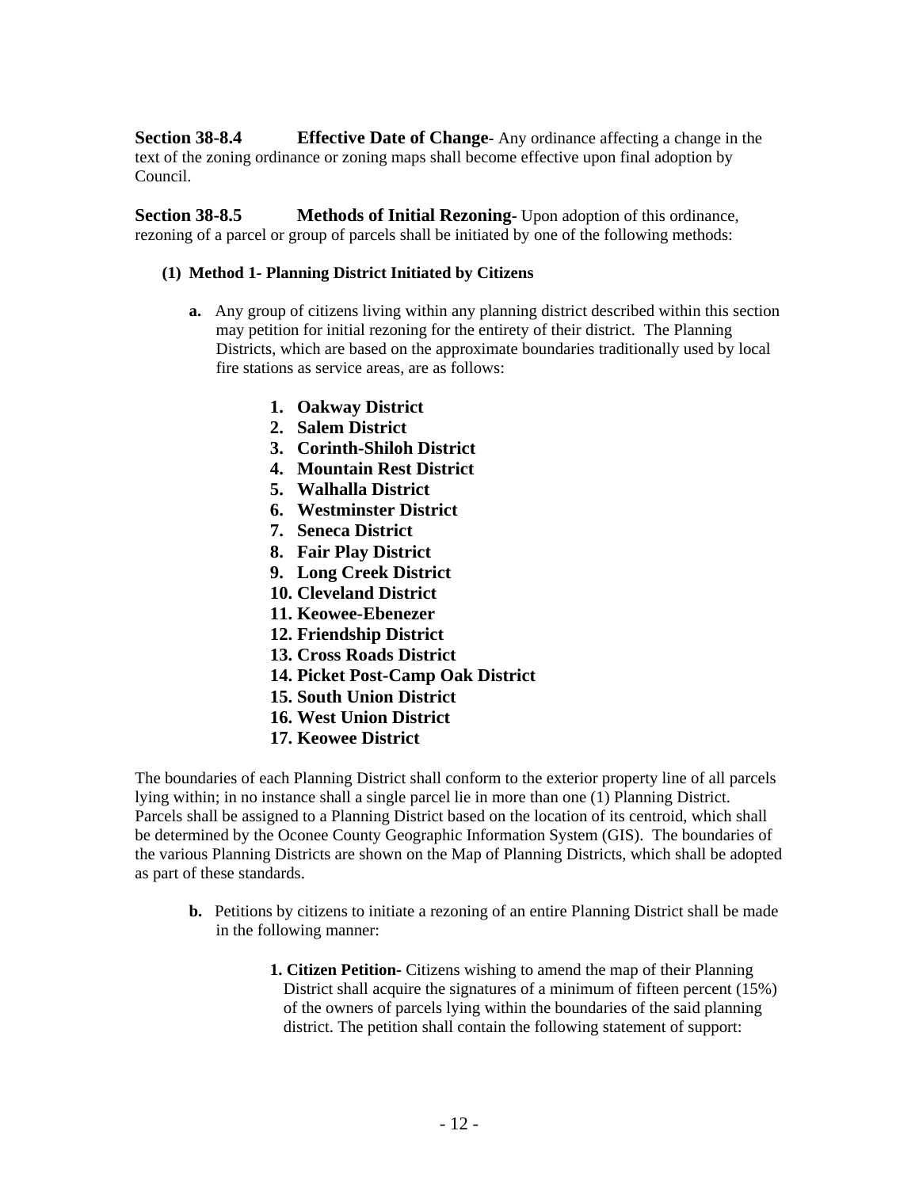**Section 38-8.4 Effective Date of Change-** Any ordinance affecting a change in the text of the zoning ordinance or zoning maps shall become effective upon final adoption by Council.

**Section 38-8.5 Methods of Initial Rezoning-** Upon adoption of this ordinance, rezoning of a parcel or group of parcels shall be initiated by one of the following methods:

**(1) Method 1- Planning District Initiated by Citizens**

**a.** Any group of citizens living within any planning district described within this section may petition for initial rezoning for the entirety of their district. The Planning Districts, which are based on the approximate boundaries traditionally used by local fire stations as service areas, are as follows:

1. **Oakway District**
2. **Salem District**
3. **Corinth-Shiloh District**
4. **Mountain Rest District**
5. **Walhalla District**
6. **Westminster District**
7. **Seneca District**
8. **Fair Play District**
9. **Long Creek District**
10. **Cleveland District**
11. **Keowee-Ebenezer**
12. **Friendship District**
13. **Cross Roads District**
14. **Picket Post-Camp Oak District**
15. **South Union District**
16. **West Union District**
17. **Keowee District**

The boundaries of each Planning District shall conform to the exterior property line of all parcels lying within; in no instance shall a single parcel lie in more than one (1) Planning District. Parcels shall be assigned to a Planning District based on the location of its centroid, which shall be determined by the Oconee County Geographic Information System (GIS). The boundaries of the various Planning Districts are shown on the Map of Planning Districts, which shall be adopted as part of these standards.

**b.** Petitions by citizens to initiate a rezoning of an entire Planning District shall be made in the following manner:

**1. Citizen Petition-** Citizens wishing to amend the map of their Planning District shall acquire the signatures of a minimum of fifteen percent (15%) of the owners of parcels lying within the boundaries of the said planning district. The petition shall contain the following statement of support: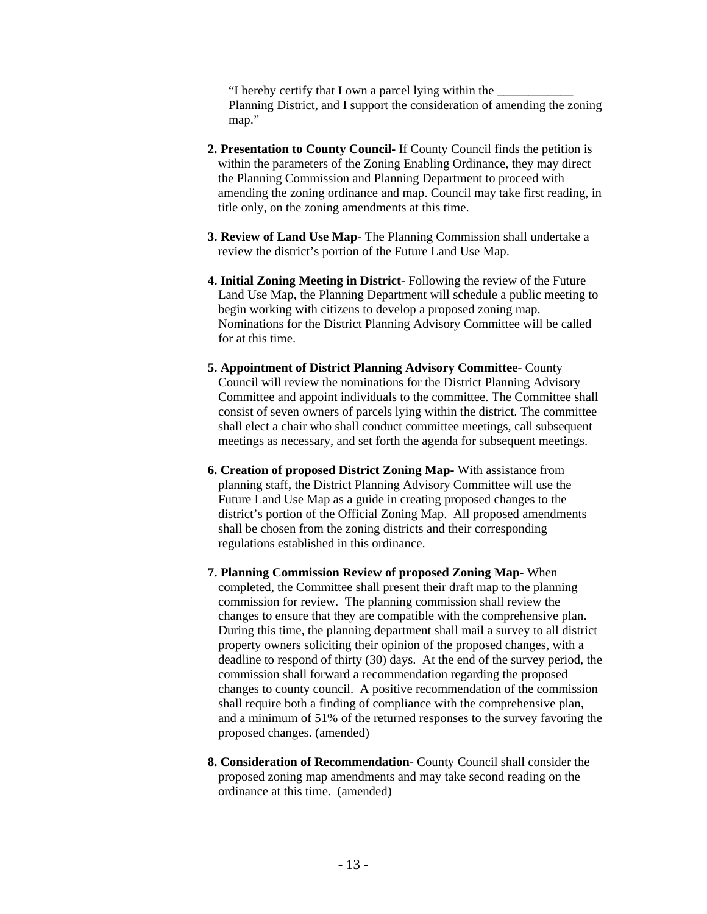"I hereby certify that I own a parcel lying within the ____________ Planning District, and I support the consideration of amending the zoning map."

2. **Presentation to County Council-** If County Council finds the petition is within the parameters of the Zoning Enabling Ordinance, they may direct the Planning Commission and Planning Department to proceed with amending the zoning ordinance and map. Council may take first reading, in title only, on the zoning amendments at this time.

3. **Review of Land Use Map-** The Planning Commission shall undertake a review the district's portion of the Future Land Use Map.

4. **Initial Zoning Meeting in District-** Following the review of the Future Land Use Map, the Planning Department will schedule a public meeting to begin working with citizens to develop a proposed zoning map. Nominations for the District Planning Advisory Committee will be called for at this time.

5. **Appointment of District Planning Advisory Committee-** County Council will review the nominations for the District Planning Advisory Committee and appoint individuals to the committee. The Committee shall consist of seven owners of parcels lying within the district. The committee shall elect a chair who shall conduct committee meetings, call subsequent meetings as necessary, and set forth the agenda for subsequent meetings.

6. **Creation of proposed District Zoning Map-** With assistance from planning staff, the District Planning Advisory Committee will use the Future Land Use Map as a guide in creating proposed changes to the district's portion of the Official Zoning Map. All proposed amendments shall be chosen from the zoning districts and their corresponding regulations established in this ordinance.

7. **Planning Commission Review of proposed Zoning Map-** When completed, the Committee shall present their draft map to the planning commission for review. The planning commission shall review the changes to ensure that they are compatible with the comprehensive plan. During this time, the planning department shall mail a survey to all district property owners soliciting their opinion of the proposed changes, with a deadline to respond of thirty (30) days. At the end of the survey period, the commission shall forward a recommendation regarding the proposed changes to county council. A positive recommendation of the commission shall require both a finding of compliance with the comprehensive plan, and a minimum of 51% of the returned responses to the survey favoring the proposed changes. (amended)

8. **Consideration of Recommendation-** County Council shall consider the proposed zoning map amendments and may take second reading on the ordinance at this time. (amended)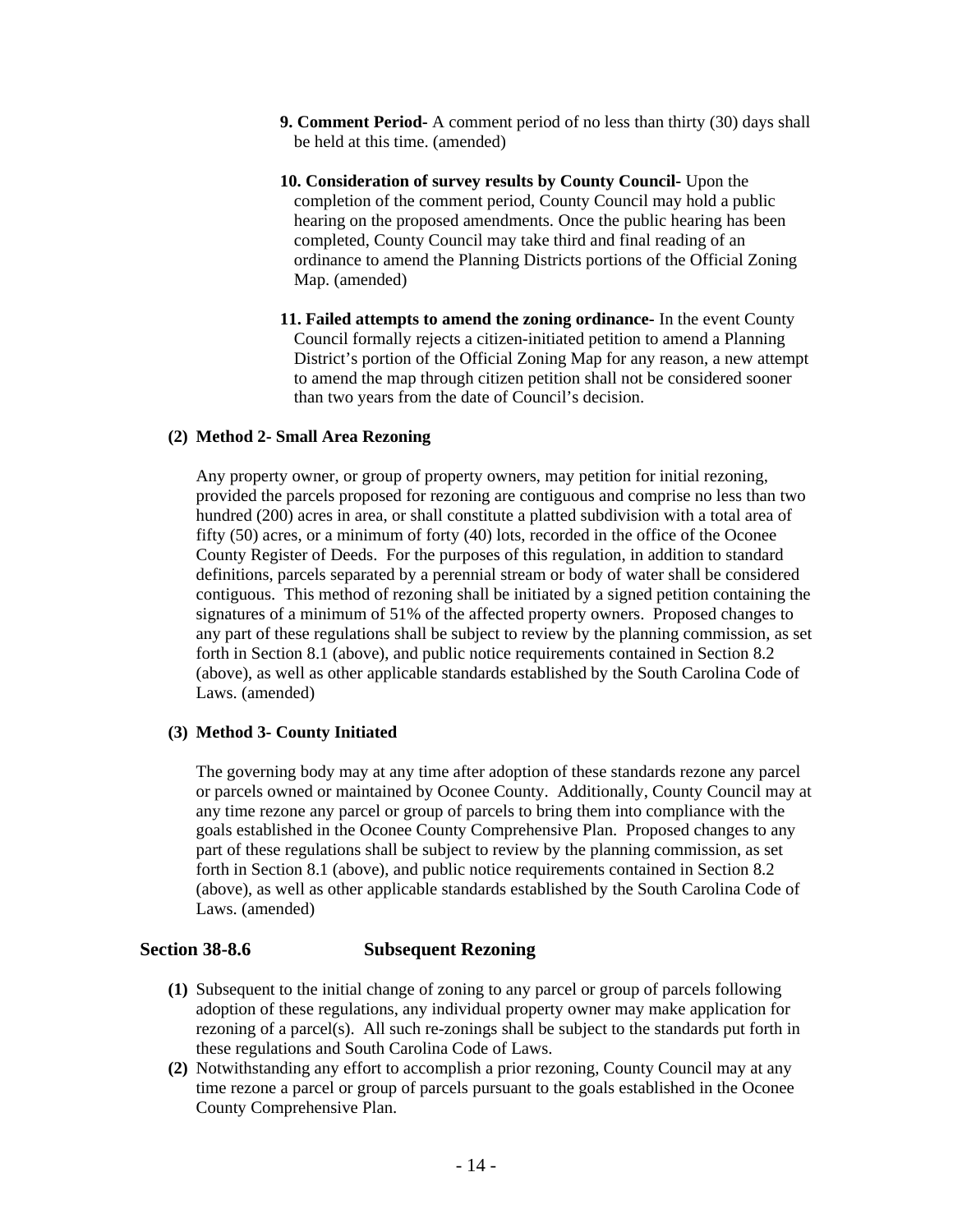**9. Comment Period-** A comment period of no less than thirty (30) days shall be held at this time. (amended)

**10. Consideration of survey results by County Council-** Upon the completion of the comment period, County Council may hold a public hearing on the proposed amendments. Once the public hearing has been completed, County Council may take third and final reading of an ordinance to amend the Planning Districts portions of the Official Zoning Map. (amended)

**11. Failed attempts to amend the zoning ordinance-** In the event County Council formally rejects a citizen-initiated petition to amend a Planning District's portion of the Official Zoning Map for any reason, a new attempt to amend the map through citizen petition shall not be considered sooner than two years from the date of Council's decision.

**(2) Method 2- Small Area Rezoning**

Any property owner, or group of property owners, may petition for initial rezoning, provided the parcels proposed for rezoning are contiguous and comprise no less than two hundred (200) acres in area, or shall constitute a platted subdivision with a total area of fifty (50) acres, or a minimum of forty (40) lots, recorded in the office of the Oconee County Register of Deeds. For the purposes of this regulation, in addition to standard definitions, parcels separated by a perennial stream or body of water shall be considered contiguous. This method of rezoning shall be initiated by a signed petition containing the signatures of a minimum of 51% of the affected property owners. Proposed changes to any part of these regulations shall be subject to review by the planning commission, as set forth in Section 8.1 (above), and public notice requirements contained in Section 8.2 (above), as well as other applicable standards established by the South Carolina Code of Laws. (amended)

**(3) Method 3- County Initiated**

The governing body may at any time after adoption of these standards rezone any parcel or parcels owned or maintained by Oconee County. Additionally, County Council may at any time rezone any parcel or group of parcels to bring them into compliance with the goals established in the Oconee County Comprehensive Plan. Proposed changes to any part of these regulations shall be subject to review by the planning commission, as set forth in Section 8.1 (above), and public notice requirements contained in Section 8.2 (above), as well as other applicable standards established by the South Carolina Code of Laws. (amended)

## Section 38-8.6 Subsequent Rezoning

**(1)** Subsequent to the initial change of zoning to any parcel or group of parcels following adoption of these regulations, any individual property owner may make application for rezoning of a parcel(s). All such re-zonings shall be subject to the standards put forth in these regulations and South Carolina Code of Laws.

**(2)** Notwithstanding any effort to accomplish a prior rezoning, County Council may at any time rezone a parcel or group of parcels pursuant to the goals established in the Oconee County Comprehensive Plan.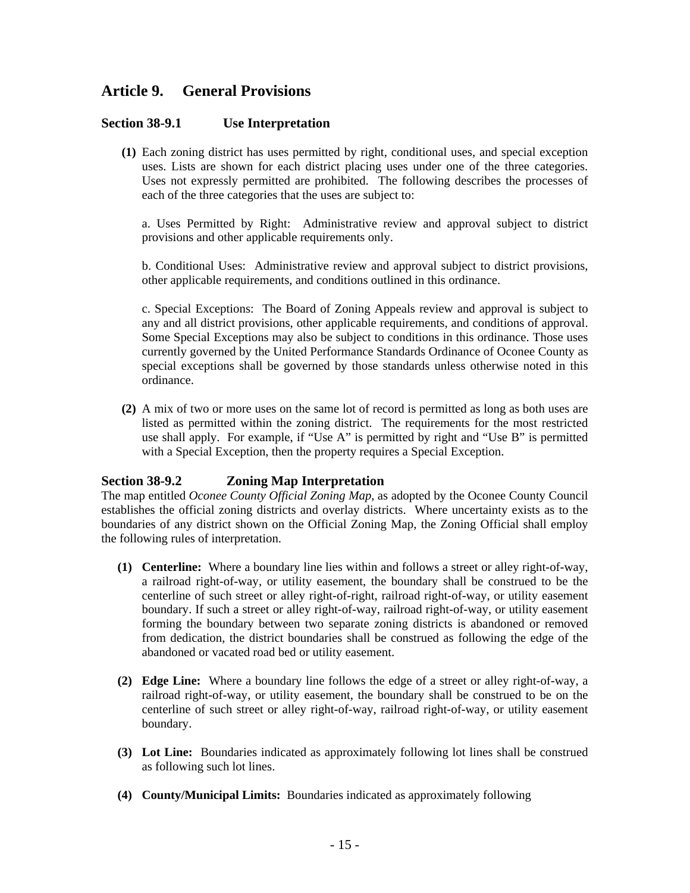# Article 9. General Provisions

## Section 38-9.1 Use Interpretation

**(1)** Each zoning district has uses permitted by right, conditional uses, and special exception uses. Lists are shown for each district placing uses under one of the three categories. Uses not expressly permitted are prohibited. The following describes the processes of each of the three categories that the uses are subject to:

a. Uses Permitted by Right: Administrative review and approval subject to district provisions and other applicable requirements only.

b. Conditional Uses: Administrative review and approval subject to district provisions, other applicable requirements, and conditions outlined in this ordinance.

c. Special Exceptions: The Board of Zoning Appeals review and approval is subject to any and all district provisions, other applicable requirements, and conditions of approval. Some Special Exceptions may also be subject to conditions in this ordinance. Those uses currently governed by the United Performance Standards Ordinance of Oconee County as special exceptions shall be governed by those standards unless otherwise noted in this ordinance.

**(2)** A mix of two or more uses on the same lot of record is permitted as long as both uses are listed as permitted within the zoning district. The requirements for the most restricted use shall apply. For example, if "Use A" is permitted by right and "Use B" is permitted with a Special Exception, then the property requires a Special Exception.

## Section 38-9.2 Zoning Map Interpretation

The map entitled *Oconee County Official Zoning Map*, as adopted by the Oconee County Council establishes the official zoning districts and overlay districts. Where uncertainty exists as to the boundaries of any district shown on the Official Zoning Map, the Zoning Official shall employ the following rules of interpretation.

**(1) Centerline:** Where a boundary line lies within and follows a street or alley right-of-way, a railroad right-of-way, or utility easement, the boundary shall be construed to be the centerline of such street or alley right-of-right, railroad right-of-way, or utility easement boundary. If such a street or alley right-of-way, railroad right-of-way, or utility easement forming the boundary between two separate zoning districts is abandoned or removed from dedication, the district boundaries shall be construed as following the edge of the abandoned or vacated road bed or utility easement.

**(2) Edge Line:** Where a boundary line follows the edge of a street or alley right-of-way, a railroad right-of-way, or utility easement, the boundary shall be construed to be on the centerline of such street or alley right-of-way, railroad right-of-way, or utility easement boundary.

**(3) Lot Line:** Boundaries indicated as approximately following lot lines shall be construed as following such lot lines.

**(4) County/Municipal Limits:** Boundaries indicated as approximately following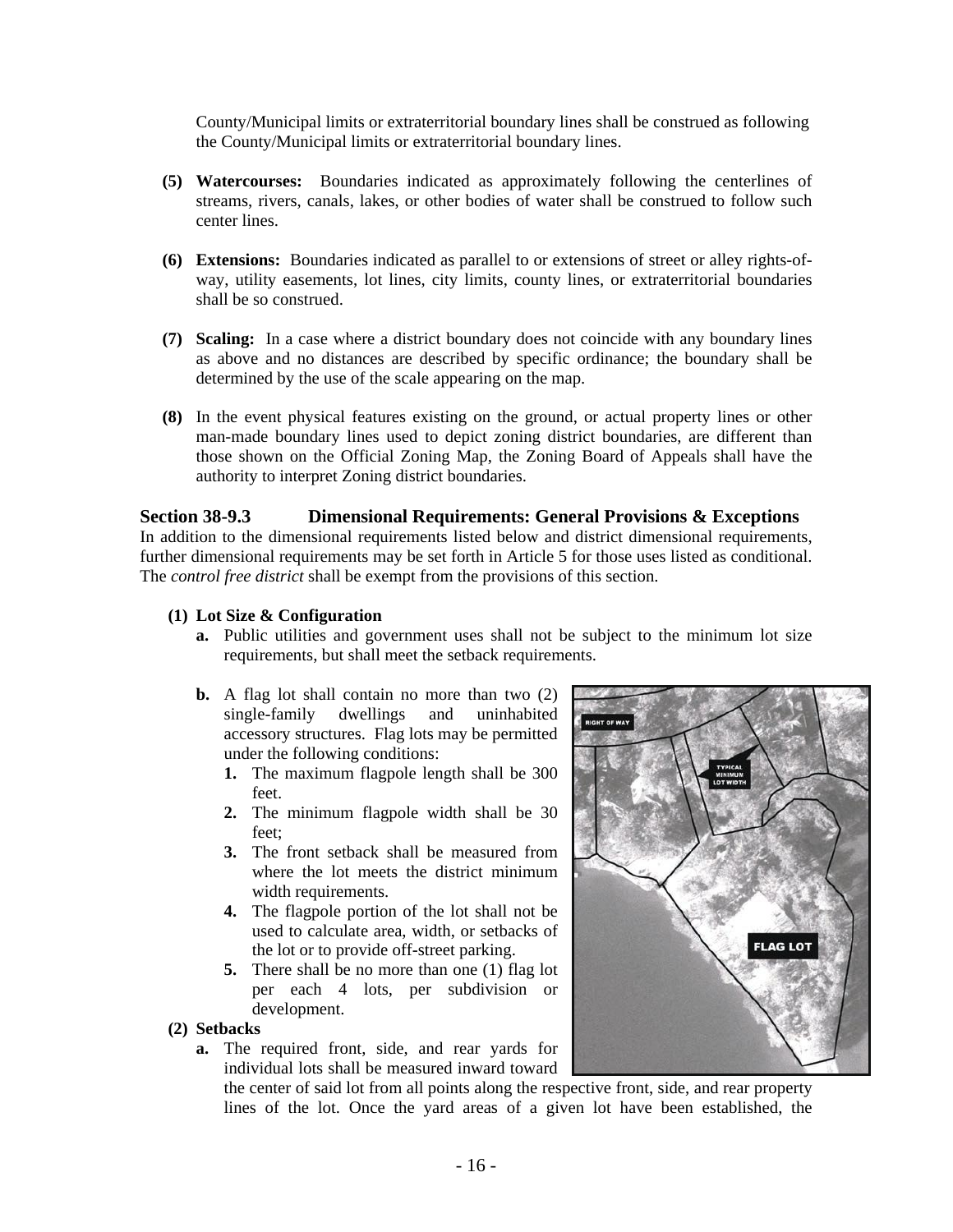County/Municipal limits or extraterritorial boundary lines shall be construed as following the County/Municipal limits or extraterritorial boundary lines.

**(5) Watercourses:** Boundaries indicated as approximately following the centerlines of streams, rivers, canals, lakes, or other bodies of water shall be construed to follow such center lines.

**(6) Extensions:** Boundaries indicated as parallel to or extensions of street or alley rights-of-way, utility easements, lot lines, city limits, county lines, or extraterritorial boundaries shall be so construed.

**(7) Scaling:** In a case where a district boundary does not coincide with any boundary lines as above and no distances are described by specific ordinance; the boundary shall be determined by the use of the scale appearing on the map.

**(8)** In the event physical features existing on the ground, or actual property lines or other man-made boundary lines used to depict zoning district boundaries, are different than those shown on the Official Zoning Map, the Zoning Board of Appeals shall have the authority to interpret Zoning district boundaries.

## Section 38-9.3 Dimensional Requirements: General Provisions & Exceptions

In addition to the dimensional requirements listed below and district dimensional requirements, further dimensional requirements may be set forth in Article 5 for those uses listed as conditional. The *control free district* shall be exempt from the provisions of this section.

**(1) Lot Size & Configuration**

- **a.** Public utilities and government uses shall not be subject to the minimum lot size requirements, but shall meet the setback requirements.
- **b.** A flag lot shall contain no more than two (2) single-family dwellings and uninhabited accessory structures. Flag lots may be permitted under the following conditions:
  1. The maximum flagpole length shall be 300 feet.
  2. The minimum flagpole width shall be 30 feet;
  3. The front setback shall be measured from where the lot meets the district minimum width requirements.
  4. The flagpole portion of the lot shall not be used to calculate area, width, or setbacks of the lot or to provide off-street parking.
  5. There shall be no more than one (1) flag lot per each 4 lots, per subdivision or development.

**(2) Setbacks**

- **a.** The required front, side, and rear yards for individual lots shall be measured inward toward the center of said lot from all points along the respective front, side, and rear property lines of the lot. Once the yard areas of a given lot have been established, the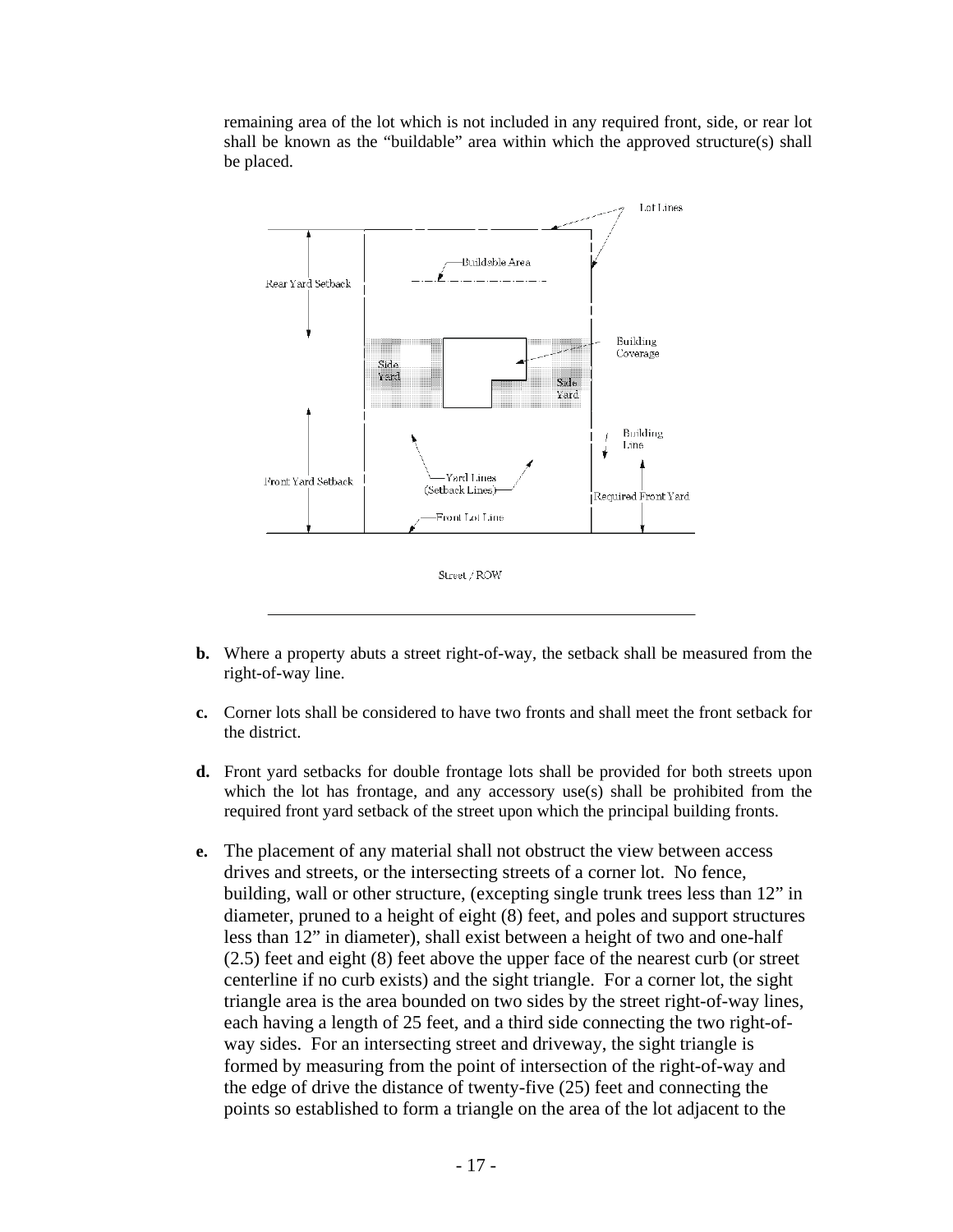remaining area of the lot which is not included in any required front, side, or rear lot shall be known as the "buildable" area within which the approved structure(s) shall be placed.

**b.** Where a property abuts a street right-of-way, the setback shall be measured from the right-of-way line.

**c.** Corner lots shall be considered to have two fronts and shall meet the front setback for the district.

**d.** Front yard setbacks for double frontage lots shall be provided for both streets upon which the lot has frontage, and any accessory use(s) shall be prohibited from the required front yard setback of the street upon which the principal building fronts.

**e.** The placement of any material shall not obstruct the view between access drives and streets, or the intersecting streets of a corner lot. No fence, building, wall or other structure, (excepting single trunk trees less than 12" in diameter, pruned to a height of eight (8) feet, and poles and support structures less than 12" in diameter), shall exist between a height of two and one-half (2.5) feet and eight (8) feet above the upper face of the nearest curb (or street centerline if no curb exists) and the sight triangle. For a corner lot, the sight triangle area is the area bounded on two sides by the street right-of-way lines, each having a length of 25 feet, and a third side connecting the two right-of-way sides. For an intersecting street and driveway, the sight triangle is formed by measuring from the point of intersection of the right-of-way and the edge of drive the distance of twenty-five (25) feet and connecting the points so established to form a triangle on the area of the lot adjacent to the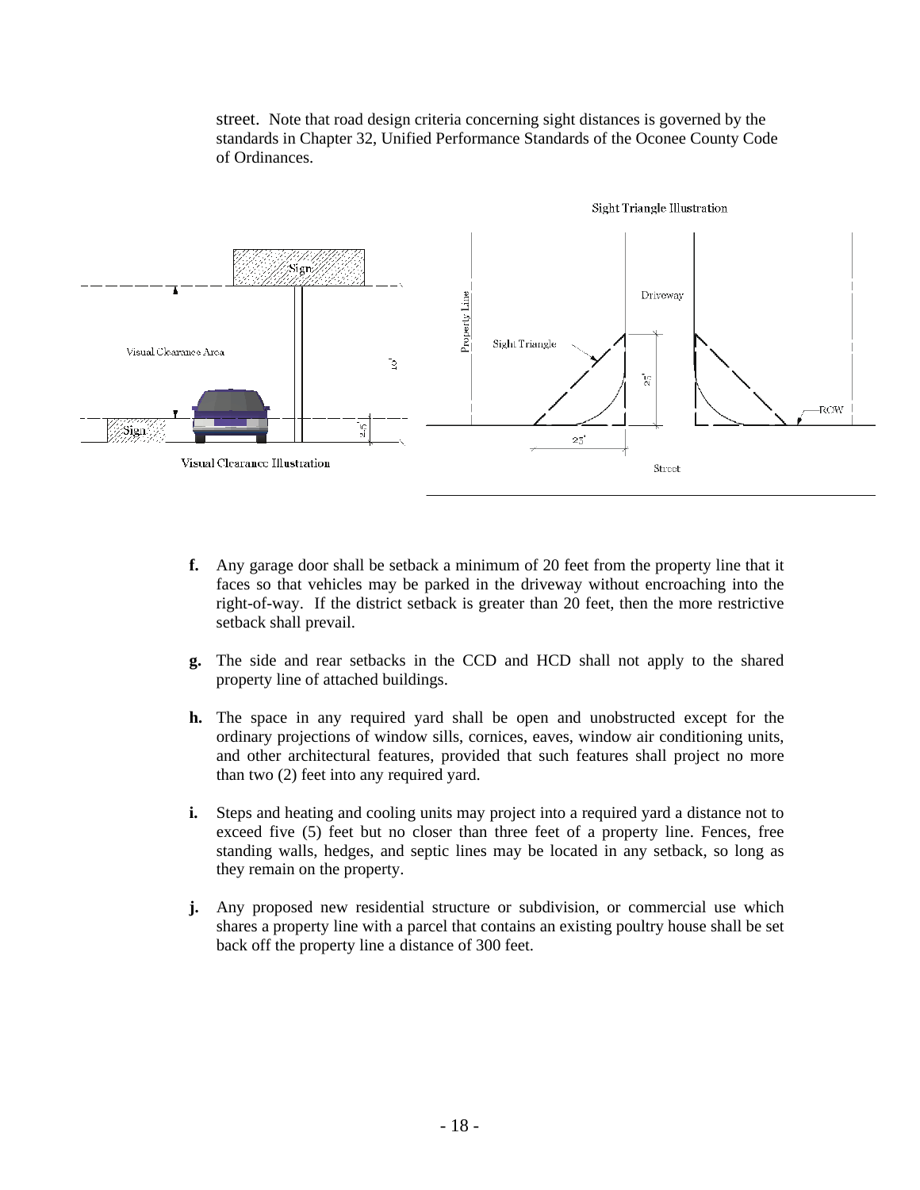street. Note that road design criteria concerning sight distances is governed by the standards in Chapter 32, Unified Performance Standards of the Oconee County Code of Ordinances.

Visual Clearance Illustration

Sight Triangle Illustration

**f.** Any garage door shall be setback a minimum of 20 feet from the property line that it faces so that vehicles may be parked in the driveway without encroaching into the right-of-way. If the district setback is greater than 20 feet, then the more restrictive setback shall prevail.

**g.** The side and rear setbacks in the CCD and HCD shall not apply to the shared property line of attached buildings.

**h.** The space in any required yard shall be open and unobstructed except for the ordinary projections of window sills, cornices, eaves, window air conditioning units, and other architectural features, provided that such features shall project no more than two (2) feet into any required yard.

**i.** Steps and heating and cooling units may project into a required yard a distance not to exceed five (5) feet but no closer than three feet of a property line. Fences, free standing walls, hedges, and septic lines may be located in any setback, so long as they remain on the property.

**j.** Any proposed new residential structure or subdivision, or commercial use which shares a property line with a parcel that contains an existing poultry house shall be set back off the property line a distance of 300 feet.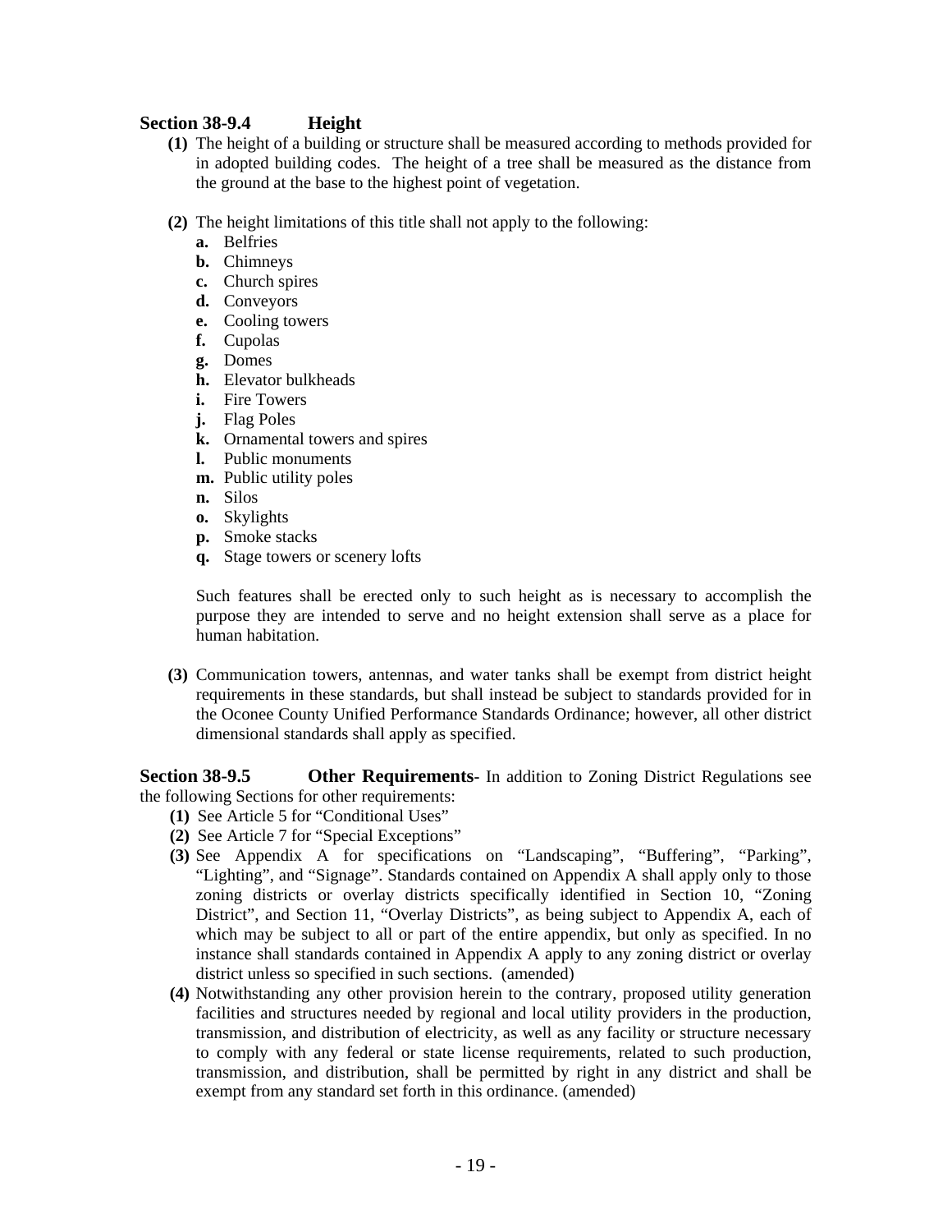### Section 38-9.4 Height

**(1)** The height of a building or structure shall be measured according to methods provided for in adopted building codes. The height of a tree shall be measured as the distance from the ground at the base to the highest point of vegetation.

**(2)** The height limitations of this title shall not apply to the following:

- **a.** Belfries
- **b.** Chimneys
- **c.** Church spires
- **d.** Conveyors
- **e.** Cooling towers
- **f.** Cupolas
- **g.** Domes
- **h.** Elevator bulkheads
- **i.** Fire Towers
- **j.** Flag Poles
- **k.** Ornamental towers and spires
- **l.** Public monuments
- **m.** Public utility poles
- **n.** Silos
- **o.** Skylights
- **p.** Smoke stacks
- **q.** Stage towers or scenery lofts

Such features shall be erected only to such height as is necessary to accomplish the purpose they are intended to serve and no height extension shall serve as a place for human habitation.

**(3)** Communication towers, antennas, and water tanks shall be exempt from district height requirements in these standards, but shall instead be subject to standards provided for in the Oconee County Unified Performance Standards Ordinance; however, all other district dimensional standards shall apply as specified.

**Section 38-9.5 Other Requirements**- In addition to Zoning District Regulations see the following Sections for other requirements:

**(1)** See Article 5 for "Conditional Uses"

**(2)** See Article 7 for "Special Exceptions"

**(3)** See Appendix A for specifications on "Landscaping", "Buffering", "Parking", "Lighting", and "Signage". Standards contained on Appendix A shall apply only to those zoning districts or overlay districts specifically identified in Section 10, "Zoning District", and Section 11, "Overlay Districts", as being subject to Appendix A, each of which may be subject to all or part of the entire appendix, but only as specified. In no instance shall standards contained in Appendix A apply to any zoning district or overlay district unless so specified in such sections. (amended)

**(4)** Notwithstanding any other provision herein to the contrary, proposed utility generation facilities and structures needed by regional and local utility providers in the production, transmission, and distribution of electricity, as well as any facility or structure necessary to comply with any federal or state license requirements, related to such production, transmission, and distribution, shall be permitted by right in any district and shall be exempt from any standard set forth in this ordinance. (amended)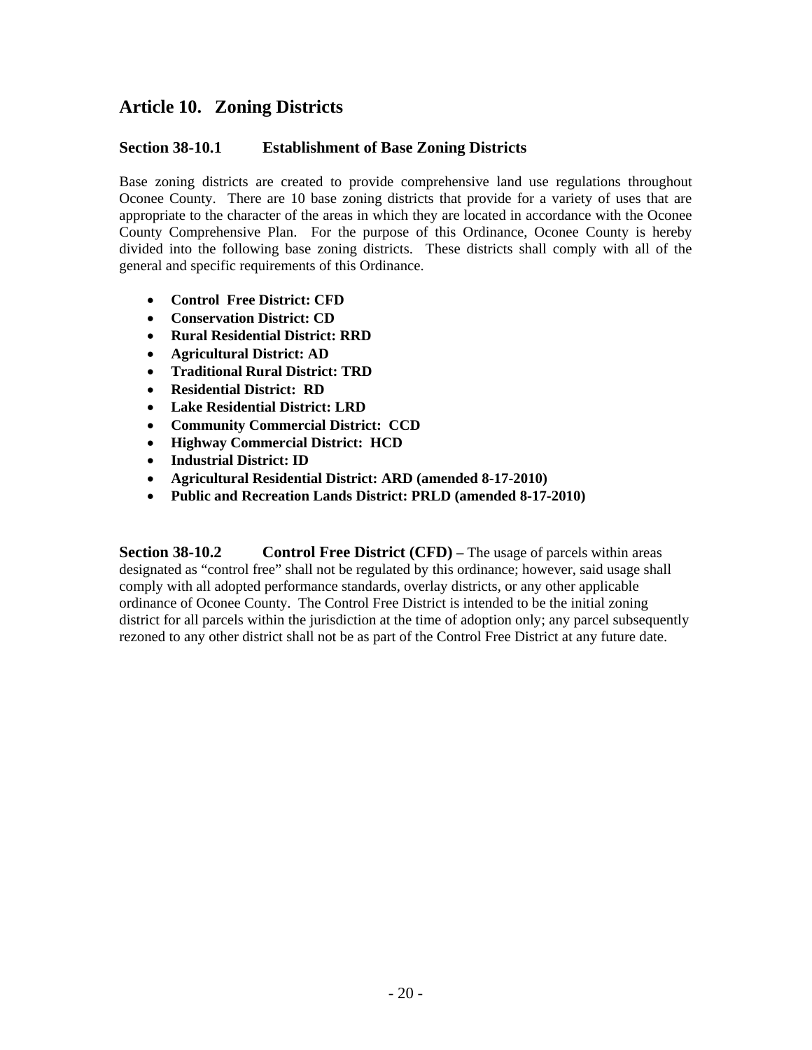# Article 10. Zoning Districts

## Section 38-10.1 Establishment of Base Zoning Districts

Base zoning districts are created to provide comprehensive land use regulations throughout Oconee County. There are 10 base zoning districts that provide for a variety of uses that are appropriate to the character of the areas in which they are located in accordance with the Oconee County Comprehensive Plan. For the purpose of this Ordinance, Oconee County is hereby divided into the following base zoning districts. These districts shall comply with all of the general and specific requirements of this Ordinance.

- **Control Free District: CFD**
- **Conservation District: CD**
- **Rural Residential District: RRD**
- **Agricultural District: AD**
- **Traditional Rural District: TRD**
- **Residential District: RD**
- **Lake Residential District: LRD**
- **Community Commercial District: CCD**
- **Highway Commercial District: HCD**
- **Industrial District: ID**
- **Agricultural Residential District: ARD (amended 8-17-2010)**
- **Public and Recreation Lands District: PRLD (amended 8-17-2010)**

**Section 38-10.2 Control Free District (CFD) –** The usage of parcels within areas designated as "control free" shall not be regulated by this ordinance; however, said usage shall comply with all adopted performance standards, overlay districts, or any other applicable ordinance of Oconee County. The Control Free District is intended to be the initial zoning district for all parcels within the jurisdiction at the time of adoption only; any parcel subsequently rezoned to any other district shall not be as part of the Control Free District at any future date.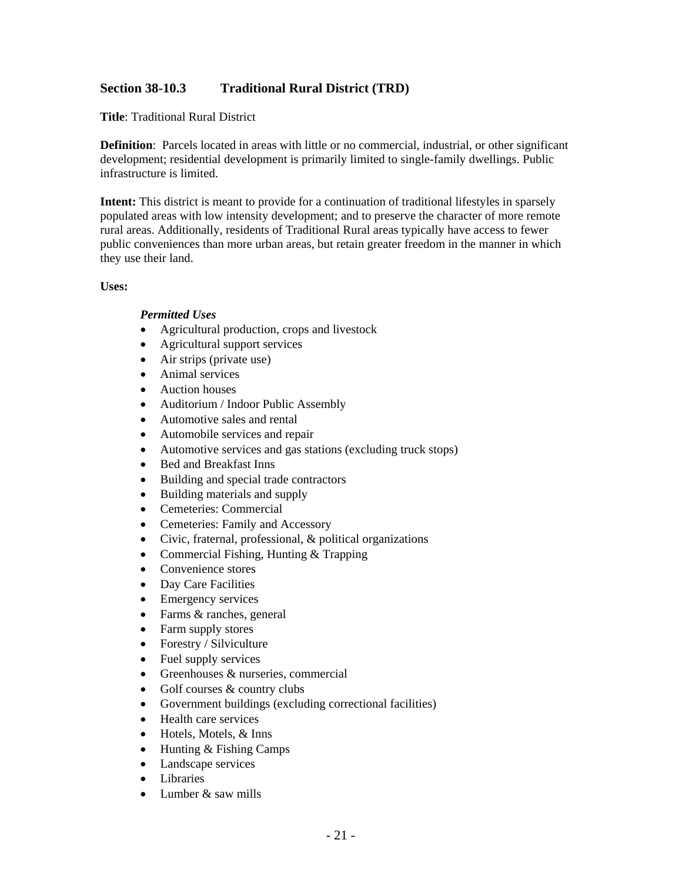## Section 38-10.3 Traditional Rural District (TRD)

**Title**: Traditional Rural District

**Definition**: Parcels located in areas with little or no commercial, industrial, or other significant development; residential development is primarily limited to single-family dwellings. Public infrastructure is limited.

**Intent:** This district is meant to provide for a continuation of traditional lifestyles in sparsely populated areas with low intensity development; and to preserve the character of more remote rural areas. Additionally, residents of Traditional Rural areas typically have access to fewer public conveniences than more urban areas, but retain greater freedom in the manner in which they use their land.

**Uses:**

***Permitted Uses***

- Agricultural production, crops and livestock
- Agricultural support services
- Air strips (private use)
- Animal services
- Auction houses
- Auditorium / Indoor Public Assembly
- Automotive sales and rental
- Automobile services and repair
- Automotive services and gas stations (excluding truck stops)
- Bed and Breakfast Inns
- Building and special trade contractors
- Building materials and supply
- Cemeteries: Commercial
- Cemeteries: Family and Accessory
- Civic, fraternal, professional, & political organizations
- Commercial Fishing, Hunting & Trapping
- Convenience stores
- Day Care Facilities
- Emergency services
- Farms & ranches, general
- Farm supply stores
- Forestry / Silviculture
- Fuel supply services
- Greenhouses & nurseries, commercial
- Golf courses & country clubs
- Government buildings (excluding correctional facilities)
- Health care services
- Hotels, Motels, & Inns
- Hunting & Fishing Camps
- Landscape services
- Libraries
- Lumber & saw mills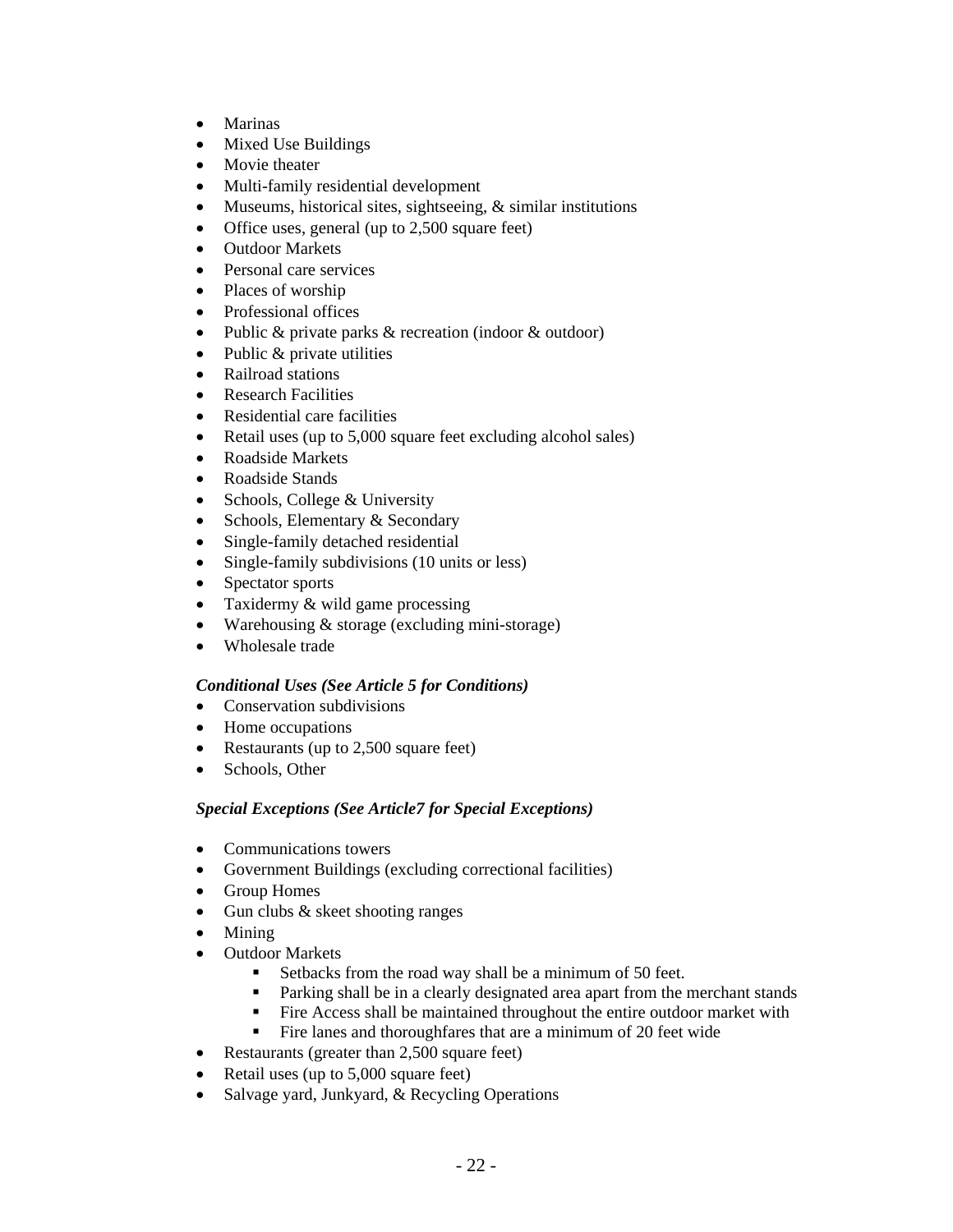- Marinas
- Mixed Use Buildings
- Movie theater
- Multi-family residential development
- Museums, historical sites, sightseeing, & similar institutions
- Office uses, general (up to 2,500 square feet)
- Outdoor Markets
- Personal care services
- Places of worship
- Professional offices
- Public & private parks & recreation (indoor & outdoor)
- Public & private utilities
- Railroad stations
- Research Facilities
- Residential care facilities
- Retail uses (up to 5,000 square feet excluding alcohol sales)
- Roadside Markets
- Roadside Stands
- Schools, College & University
- Schools, Elementary & Secondary
- Single-family detached residential
- Single-family subdivisions (10 units or less)
- Spectator sports
- Taxidermy & wild game processing
- Warehousing & storage (excluding mini-storage)
- Wholesale trade

***Conditional Uses (See Article 5 for Conditions)***

- Conservation subdivisions
- Home occupations
- Restaurants (up to 2,500 square feet)
- Schools, Other

***Special Exceptions (See Article7 for Special Exceptions)***

- Communications towers
- Government Buildings (excluding correctional facilities)
- Group Homes
- Gun clubs & skeet shooting ranges
- Mining
- Outdoor Markets
    - Setbacks from the road way shall be a minimum of 50 feet.
    - Parking shall be in a clearly designated area apart from the merchant stands
    - Fire Access shall be maintained throughout the entire outdoor market with
    - Fire lanes and thoroughfares that are a minimum of 20 feet wide
- Restaurants (greater than 2,500 square feet)
- Retail uses (up to 5,000 square feet)
- Salvage yard, Junkyard, & Recycling Operations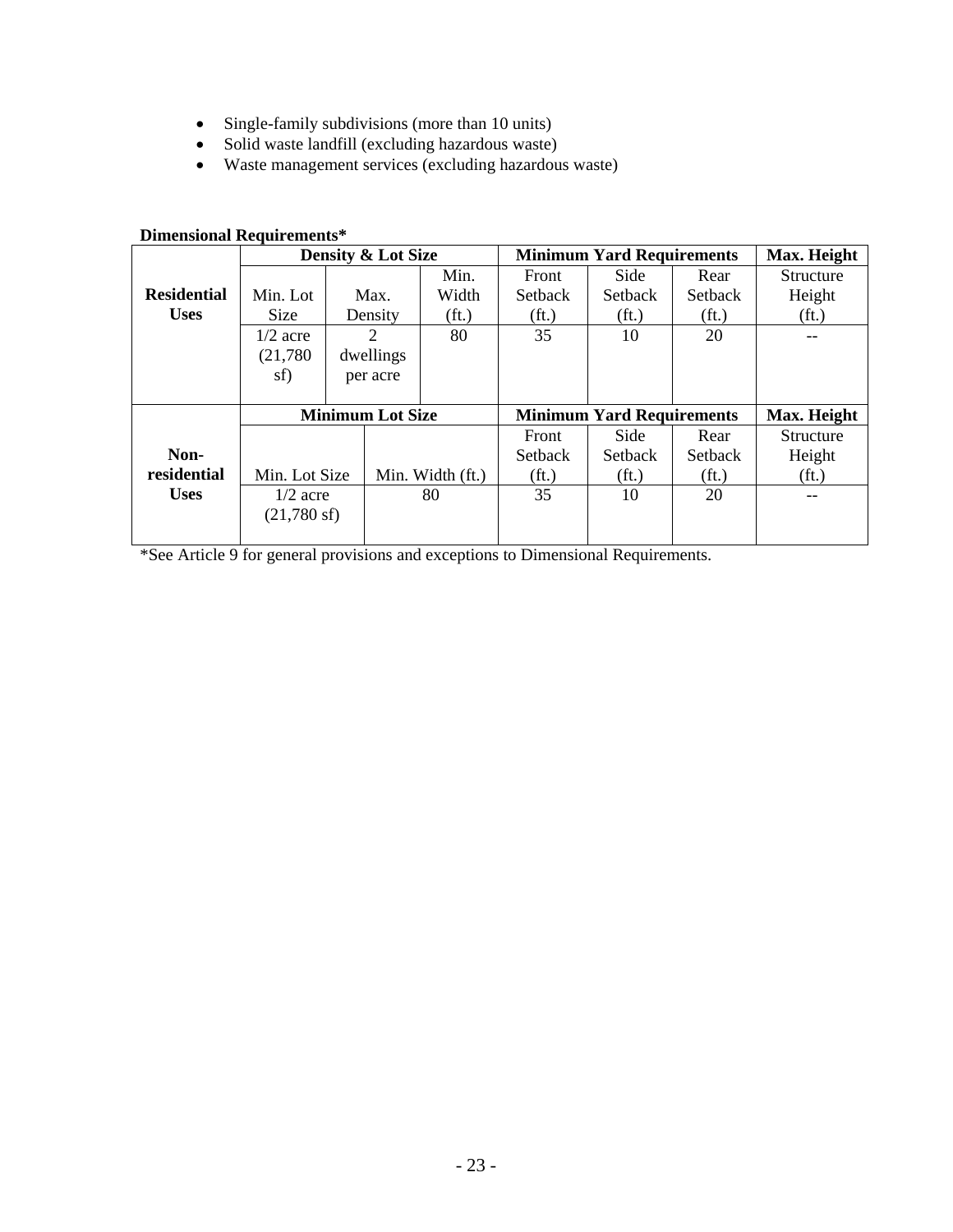- Single-family subdivisions (more than 10 units)
- Solid waste landfill (excluding hazardous waste)
- Waste management services (excluding hazardous waste)

**Dimensional Requirements***

| | **Density & Lot Size** | | | **Minimum Yard Requirements** | | | **Max. Height** |
|---|---|---|---|---|---|---|---|
| **Residential Uses** | Min. Lot Size | Max. Density | Min. Width (ft.) | Front Setback (ft.) | Side Setback (ft.) | Rear Setback (ft.) | Structure Height (ft.) |
| | 1/2 acre (21,780 sf) | 2 dwellings per acre | 80 | 35 | 10 | 20 | -- |
| | **Minimum Lot Size** | | | **Minimum Yard Requirements** | | | **Max. Height** |
| **Non-residential Uses** | Min. Lot Size | Min. Width (ft.) | | Front Setback (ft.) | Side Setback (ft.) | Rear Setback (ft.) | Structure Height (ft.) |
| | 1/2 acre (21,780 sf) | 80 | | 35 | 10 | 20 | -- |

*See Article 9 for general provisions and exceptions to Dimensional Requirements.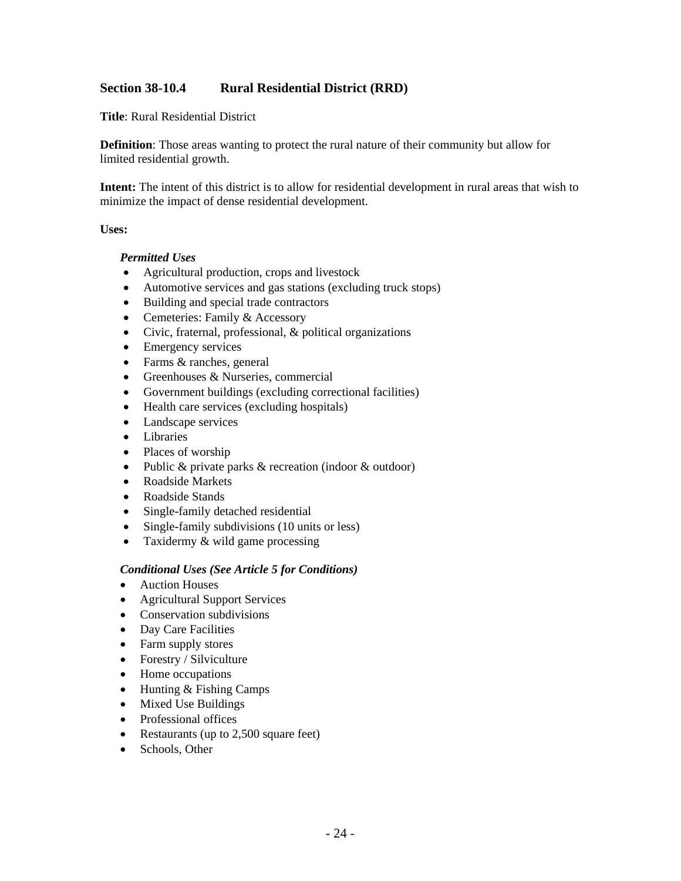## Section 38-10.4 Rural Residential District (RRD)

**Title**: Rural Residential District

**Definition**: Those areas wanting to protect the rural nature of their community but allow for limited residential growth.

**Intent:** The intent of this district is to allow for residential development in rural areas that wish to minimize the impact of dense residential development.

**Uses:**

***Permitted Uses***

- Agricultural production, crops and livestock
- Automotive services and gas stations (excluding truck stops)
- Building and special trade contractors
- Cemeteries: Family & Accessory
- Civic, fraternal, professional, & political organizations
- Emergency services
- Farms & ranches, general
- Greenhouses & Nurseries, commercial
- Government buildings (excluding correctional facilities)
- Health care services (excluding hospitals)
- Landscape services
- Libraries
- Places of worship
- Public & private parks & recreation (indoor & outdoor)
- Roadside Markets
- Roadside Stands
- Single-family detached residential
- Single-family subdivisions (10 units or less)
- Taxidermy & wild game processing

***Conditional Uses (See Article 5 for Conditions)***

- Auction Houses
- Agricultural Support Services
- Conservation subdivisions
- Day Care Facilities
- Farm supply stores
- Forestry / Silviculture
- Home occupations
- Hunting & Fishing Camps
- Mixed Use Buildings
- Professional offices
- Restaurants (up to 2,500 square feet)
- Schools, Other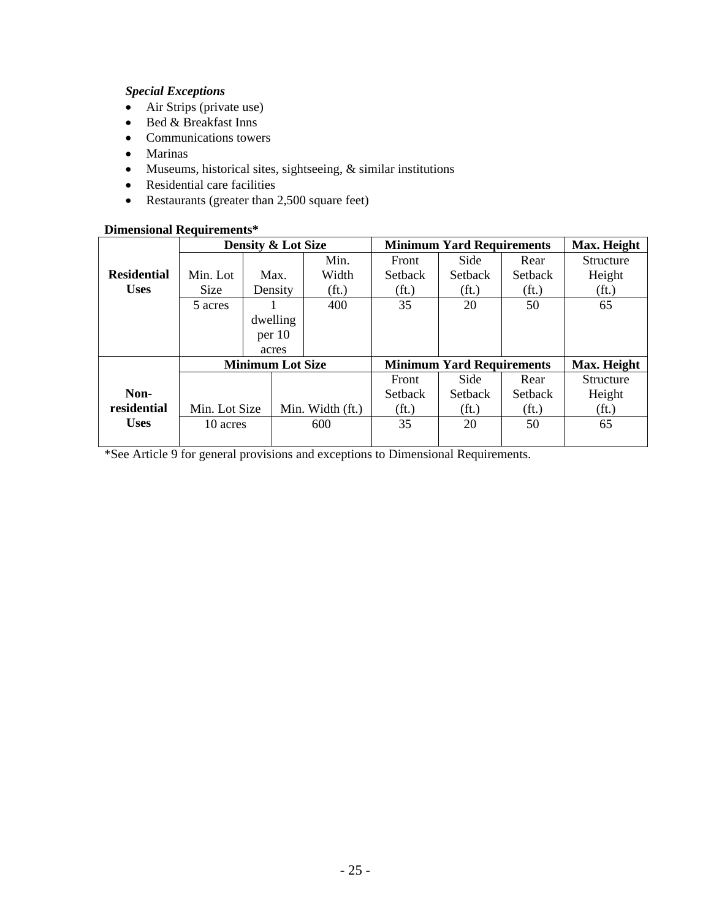***Special Exceptions***

- Air Strips (private use)
- Bed & Breakfast Inns
- Communications towers
- Marinas
- Museums, historical sites, sightseeing, & similar institutions
- Residential care facilities
- Restaurants (greater than 2,500 square feet)

**Dimensional Requirements***

| | **Density & Lot Size** | | | **Minimum Yard Requirements** | | | **Max. Height** |
|---|---|---|---|---|---|---|---|
| **Residential Uses** | Min. Lot Size | Max. Density | Min. Width (ft.) | Front Setback (ft.) | Side Setback (ft.) | Rear Setback (ft.) | Structure Height (ft.) |
| | 5 acres | 1 dwelling per 10 acres | 400 | 35 | 20 | 50 | 65 |
| | **Minimum Lot Size** | | | **Minimum Yard Requirements** | | | **Max. Height** |
| **Non-residential Uses** | Min. Lot Size | | Min. Width (ft.) | Front Setback (ft.) | Side Setback (ft.) | Rear Setback (ft.) | Structure Height (ft.) |
| | 10 acres | | 600 | 35 | 20 | 50 | 65 |

*See Article 9 for general provisions and exceptions to Dimensional Requirements.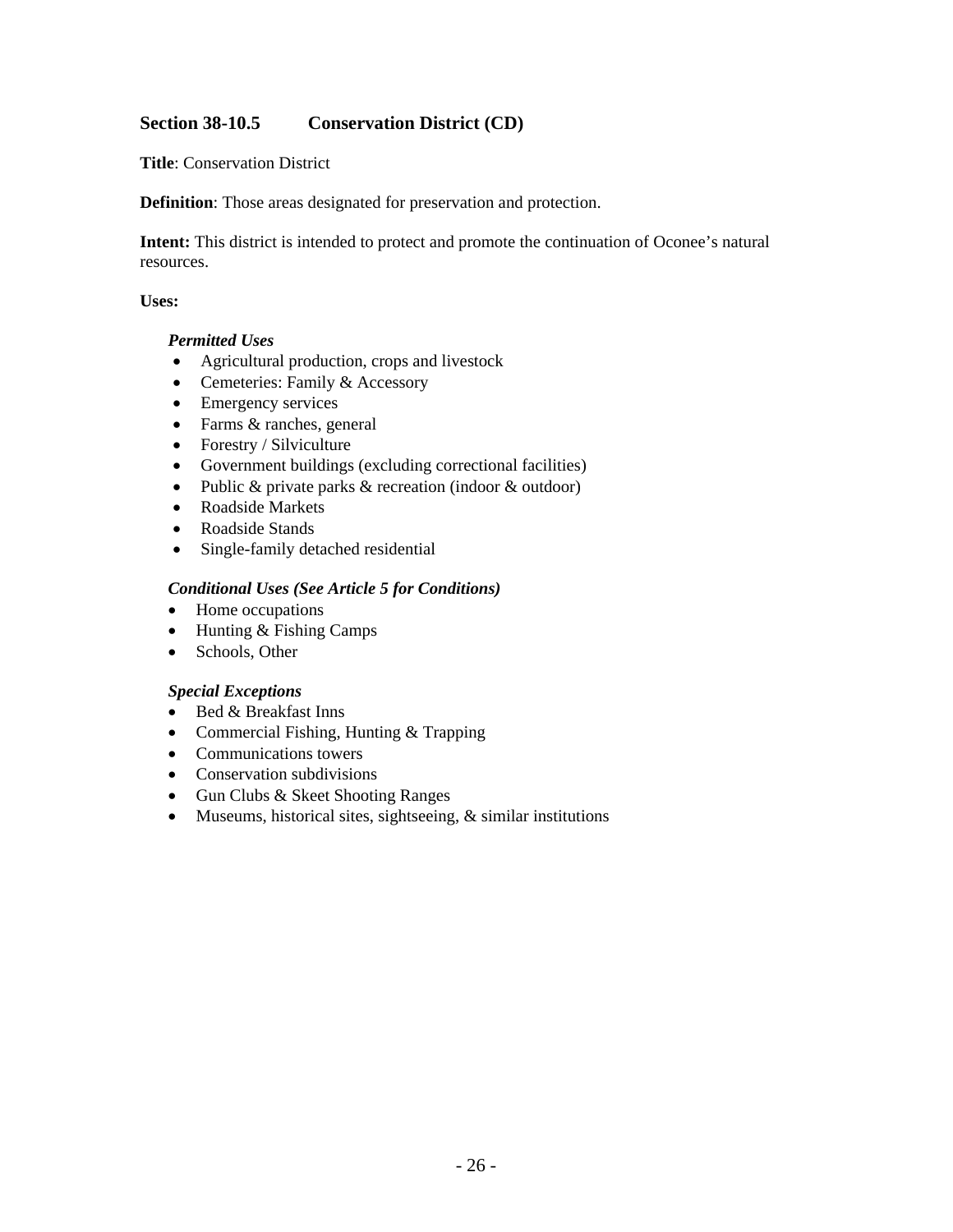## Section 38-10.5 Conservation District (CD)

**Title**: Conservation District

**Definition**: Those areas designated for preservation and protection.

**Intent:** This district is intended to protect and promote the continuation of Oconee's natural resources.

**Uses:**

***Permitted Uses***

- Agricultural production, crops and livestock
- Cemeteries: Family & Accessory
- Emergency services
- Farms & ranches, general
- Forestry / Silviculture
- Government buildings (excluding correctional facilities)
- Public & private parks & recreation (indoor & outdoor)
- Roadside Markets
- Roadside Stands
- Single-family detached residential

***Conditional Uses (See Article 5 for Conditions)***

- Home occupations
- Hunting & Fishing Camps
- Schools, Other

***Special Exceptions***

- Bed & Breakfast Inns
- Commercial Fishing, Hunting & Trapping
- Communications towers
- Conservation subdivisions
- Gun Clubs & Skeet Shooting Ranges
- Museums, historical sites, sightseeing, & similar institutions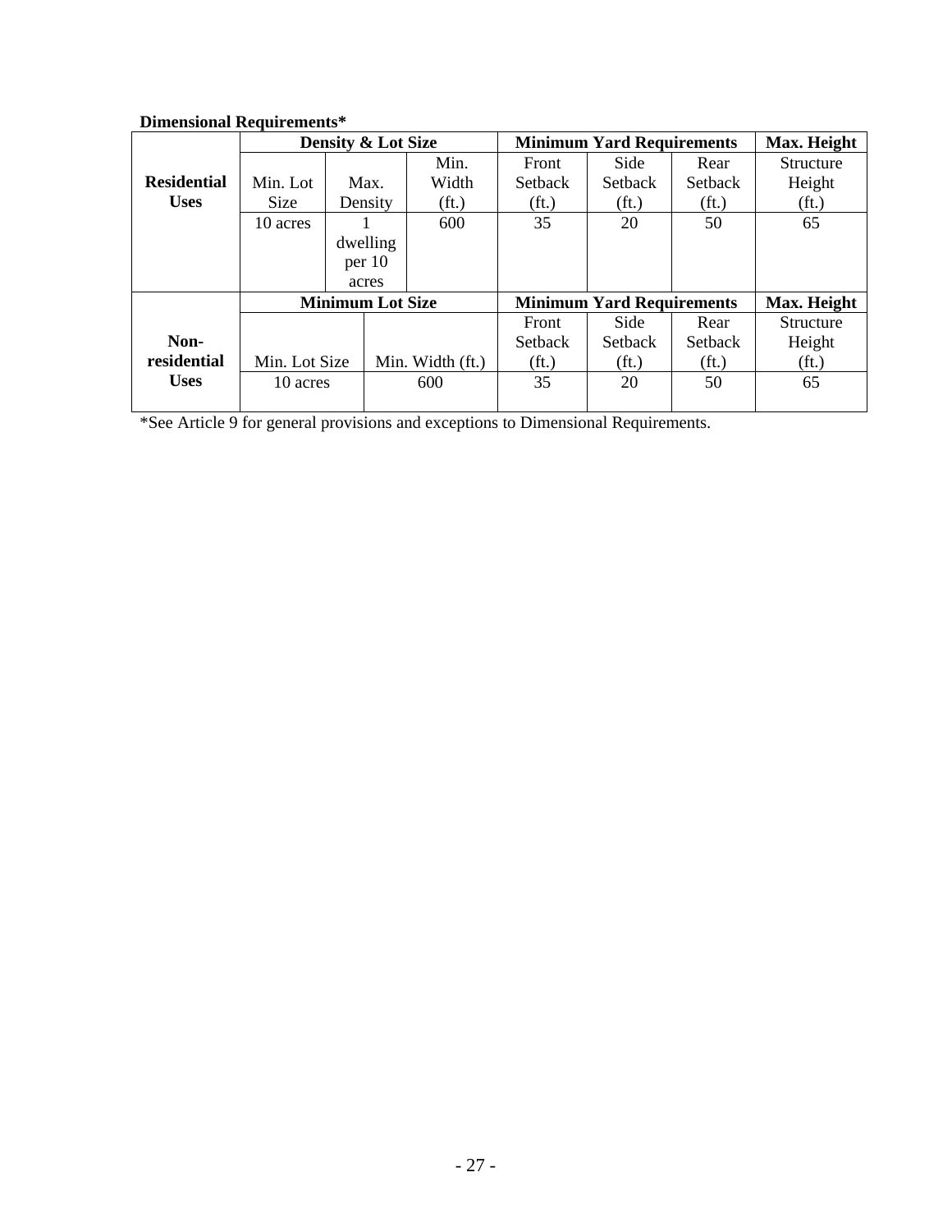**Dimensional Requirements***

| | Density & Lot Size | | | Minimum Yard Requirements | | | Max. Height |
|---|---|---|---|---|---|---|---|
| **Residential Uses** | Min. Lot Size | Max. Density | Min. Width (ft.) | Front Setback (ft.) | Side Setback (ft.) | Rear Setback (ft.) | Structure Height (ft.) |
| | 10 acres | 1 dwelling per 10 acres | 600 | 35 | 20 | 50 | 65 |
| | **Minimum Lot Size** | | | **Minimum Yard Requirements** | | | **Max. Height** |
| **Non-residential Uses** | Min. Lot Size | Min. Width (ft.) | | Front Setback (ft.) | Side Setback (ft.) | Rear Setback (ft.) | Structure Height (ft.) |
| | 10 acres | 600 | | 35 | 20 | 50 | 65 |

*See Article 9 for general provisions and exceptions to Dimensional Requirements.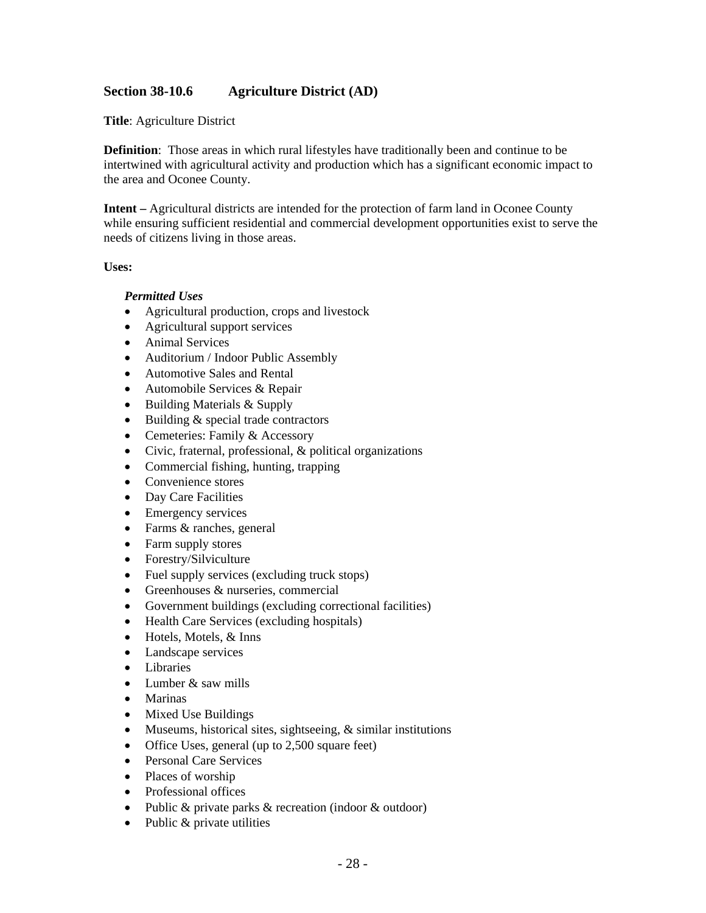## Section 38-10.6 Agriculture District (AD)

**Title**: Agriculture District

**Definition**: Those areas in which rural lifestyles have traditionally been and continue to be intertwined with agricultural activity and production which has a significant economic impact to the area and Oconee County.

**Intent –** Agricultural districts are intended for the protection of farm land in Oconee County while ensuring sufficient residential and commercial development opportunities exist to serve the needs of citizens living in those areas.

**Uses:**

***Permitted Uses***

- Agricultural production, crops and livestock
- Agricultural support services
- Animal Services
- Auditorium / Indoor Public Assembly
- Automotive Sales and Rental
- Automobile Services & Repair
- Building Materials & Supply
- Building & special trade contractors
- Cemeteries: Family & Accessory
- Civic, fraternal, professional, & political organizations
- Commercial fishing, hunting, trapping
- Convenience stores
- Day Care Facilities
- Emergency services
- Farms & ranches, general
- Farm supply stores
- Forestry/Silviculture
- Fuel supply services (excluding truck stops)
- Greenhouses & nurseries, commercial
- Government buildings (excluding correctional facilities)
- Health Care Services (excluding hospitals)
- Hotels, Motels, & Inns
- Landscape services
- Libraries
- Lumber & saw mills
- Marinas
- Mixed Use Buildings
- Museums, historical sites, sightseeing, & similar institutions
- Office Uses, general (up to 2,500 square feet)
- Personal Care Services
- Places of worship
- Professional offices
- Public & private parks & recreation (indoor & outdoor)
- Public & private utilities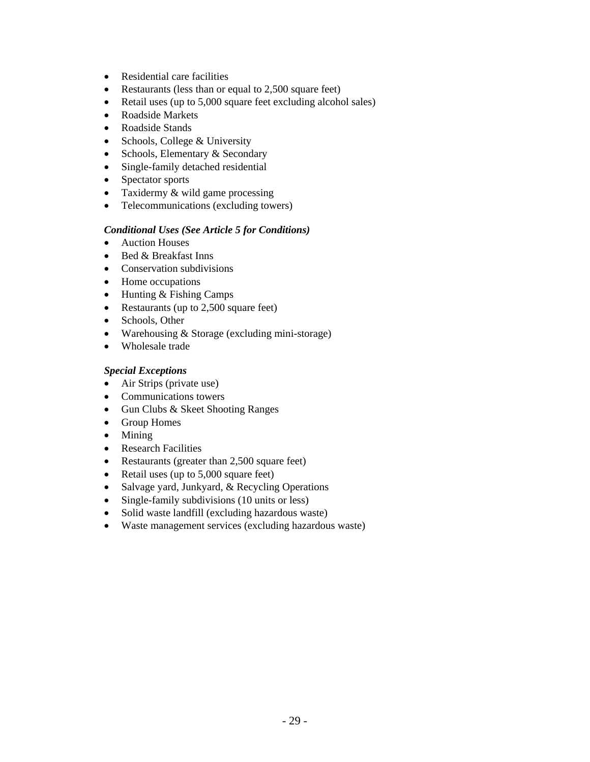- Residential care facilities
- Restaurants (less than or equal to 2,500 square feet)
- Retail uses (up to 5,000 square feet excluding alcohol sales)
- Roadside Markets
- Roadside Stands
- Schools, College & University
- Schools, Elementary & Secondary
- Single-family detached residential
- Spectator sports
- Taxidermy & wild game processing
- Telecommunications (excluding towers)

***Conditional Uses (See Article 5 for Conditions)***

- Auction Houses
- Bed & Breakfast Inns
- Conservation subdivisions
- Home occupations
- Hunting & Fishing Camps
- Restaurants (up to 2,500 square feet)
- Schools, Other
- Warehousing & Storage (excluding mini-storage)
- Wholesale trade

***Special Exceptions***

- Air Strips (private use)
- Communications towers
- Gun Clubs & Skeet Shooting Ranges
- Group Homes
- Mining
- Research Facilities
- Restaurants (greater than 2,500 square feet)
- Retail uses (up to 5,000 square feet)
- Salvage yard, Junkyard, & Recycling Operations
- Single-family subdivisions (10 units or less)
- Solid waste landfill (excluding hazardous waste)
- Waste management services (excluding hazardous waste)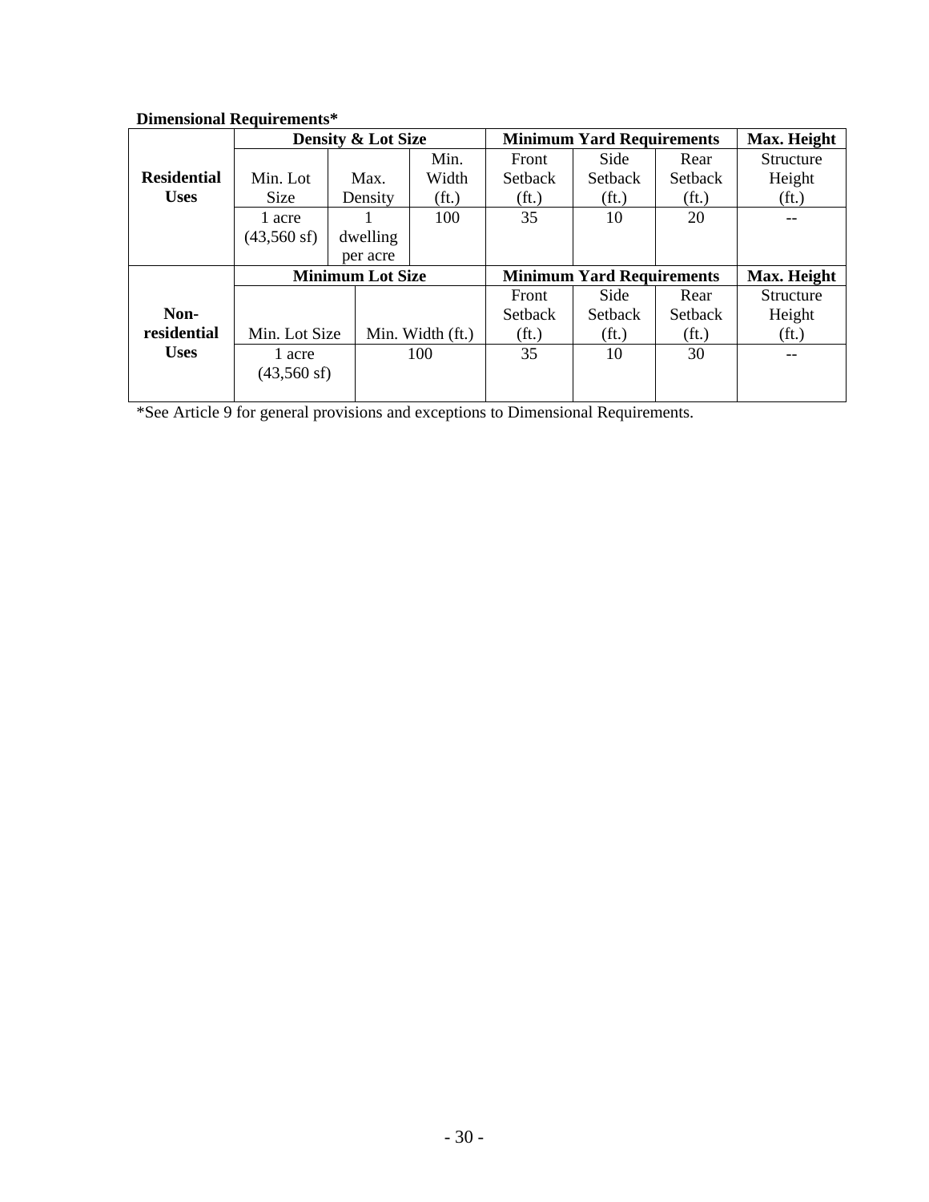**Dimensional Requirements***

| | Density & Lot Size | | | Minimum Yard Requirements | | | Max. Height |
|---|---|---|---|---|---|---|---|
| **Residential Uses** | Min. Lot Size | Max. Density | Min. Width (ft.) | Front Setback (ft.) | Side Setback (ft.) | Rear Setback (ft.) | Structure Height (ft.) |
| | 1 acre (43,560 sf) | 1 dwelling per acre | 100 | 35 | 10 | 20 | -- |
| | **Minimum Lot Size** | | | **Minimum Yard Requirements** | | | **Max. Height** |
| **Non-residential Uses** | Min. Lot Size | Min. Width (ft.) | | Front Setback (ft.) | Side Setback (ft.) | Rear Setback (ft.) | Structure Height (ft.) |
| | 1 acre (43,560 sf) | 100 | | 35 | 10 | 30 | -- |

*See Article 9 for general provisions and exceptions to Dimensional Requirements.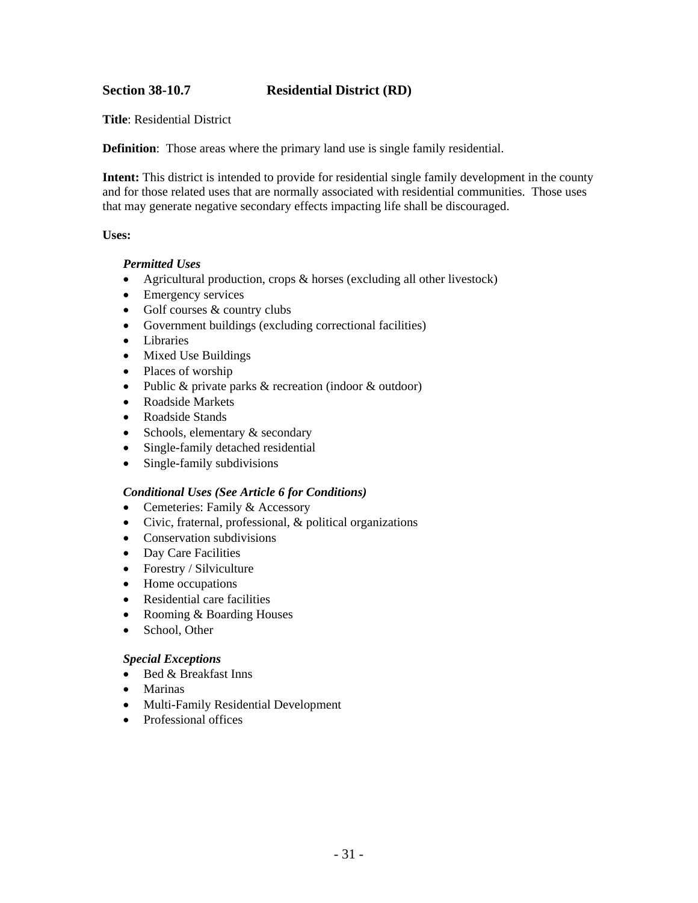## Section 38-10.7 Residential District (RD)

**Title**: Residential District

**Definition**: Those areas where the primary land use is single family residential.

**Intent:** This district is intended to provide for residential single family development in the county and for those related uses that are normally associated with residential communities. Those uses that may generate negative secondary effects impacting life shall be discouraged.

**Uses:**

***Permitted Uses***

- Agricultural production, crops & horses (excluding all other livestock)
- Emergency services
- Golf courses & country clubs
- Government buildings (excluding correctional facilities)
- Libraries
- Mixed Use Buildings
- Places of worship
- Public & private parks & recreation (indoor & outdoor)
- Roadside Markets
- Roadside Stands
- Schools, elementary & secondary
- Single-family detached residential
- Single-family subdivisions

***Conditional Uses (See Article 6 for Conditions)***

- Cemeteries: Family & Accessory
- Civic, fraternal, professional, & political organizations
- Conservation subdivisions
- Day Care Facilities
- Forestry / Silviculture
- Home occupations
- Residential care facilities
- Rooming & Boarding Houses
- School, Other

***Special Exceptions***

- Bed & Breakfast Inns
- Marinas
- Multi-Family Residential Development
- Professional offices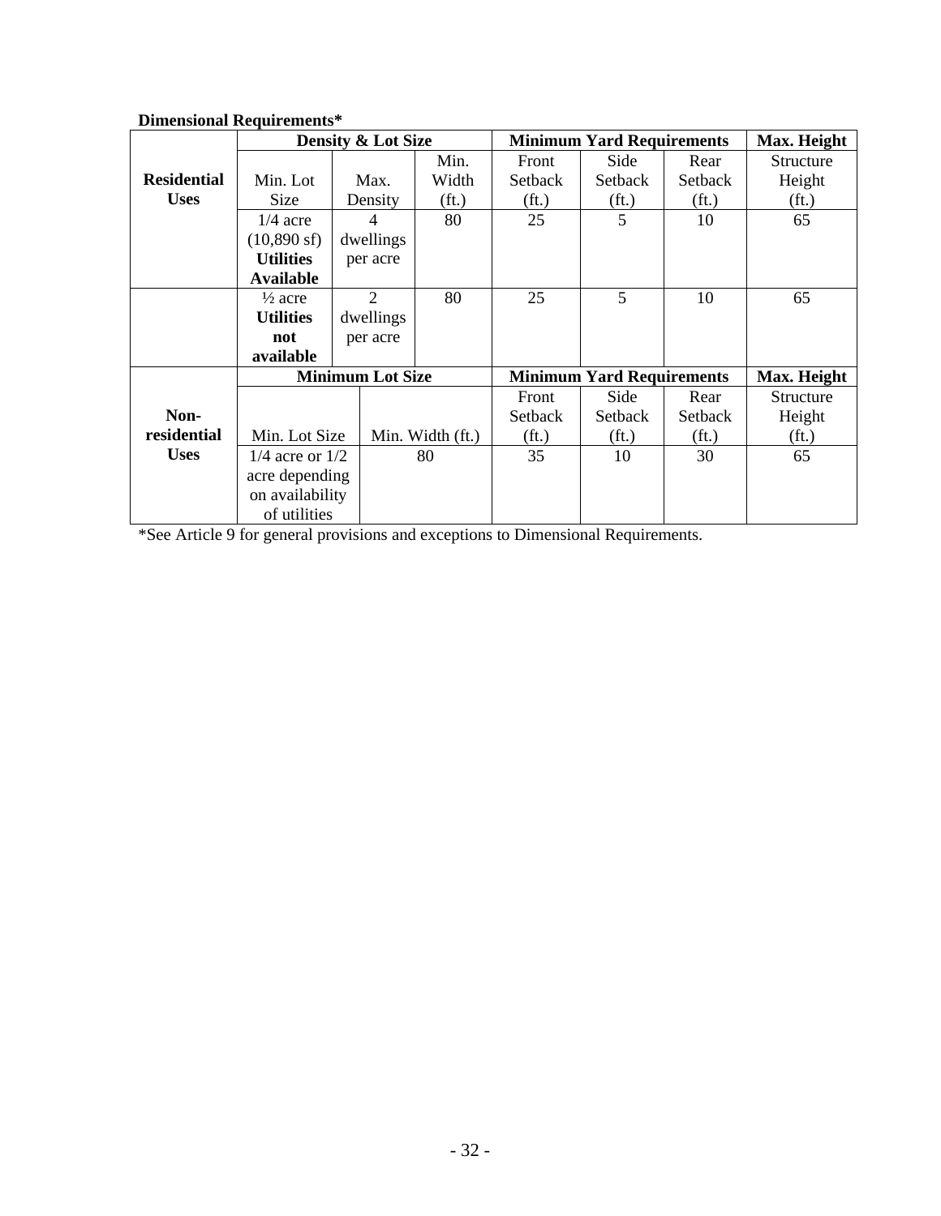**Dimensional Requirements***

| | Density & Lot Size | | | Minimum Yard Requirements | | | Max. Height |
|---|---|---|---|---|---|---|---|
| **Residential Uses** | Min. Lot Size | Max. Density | Min. Width (ft.) | Front Setback (ft.) | Side Setback (ft.) | Rear Setback (ft.) | Structure Height (ft.) |
| | 1/4 acre (10,890 sf) **Utilities Available** | 4 dwellings per acre | 80 | 25 | 5 | 10 | 65 |
| | ½ acre **Utilities not available** | 2 dwellings per acre | 80 | 25 | 5 | 10 | 65 |
| | **Minimum Lot Size** | | | **Minimum Yard Requirements** | | | **Max. Height** |
| **Non-residential Uses** | Min. Lot Size | Min. Width (ft.) | | Front Setback (ft.) | Side Setback (ft.) | Rear Setback (ft.) | Structure Height (ft.) |
| | 1/4 acre or 1/2 acre depending on availability of utilities | 80 | | 35 | 10 | 30 | 65 |

*See Article 9 for general provisions and exceptions to Dimensional Requirements.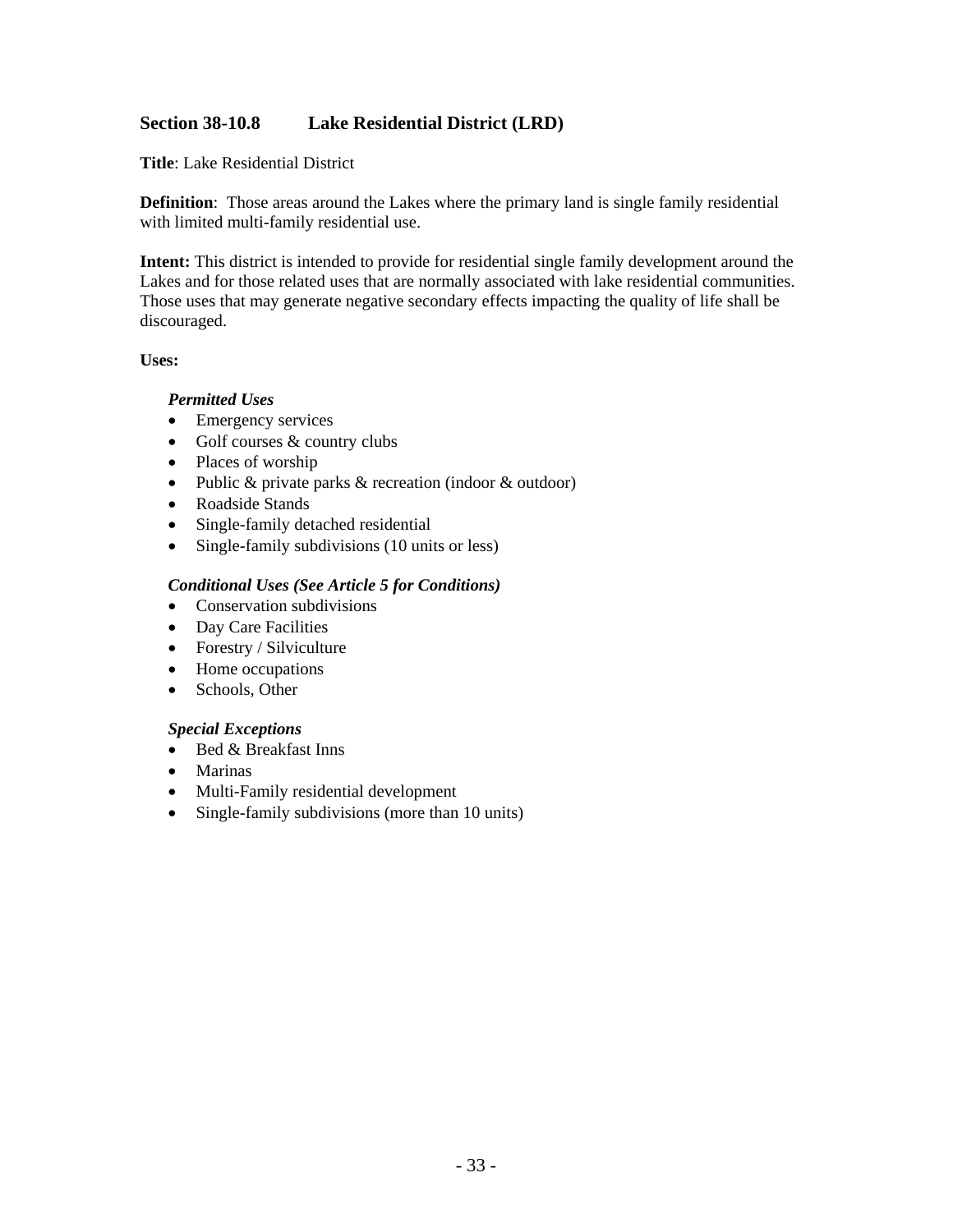## Section 38-10.8 Lake Residential District (LRD)

**Title**: Lake Residential District

**Definition**: Those areas around the Lakes where the primary land is single family residential with limited multi-family residential use.

**Intent:** This district is intended to provide for residential single family development around the Lakes and for those related uses that are normally associated with lake residential communities. Those uses that may generate negative secondary effects impacting the quality of life shall be discouraged.

**Uses:**

***Permitted Uses***

- Emergency services
- Golf courses & country clubs
- Places of worship
- Public & private parks & recreation (indoor & outdoor)
- Roadside Stands
- Single-family detached residential
- Single-family subdivisions (10 units or less)

***Conditional Uses (See Article 5 for Conditions)***

- Conservation subdivisions
- Day Care Facilities
- Forestry / Silviculture
- Home occupations
- Schools, Other

***Special Exceptions***

- Bed & Breakfast Inns
- Marinas
- Multi-Family residential development
- Single-family subdivisions (more than 10 units)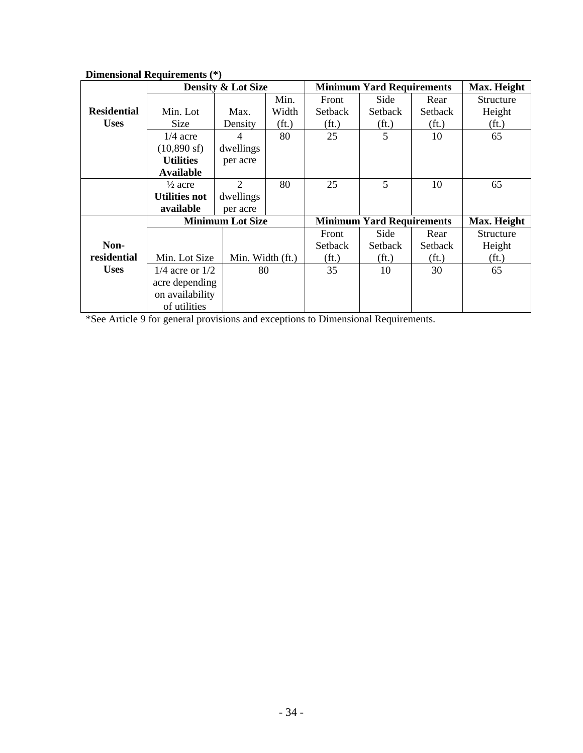**Dimensional Requirements (*)**

| Residential Uses | Density & Lot Size | | | Minimum Yard Requirements | | | Max. Height |
|---|---|---|---|---|---|---|---|
| | Min. Lot Size | Max. Density | Min. Width (ft.) | Front Setback (ft.) | Side Setback (ft.) | Rear Setback (ft.) | Structure Height (ft.) |
| | 1/4 acre (10,890 sf) **Utilities Available** | 4 dwellings per acre | 80 | 25 | 5 | 10 | 65 |
| | ½ acre **Utilities not available** | 2 dwellings per acre | 80 | 25 | 5 | 10 | 65 |
| **Non-residential Uses** | **Minimum Lot Size** | | | **Minimum Yard Requirements** | | | **Max. Height** |
| | Min. Lot Size | Min. Width (ft.) | | Front Setback (ft.) | Side Setback (ft.) | Rear Setback (ft.) | Structure Height (ft.) |
| | 1/4 acre or 1/2 acre depending on availability of utilities | 80 | | 35 | 10 | 30 | 65 |

*See Article 9 for general provisions and exceptions to Dimensional Requirements.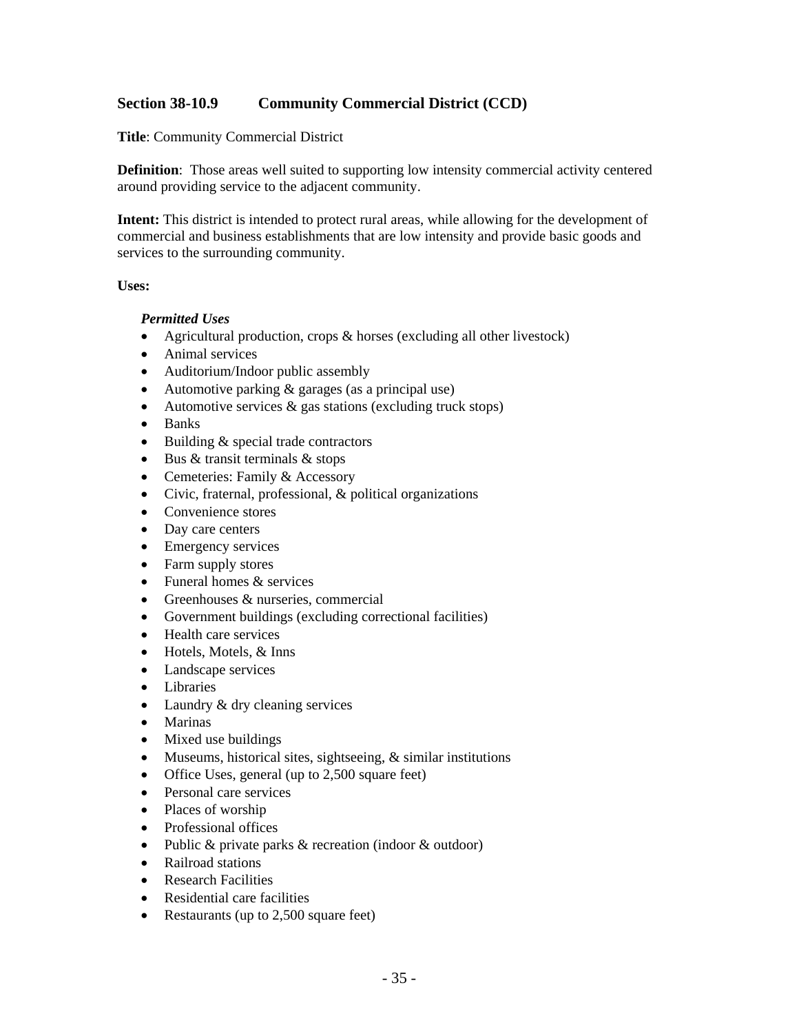## Section 38-10.9 Community Commercial District (CCD)

**Title**: Community Commercial District

**Definition**: Those areas well suited to supporting low intensity commercial activity centered around providing service to the adjacent community.

**Intent:** This district is intended to protect rural areas, while allowing for the development of commercial and business establishments that are low intensity and provide basic goods and services to the surrounding community.

**Uses:**

***Permitted Uses***

- Agricultural production, crops & horses (excluding all other livestock)
- Animal services
- Auditorium/Indoor public assembly
- Automotive parking & garages (as a principal use)
- Automotive services & gas stations (excluding truck stops)
- Banks
- Building & special trade contractors
- Bus & transit terminals & stops
- Cemeteries: Family & Accessory
- Civic, fraternal, professional, & political organizations
- Convenience stores
- Day care centers
- Emergency services
- Farm supply stores
- Funeral homes & services
- Greenhouses & nurseries, commercial
- Government buildings (excluding correctional facilities)
- Health care services
- Hotels, Motels, & Inns
- Landscape services
- Libraries
- Laundry & dry cleaning services
- Marinas
- Mixed use buildings
- Museums, historical sites, sightseeing, & similar institutions
- Office Uses, general (up to 2,500 square feet)
- Personal care services
- Places of worship
- Professional offices
- Public & private parks & recreation (indoor & outdoor)
- Railroad stations
- Research Facilities
- Residential care facilities
- Restaurants (up to 2,500 square feet)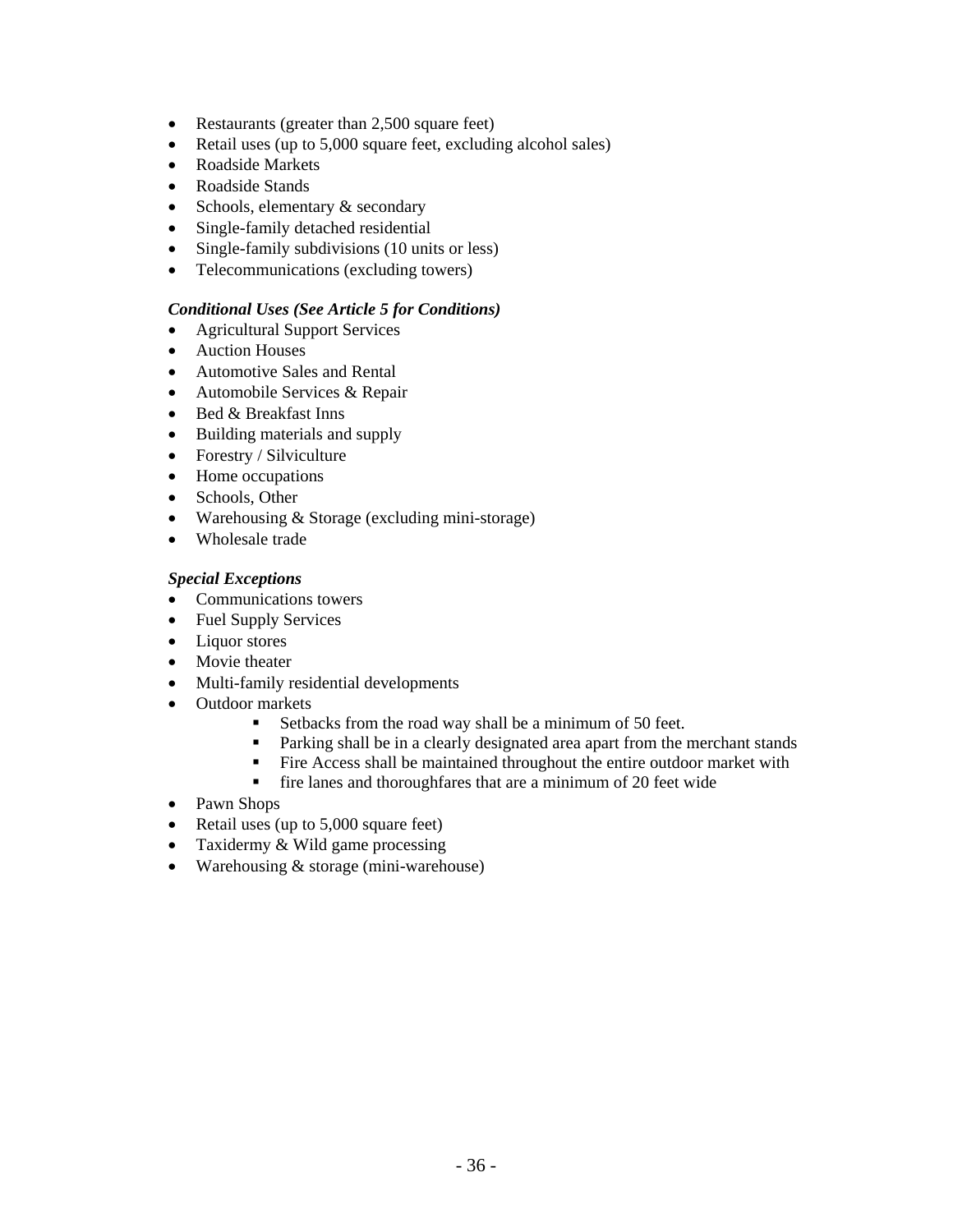- Restaurants (greater than 2,500 square feet)
- Retail uses (up to 5,000 square feet, excluding alcohol sales)
- Roadside Markets
- Roadside Stands
- Schools, elementary & secondary
- Single-family detached residential
- Single-family subdivisions (10 units or less)
- Telecommunications (excluding towers)

***Conditional Uses (See Article 5 for Conditions)***

- Agricultural Support Services
- Auction Houses
- Automotive Sales and Rental
- Automobile Services & Repair
- Bed & Breakfast Inns
- Building materials and supply
- Forestry / Silviculture
- Home occupations
- Schools, Other
- Warehousing & Storage (excluding mini-storage)
- Wholesale trade

***Special Exceptions***

- Communications towers
- Fuel Supply Services
- Liquor stores
- Movie theater
- Multi-family residential developments
- Outdoor markets
    - Setbacks from the road way shall be a minimum of 50 feet.
    - Parking shall be in a clearly designated area apart from the merchant stands
    - Fire Access shall be maintained throughout the entire outdoor market with
    - fire lanes and thoroughfares that are a minimum of 20 feet wide
- Pawn Shops
- Retail uses (up to 5,000 square feet)
- Taxidermy & Wild game processing
- Warehousing & storage (mini-warehouse)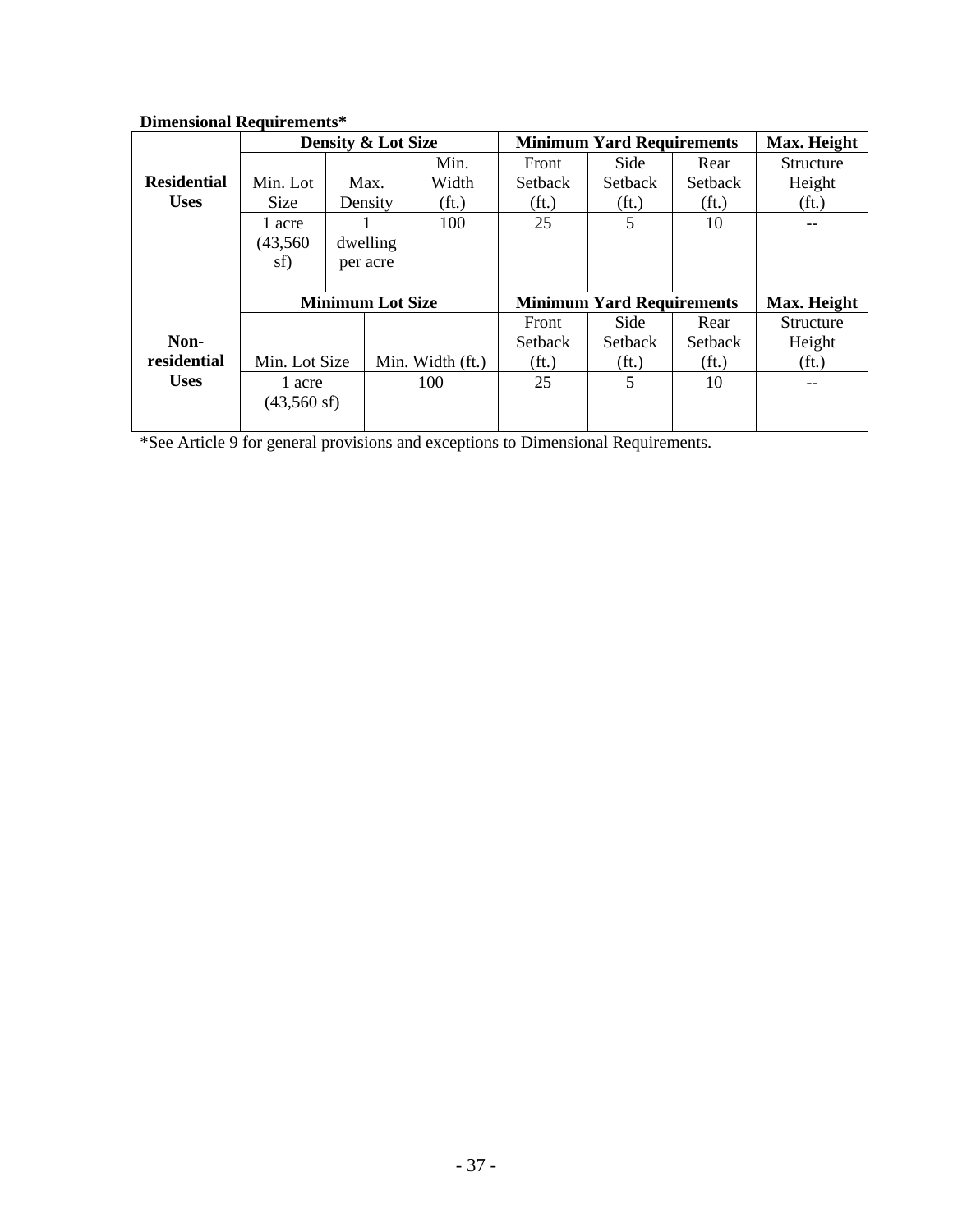**Dimensional Requirements***

| Residential Uses | Density & Lot Size | | | Minimum Yard Requirements | | | Max. Height |
|---|---|---|---|---|---|---|---|
| | Min. Lot Size | Max. Density | Min. Width (ft.) | Front Setback (ft.) | Side Setback (ft.) | Rear Setback (ft.) | Structure Height (ft.) |
| | 1 acre (43,560 sf) | 1 dwelling per acre | 100 | 25 | 5 | 10 | -- |

| Non-residential Uses | Minimum Lot Size | | Minimum Yard Requirements | | | Max. Height |
|---|---|---|---|---|---|---|
| | Min. Lot Size | Min. Width (ft.) | Front Setback (ft.) | Side Setback (ft.) | Rear Setback (ft.) | Structure Height (ft.) |
| | 1 acre (43,560 sf) | 100 | 25 | 5 | 10 | -- |

*See Article 9 for general provisions and exceptions to Dimensional Requirements.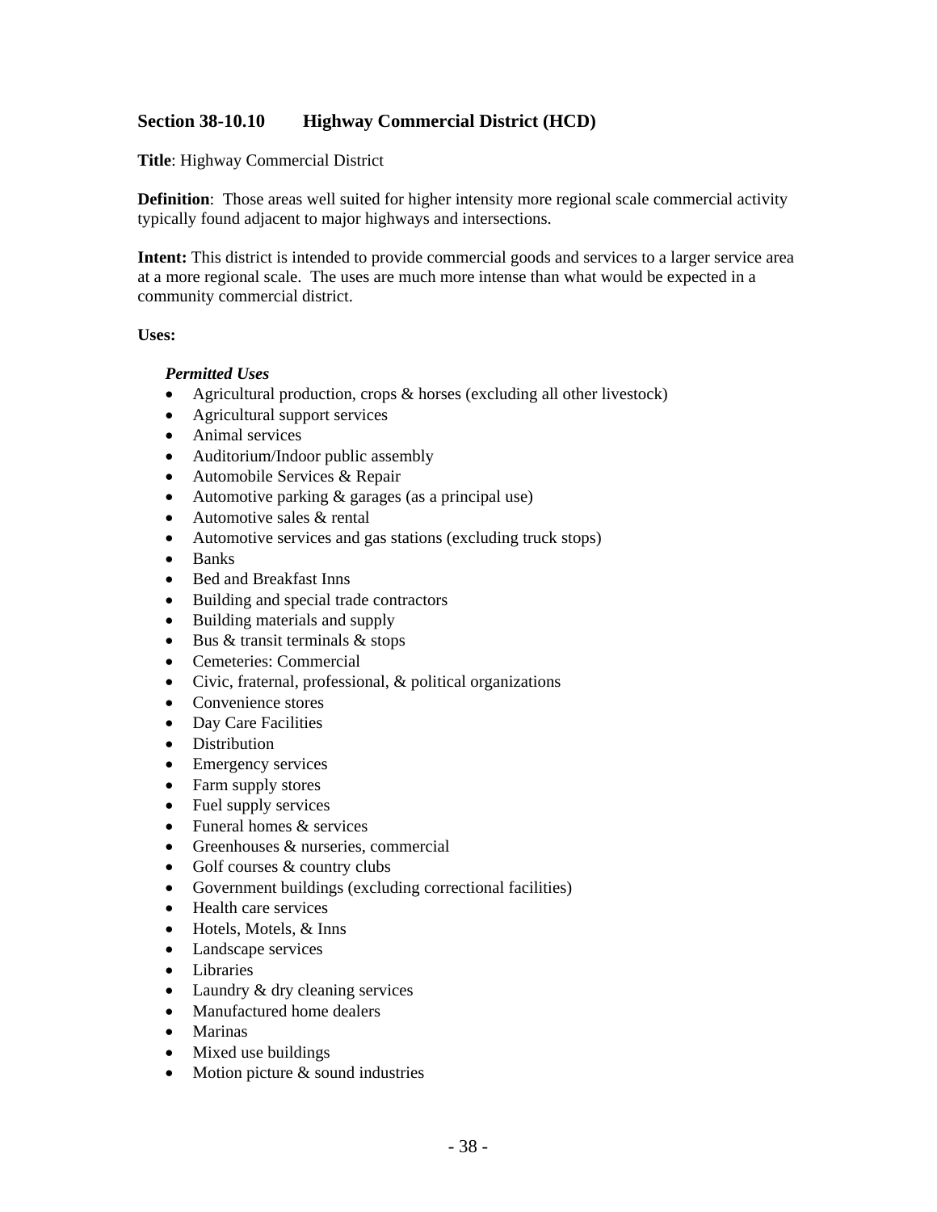## Section 38-10.10 Highway Commercial District (HCD)

**Title**: Highway Commercial District

**Definition**: Those areas well suited for higher intensity more regional scale commercial activity typically found adjacent to major highways and intersections.

**Intent:** This district is intended to provide commercial goods and services to a larger service area at a more regional scale. The uses are much more intense than what would be expected in a community commercial district.

**Uses:**

***Permitted Uses***

- Agricultural production, crops & horses (excluding all other livestock)
- Agricultural support services
- Animal services
- Auditorium/Indoor public assembly
- Automobile Services & Repair
- Automotive parking & garages (as a principal use)
- Automotive sales & rental
- Automotive services and gas stations (excluding truck stops)
- Banks
- Bed and Breakfast Inns
- Building and special trade contractors
- Building materials and supply
- Bus & transit terminals & stops
- Cemeteries: Commercial
- Civic, fraternal, professional, & political organizations
- Convenience stores
- Day Care Facilities
- Distribution
- Emergency services
- Farm supply stores
- Fuel supply services
- Funeral homes & services
- Greenhouses & nurseries, commercial
- Golf courses & country clubs
- Government buildings (excluding correctional facilities)
- Health care services
- Hotels, Motels, & Inns
- Landscape services
- Libraries
- Laundry & dry cleaning services
- Manufactured home dealers
- Marinas
- Mixed use buildings
- Motion picture & sound industries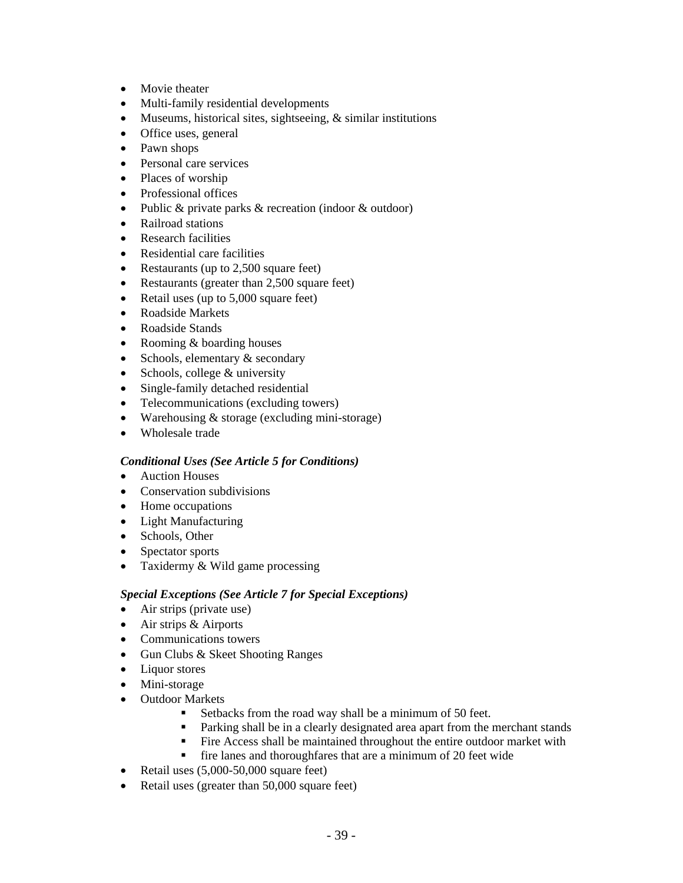- Movie theater
- Multi-family residential developments
- Museums, historical sites, sightseeing, & similar institutions
- Office uses, general
- Pawn shops
- Personal care services
- Places of worship
- Professional offices
- Public & private parks & recreation (indoor & outdoor)
- Railroad stations
- Research facilities
- Residential care facilities
- Restaurants (up to 2,500 square feet)
- Restaurants (greater than 2,500 square feet)
- Retail uses (up to 5,000 square feet)
- Roadside Markets
- Roadside Stands
- Rooming & boarding houses
- Schools, elementary & secondary
- Schools, college & university
- Single-family detached residential
- Telecommunications (excluding towers)
- Warehousing & storage (excluding mini-storage)
- Wholesale trade

***Conditional Uses (See Article 5 for Conditions)***

- Auction Houses
- Conservation subdivisions
- Home occupations
- Light Manufacturing
- Schools, Other
- Spectator sports
- Taxidermy & Wild game processing

***Special Exceptions (See Article 7 for Special Exceptions)***

- Air strips (private use)
- Air strips & Airports
- Communications towers
- Gun Clubs & Skeet Shooting Ranges
- Liquor stores
- Mini-storage
- Outdoor Markets
    - Setbacks from the road way shall be a minimum of 50 feet.
    - Parking shall be in a clearly designated area apart from the merchant stands
    - Fire Access shall be maintained throughout the entire outdoor market with
    - fire lanes and thoroughfares that are a minimum of 20 feet wide
- Retail uses (5,000-50,000 square feet)
- Retail uses (greater than 50,000 square feet)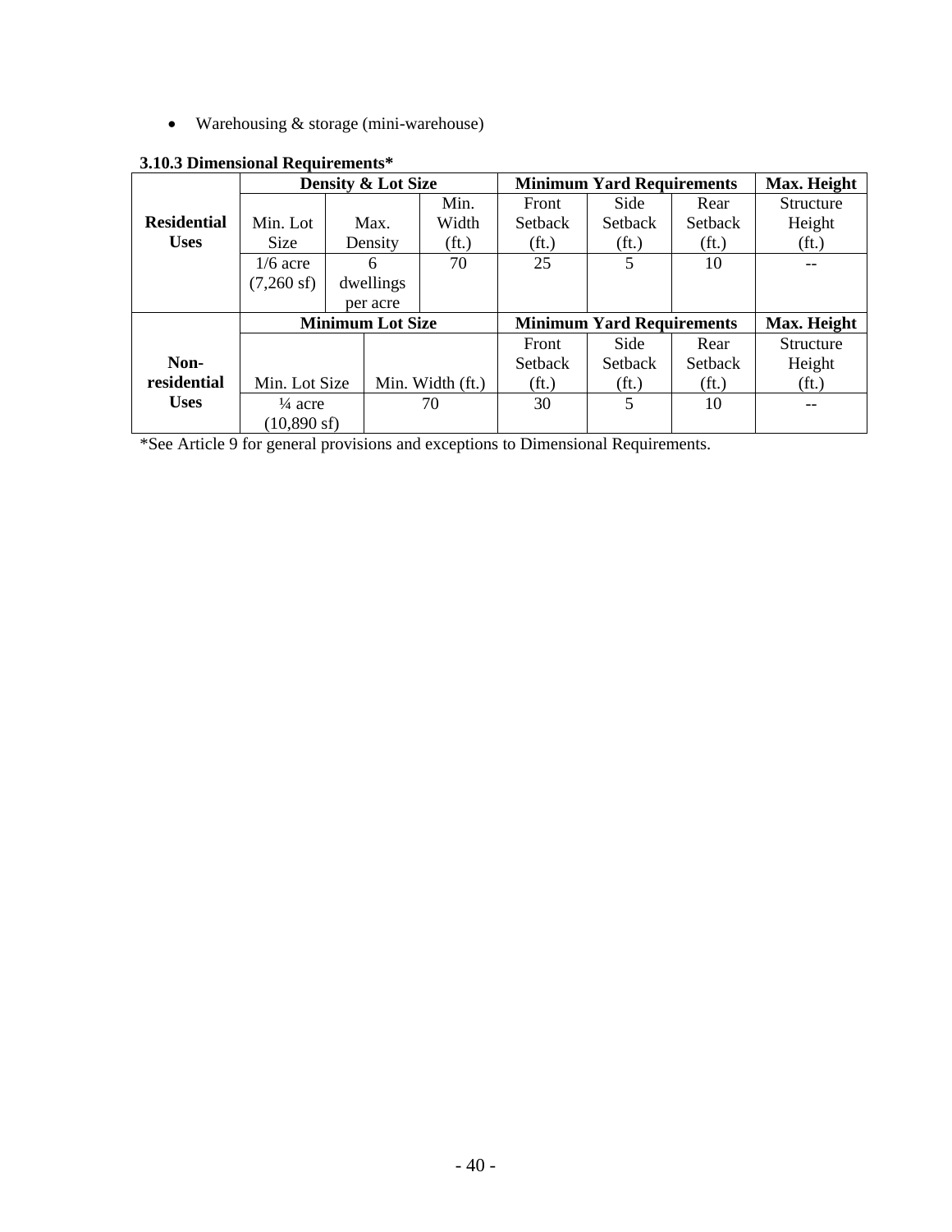- Warehousing & storage (mini-warehouse)

**3.10.3 Dimensional Requirements***

| | **Density & Lot Size** | | | **Minimum Yard Requirements** | | | **Max. Height** |
|---|---|---|---|---|---|---|---|
| **Residential Uses** | Min. Lot Size | Max. Density | Min. Width (ft.) | Front Setback (ft.) | Side Setback (ft.) | Rear Setback (ft.) | Structure Height (ft.) |
| | 1/6 acre (7,260 sf) | 6 dwellings per acre | 70 | 25 | 5 | 10 | -- |
| | **Minimum Lot Size** | | | **Minimum Yard Requirements** | | | **Max. Height** |
| **Non-residential Uses** | Min. Lot Size | Min. Width (ft.) | | Front Setback (ft.) | Side Setback (ft.) | Rear Setback (ft.) | Structure Height (ft.) |
| | ¼ acre (10,890 sf) | 70 | | 30 | 5 | 10 | -- |

*See Article 9 for general provisions and exceptions to Dimensional Requirements.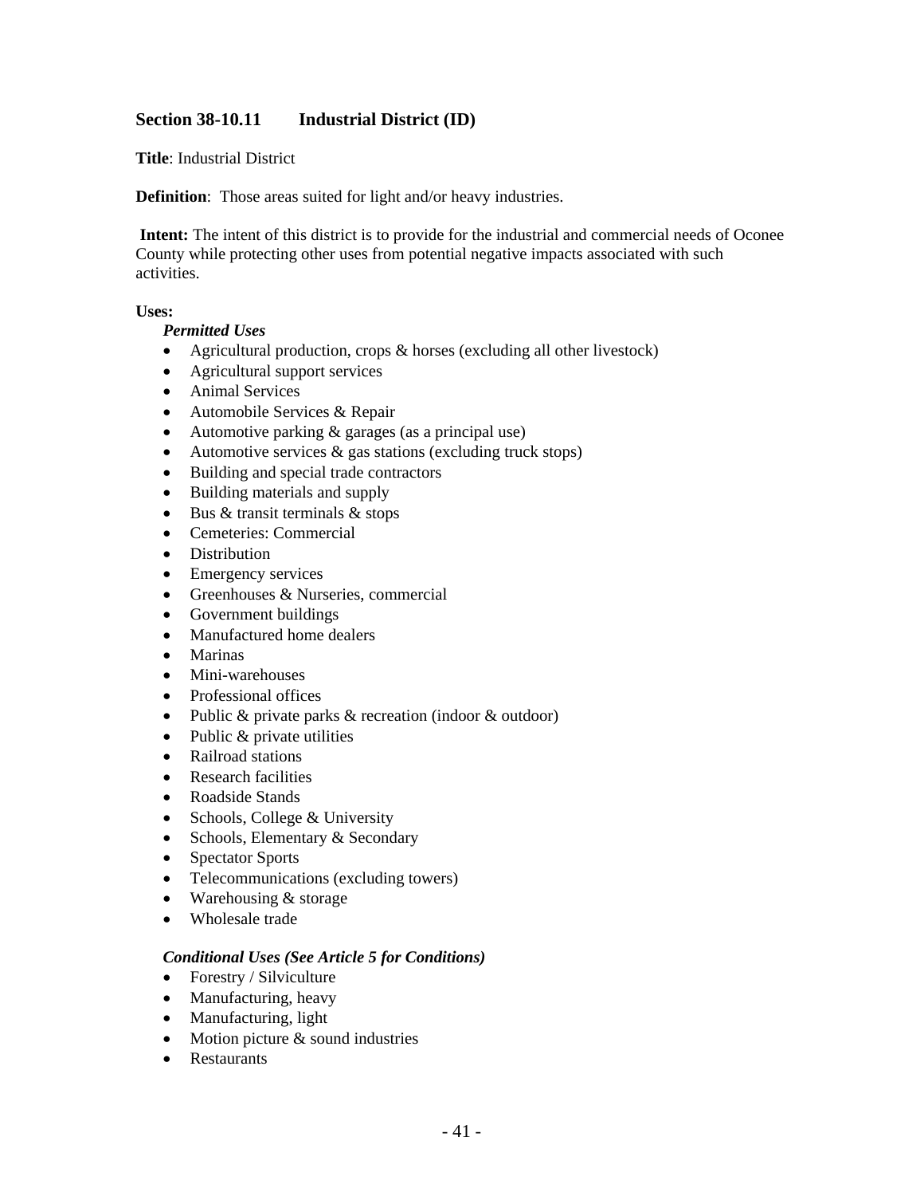## Section 38-10.11 Industrial District (ID)

**Title**: Industrial District

**Definition**: Those areas suited for light and/or heavy industries.

**Intent:** The intent of this district is to provide for the industrial and commercial needs of Oconee County while protecting other uses from potential negative impacts associated with such activities.

**Uses:**

***Permitted Uses***

- Agricultural production, crops & horses (excluding all other livestock)
- Agricultural support services
- Animal Services
- Automobile Services & Repair
- Automotive parking & garages (as a principal use)
- Automotive services & gas stations (excluding truck stops)
- Building and special trade contractors
- Building materials and supply
- Bus & transit terminals & stops
- Cemeteries: Commercial
- Distribution
- Emergency services
- Greenhouses & Nurseries, commercial
- Government buildings
- Manufactured home dealers
- Marinas
- Mini-warehouses
- Professional offices
- Public & private parks & recreation (indoor & outdoor)
- Public & private utilities
- Railroad stations
- Research facilities
- Roadside Stands
- Schools, College & University
- Schools, Elementary & Secondary
- Spectator Sports
- Telecommunications (excluding towers)
- Warehousing & storage
- Wholesale trade

***Conditional Uses (See Article 5 for Conditions)***

- Forestry / Silviculture
- Manufacturing, heavy
- Manufacturing, light
- Motion picture & sound industries
- Restaurants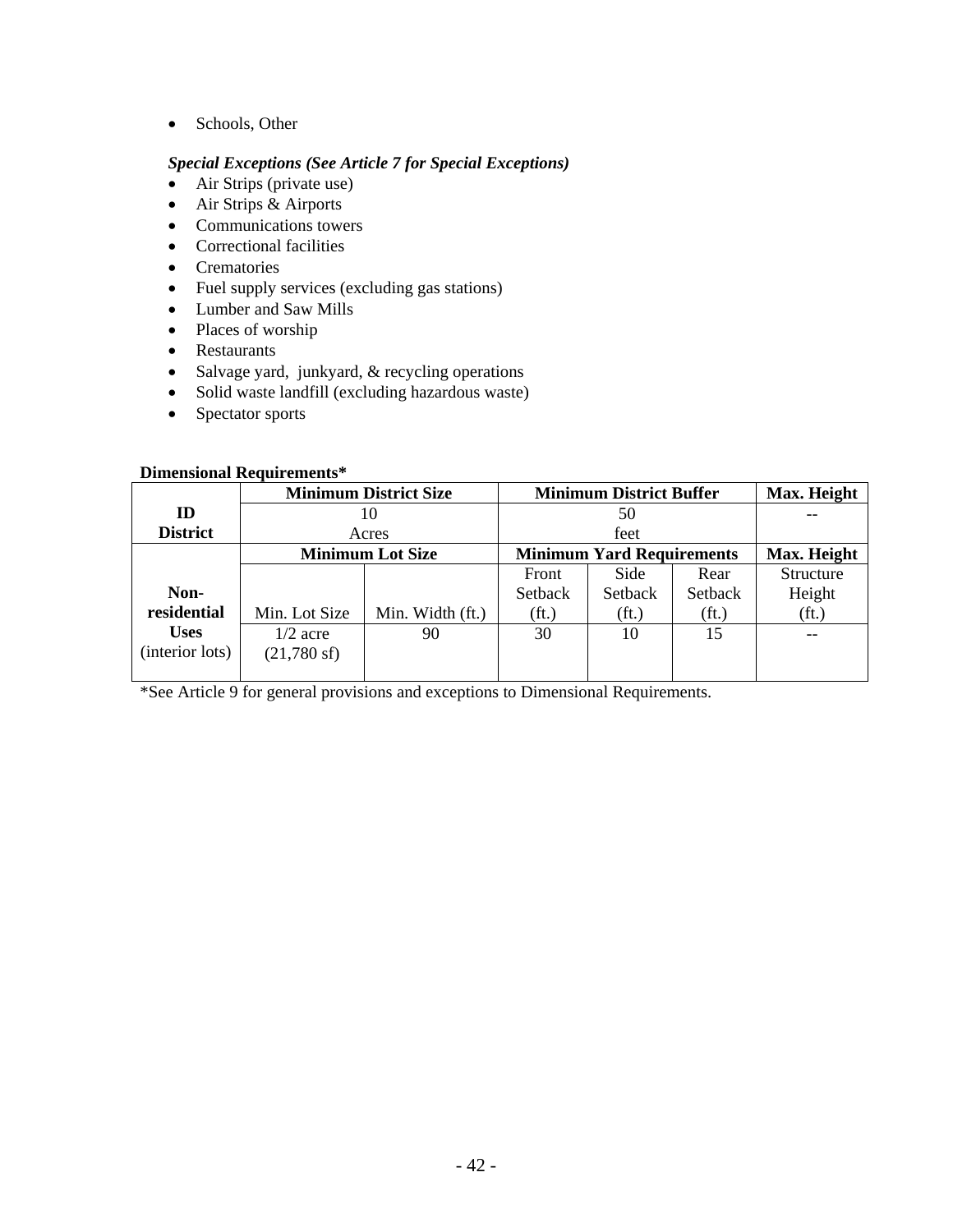- Schools, Other

***Special Exceptions (See Article 7 for Special Exceptions)***

- Air Strips (private use)
- Air Strips & Airports
- Communications towers
- Correctional facilities
- Crematories
- Fuel supply services (excluding gas stations)
- Lumber and Saw Mills
- Places of worship
- Restaurants
- Salvage yard, junkyard, & recycling operations
- Solid waste landfill (excluding hazardous waste)
- Spectator sports

**Dimensional Requirements***

| | **Minimum District Size** | | **Minimum District Buffer** | | | **Max. Height** |
|---|---|---|---|---|---|---|
| **ID District** | 10 Acres | | 50 feet | | | -- |
| | **Minimum Lot Size** | | **Minimum Yard Requirements** | | | **Max. Height** |
| **Non-residential Uses** (interior lots) | Min. Lot Size | Min. Width (ft.) | Front Setback (ft.) | Side Setback (ft.) | Rear Setback (ft.) | Structure Height (ft.) |
| | 1/2 acre (21,780 sf) | 90 | 30 | 10 | 15 | -- |

*See Article 9 for general provisions and exceptions to Dimensional Requirements.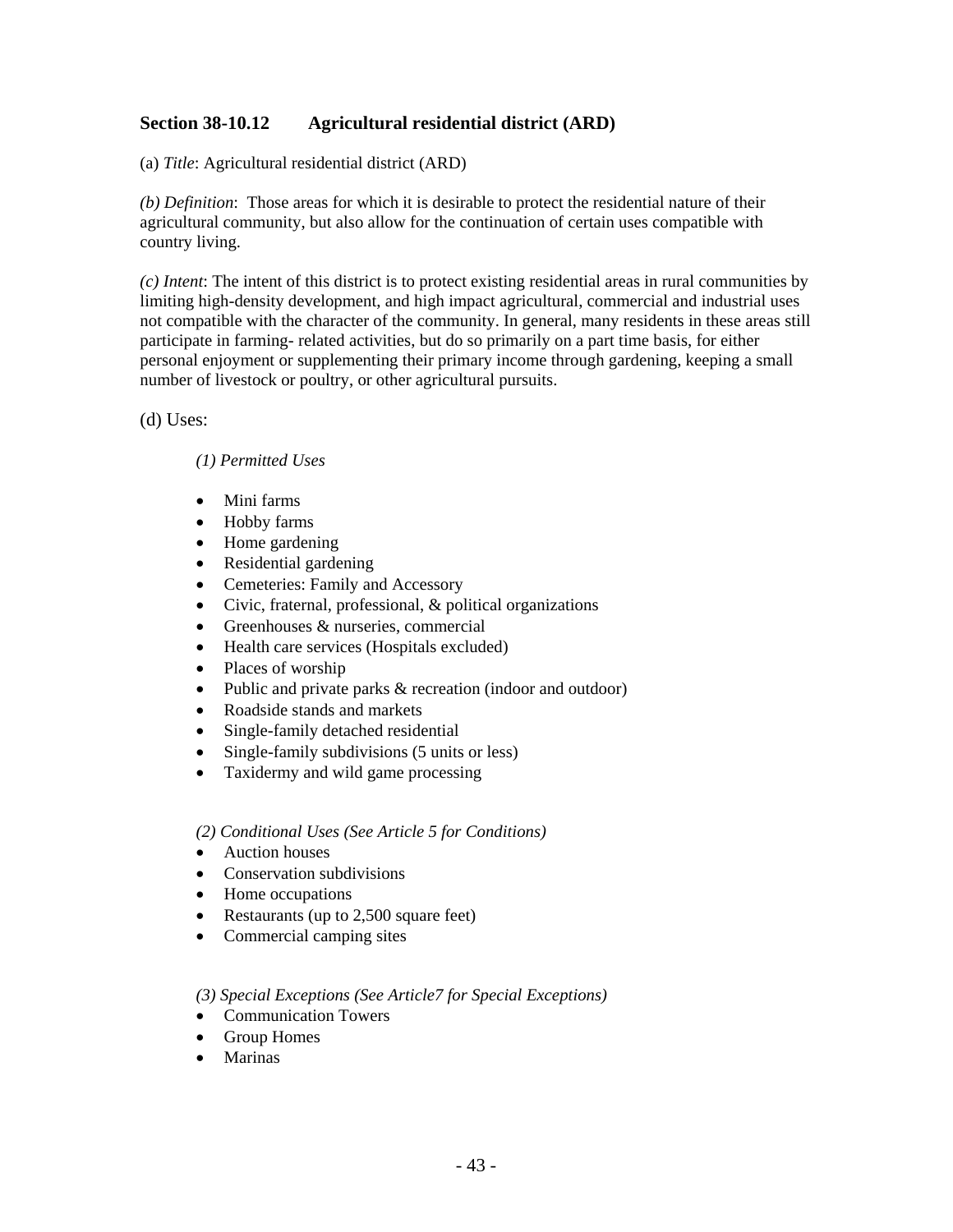## Section 38-10.12 Agricultural residential district (ARD)

(a) *Title*: Agricultural residential district (ARD)

*(b) Definition*: Those areas for which it is desirable to protect the residential nature of their agricultural community, but also allow for the continuation of certain uses compatible with country living.

*(c) Intent*: The intent of this district is to protect existing residential areas in rural communities by limiting high-density development, and high impact agricultural, commercial and industrial uses not compatible with the character of the community. In general, many residents in these areas still participate in farming- related activities, but do so primarily on a part time basis, for either personal enjoyment or supplementing their primary income through gardening, keeping a small number of livestock or poultry, or other agricultural pursuits.

(d) Uses:

*(1) Permitted Uses*

- Mini farms
- Hobby farms
- Home gardening
- Residential gardening
- Cemeteries: Family and Accessory
- Civic, fraternal, professional, & political organizations
- Greenhouses & nurseries, commercial
- Health care services (Hospitals excluded)
- Places of worship
- Public and private parks & recreation (indoor and outdoor)
- Roadside stands and markets
- Single-family detached residential
- Single-family subdivisions (5 units or less)
- Taxidermy and wild game processing

*(2) Conditional Uses (See Article 5 for Conditions)*

- Auction houses
- Conservation subdivisions
- Home occupations
- Restaurants (up to 2,500 square feet)
- Commercial camping sites

*(3) Special Exceptions (See Article7 for Special Exceptions)*

- Communication Towers
- Group Homes
- Marinas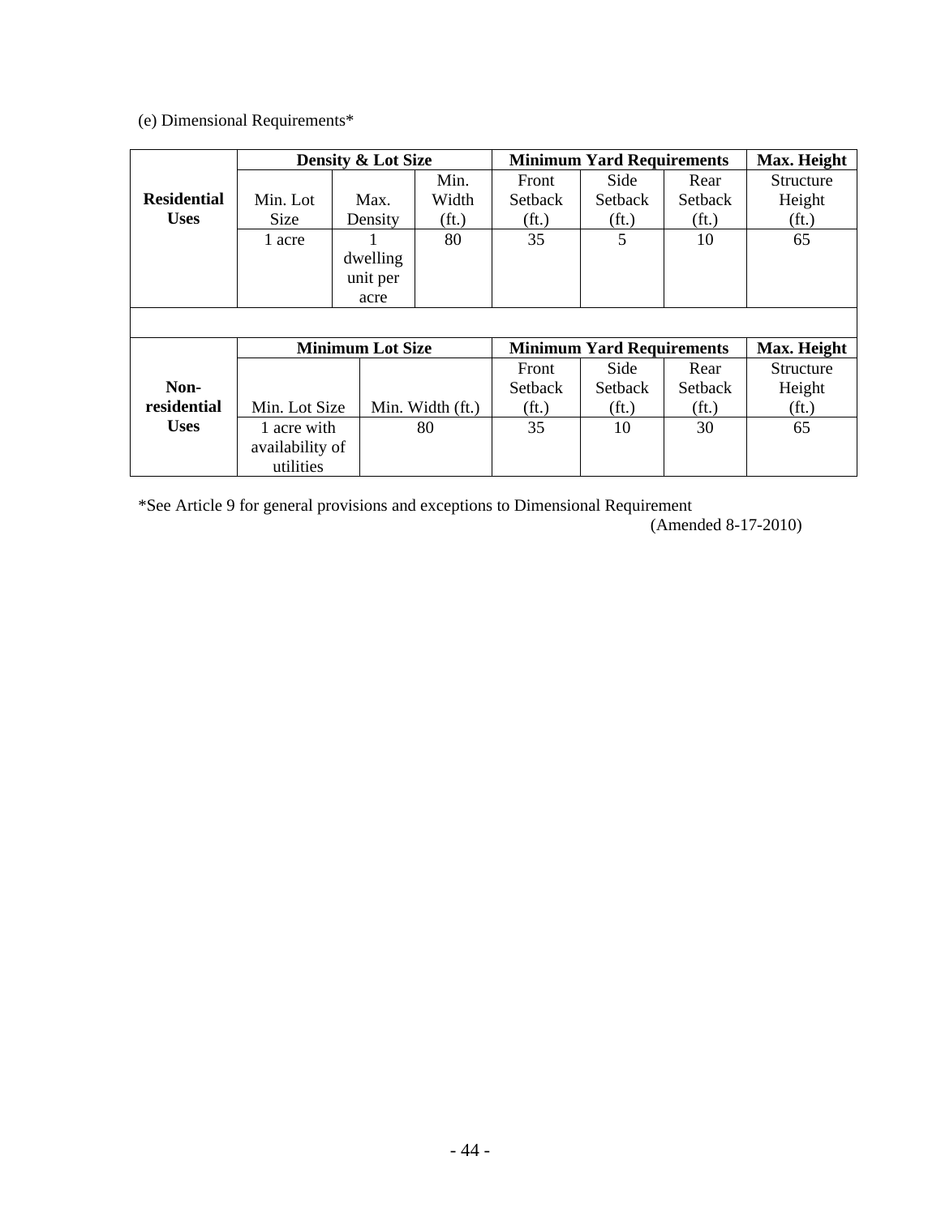(e) Dimensional Requirements*

| Residential Uses | Density & Lot Size | | | Minimum Yard Requirements | | | Max. Height |
|---|---|---|---|---|---|---|---|
| | Min. Lot Size | Max. Density | Min. Width (ft.) | Front Setback (ft.) | Side Setback (ft.) | Rear Setback (ft.) | Structure Height (ft.) |
| | 1 acre | 1 dwelling unit per acre | 80 | 35 | 5 | 10 | 65 |

| Non-residential Uses | Minimum Lot Size | | Minimum Yard Requirements | | | Max. Height |
|---|---|---|---|---|---|---|
| | Min. Lot Size | Min. Width (ft.) | Front Setback (ft.) | Side Setback (ft.) | Rear Setback (ft.) | Structure Height (ft.) |
| | 1 acre with availability of utilities | 80 | 35 | 10 | 30 | 65 |

*See Article 9 for general provisions and exceptions to Dimensional Requirement

(Amended 8-17-2010)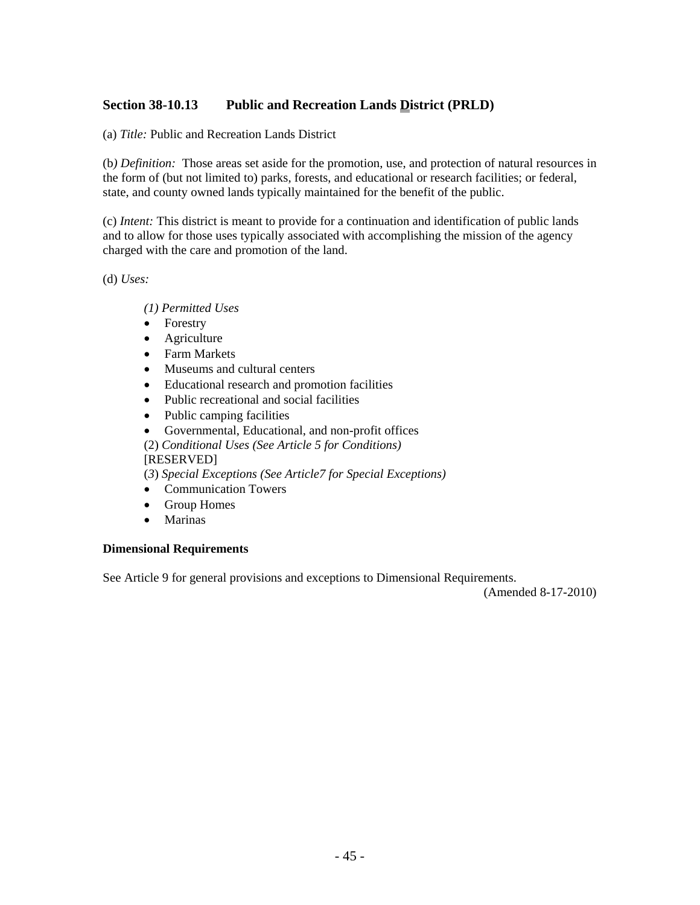## Section 38-10.13 Public and Recreation Lands District (PRLD)

(a) *Title:* Public and Recreation Lands District

(b) *Definition:* Those areas set aside for the promotion, use, and protection of natural resources in the form of (but not limited to) parks, forests, and educational or research facilities; or federal, state, and county owned lands typically maintained for the benefit of the public.

(c) *Intent:* This district is meant to provide for a continuation and identification of public lands and to allow for those uses typically associated with accomplishing the mission of the agency charged with the care and promotion of the land.

(d) *Uses:*

*(1) Permitted Uses*

- Forestry
- Agriculture
- Farm Markets
- Museums and cultural centers
- Educational research and promotion facilities
- Public recreational and social facilities
- Public camping facilities
- Governmental, Educational, and non-profit offices

(2) *Conditional Uses (See Article 5 for Conditions)*
[RESERVED]

(*3*) *Special Exceptions (See Article7 for Special Exceptions)*

- Communication Towers
- Group Homes
- Marinas

**Dimensional Requirements**

See Article 9 for general provisions and exceptions to Dimensional Requirements.

(Amended 8-17-2010)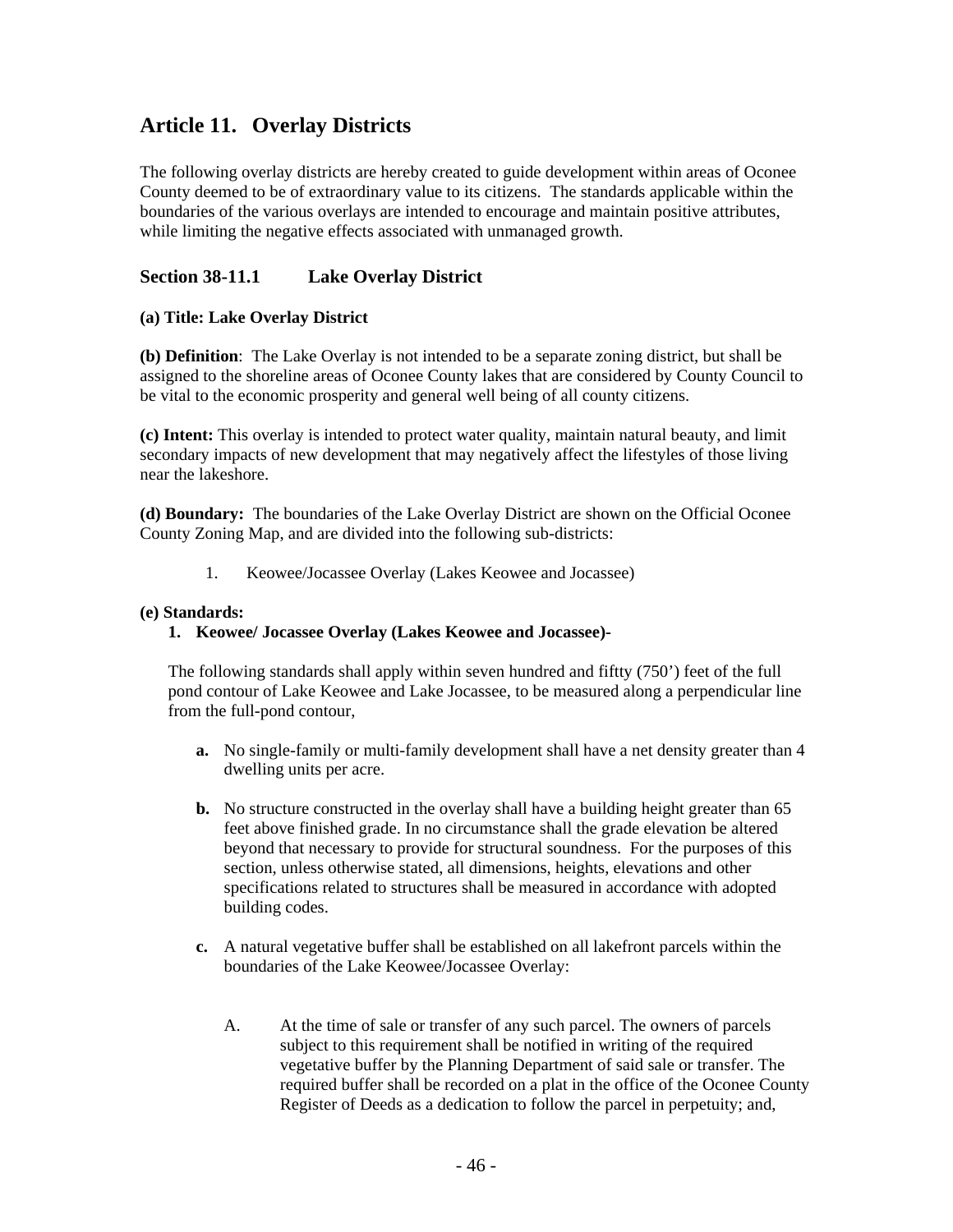# Article 11. Overlay Districts

The following overlay districts are hereby created to guide development within areas of Oconee County deemed to be of extraordinary value to its citizens. The standards applicable within the boundaries of the various overlays are intended to encourage and maintain positive attributes, while limiting the negative effects associated with unmanaged growth.

## Section 38-11.1 Lake Overlay District

**(a) Title: Lake Overlay District**

**(b) Definition**: The Lake Overlay is not intended to be a separate zoning district, but shall be assigned to the shoreline areas of Oconee County lakes that are considered by County Council to be vital to the economic prosperity and general well being of all county citizens.

**(c) Intent:** This overlay is intended to protect water quality, maintain natural beauty, and limit secondary impacts of new development that may negatively affect the lifestyles of those living near the lakeshore.

**(d) Boundary:** The boundaries of the Lake Overlay District are shown on the Official Oconee County Zoning Map, and are divided into the following sub-districts:

1. Keowee/Jocassee Overlay (Lakes Keowee and Jocassee)

**(e) Standards:**

1. **Keowee/ Jocassee Overlay (Lakes Keowee and Jocassee)-**

   The following standards shall apply within seven hundred and fiftty (750') feet of the full pond contour of Lake Keowee and Lake Jocassee, to be measured along a perpendicular line from the full-pond contour,

   **a.** No single-family or multi-family development shall have a net density greater than 4 dwelling units per acre.

   **b.** No structure constructed in the overlay shall have a building height greater than 65 feet above finished grade. In no circumstance shall the grade elevation be altered beyond that necessary to provide for structural soundness. For the purposes of this section, unless otherwise stated, all dimensions, heights, elevations and other specifications related to structures shall be measured in accordance with adopted building codes.

   **c.** A natural vegetative buffer shall be established on all lakefront parcels within the boundaries of the Lake Keowee/Jocassee Overlay:

      A. At the time of sale or transfer of any such parcel. The owners of parcels subject to this requirement shall be notified in writing of the required vegetative buffer by the Planning Department of said sale or transfer. The required buffer shall be recorded on a plat in the office of the Oconee County Register of Deeds as a dedication to follow the parcel in perpetuity; and,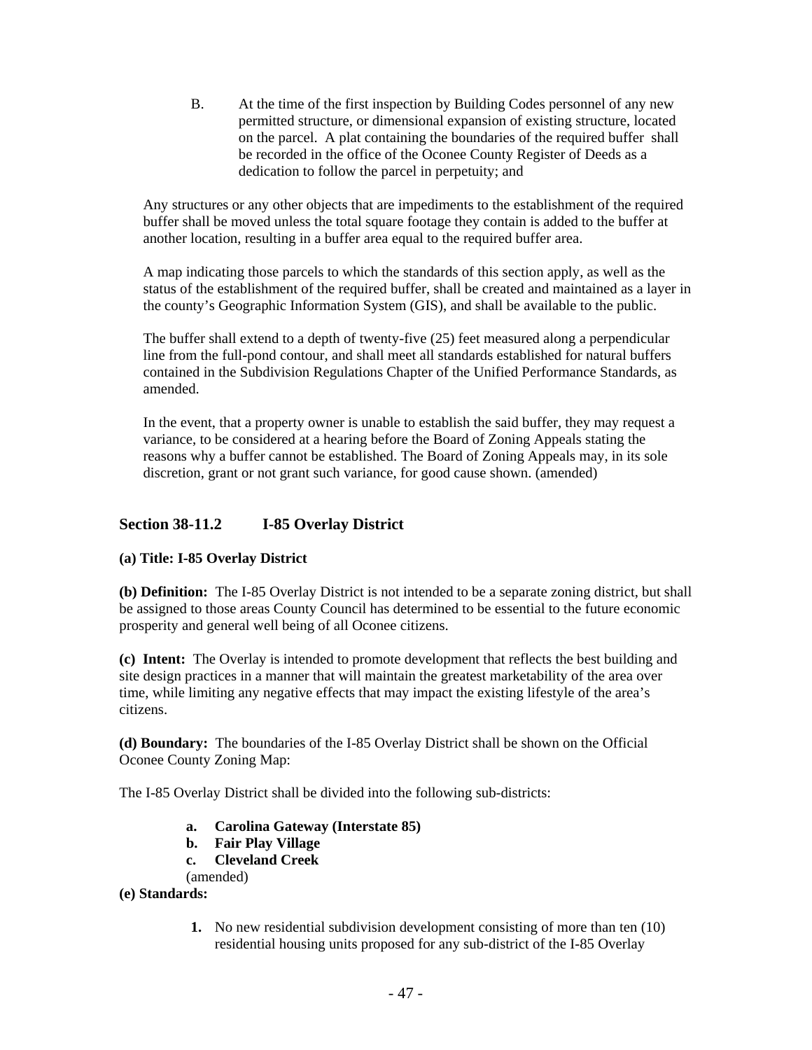B. At the time of the first inspection by Building Codes personnel of any new permitted structure, or dimensional expansion of existing structure, located on the parcel. A plat containing the boundaries of the required buffer shall be recorded in the office of the Oconee County Register of Deeds as a dedication to follow the parcel in perpetuity; and

Any structures or any other objects that are impediments to the establishment of the required buffer shall be moved unless the total square footage they contain is added to the buffer at another location, resulting in a buffer area equal to the required buffer area.

A map indicating those parcels to which the standards of this section apply, as well as the status of the establishment of the required buffer, shall be created and maintained as a layer in the county's Geographic Information System (GIS), and shall be available to the public.

The buffer shall extend to a depth of twenty-five (25) feet measured along a perpendicular line from the full-pond contour, and shall meet all standards established for natural buffers contained in the Subdivision Regulations Chapter of the Unified Performance Standards, as amended.

In the event, that a property owner is unable to establish the said buffer, they may request a variance, to be considered at a hearing before the Board of Zoning Appeals stating the reasons why a buffer cannot be established. The Board of Zoning Appeals may, in its sole discretion, grant or not grant such variance, for good cause shown. (amended)

## Section 38-11.2 I-85 Overlay District

**(a) Title: I-85 Overlay District**

**(b) Definition:** The I-85 Overlay District is not intended to be a separate zoning district, but shall be assigned to those areas County Council has determined to be essential to the future economic prosperity and general well being of all Oconee citizens.

**(c) Intent:** The Overlay is intended to promote development that reflects the best building and site design practices in a manner that will maintain the greatest marketability of the area over time, while limiting any negative effects that may impact the existing lifestyle of the area's citizens.

**(d) Boundary:** The boundaries of the I-85 Overlay District shall be shown on the Official Oconee County Zoning Map:

The I-85 Overlay District shall be divided into the following sub-districts:

- **a. Carolina Gateway (Interstate 85)**
- **b. Fair Play Village**
- **c. Cleveland Creek**

(amended)

**(e) Standards:**

1. No new residential subdivision development consisting of more than ten (10) residential housing units proposed for any sub-district of the I-85 Overlay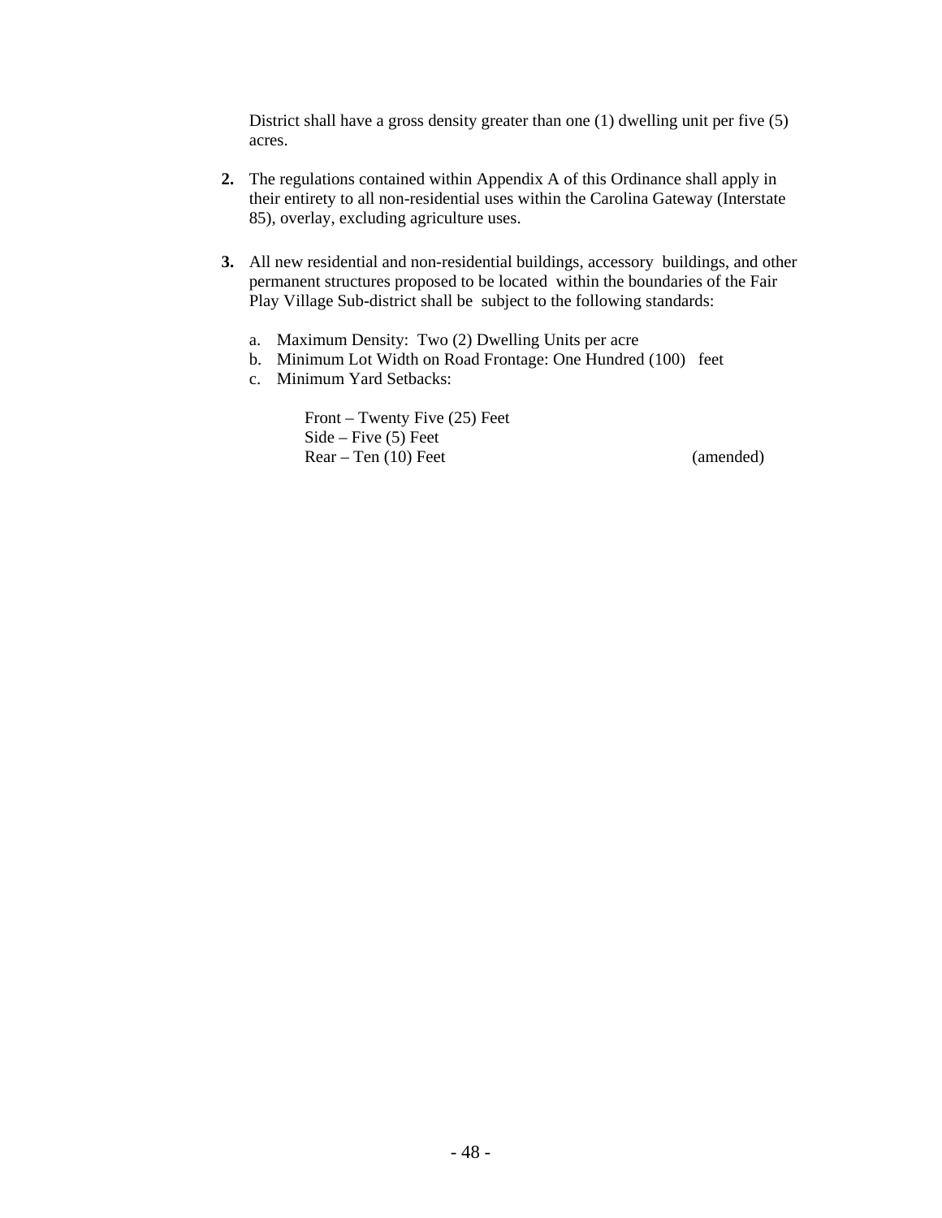District shall have a gross density greater than one (1) dwelling unit per five (5) acres.

**2.** The regulations contained within Appendix A of this Ordinance shall apply in their entirety to all non-residential uses within the Carolina Gateway (Interstate 85), overlay, excluding agriculture uses.

**3.** All new residential and non-residential buildings, accessory buildings, and other permanent structures proposed to be located within the boundaries of the Fair Play Village Sub-district shall be subject to the following standards:

a. Maximum Density: Two (2) Dwelling Units per acre
b. Minimum Lot Width on Road Frontage: One Hundred (100) feet
c. Minimum Yard Setbacks:

Front – Twenty Five (25) Feet
Side – Five (5) Feet
Rear – Ten (10) Feet (amended)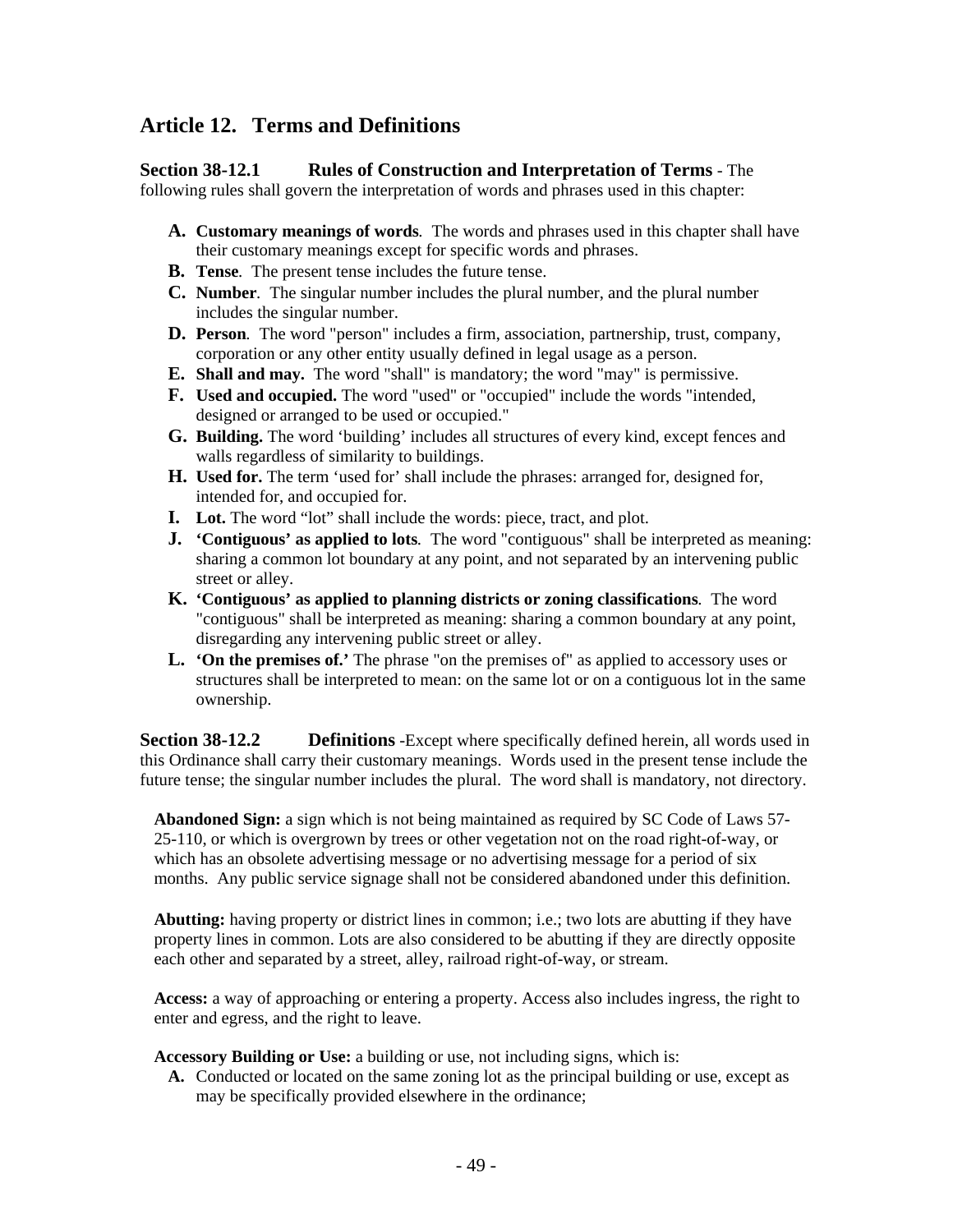## Article 12. Terms and Definitions

**Section 38-12.1 Rules of Construction and Interpretation of Terms** - The following rules shall govern the interpretation of words and phrases used in this chapter:

- **A. Customary meanings of words**. The words and phrases used in this chapter shall have their customary meanings except for specific words and phrases.
- **B. Tense**. The present tense includes the future tense.
- **C. Number**. The singular number includes the plural number, and the plural number includes the singular number.
- **D. Person**. The word "person" includes a firm, association, partnership, trust, company, corporation or any other entity usually defined in legal usage as a person.
- **E. Shall and may.** The word "shall" is mandatory; the word "may" is permissive.
- **F. Used and occupied.** The word "used" or "occupied" include the words "intended, designed or arranged to be used or occupied."
- **G. Building.** The word 'building' includes all structures of every kind, except fences and walls regardless of similarity to buildings.
- **H. Used for.** The term 'used for' shall include the phrases: arranged for, designed for, intended for, and occupied for.
- **I. Lot.** The word "lot" shall include the words: piece, tract, and plot.
- **J. 'Contiguous' as applied to lots**. The word "contiguous" shall be interpreted as meaning: sharing a common lot boundary at any point, and not separated by an intervening public street or alley.
- **K. 'Contiguous' as applied to planning districts or zoning classifications**. The word "contiguous" shall be interpreted as meaning: sharing a common boundary at any point, disregarding any intervening public street or alley.
- **L. 'On the premises of.'** The phrase "on the premises of" as applied to accessory uses or structures shall be interpreted to mean: on the same lot or on a contiguous lot in the same ownership.

**Section 38-12.2 Definitions** -Except where specifically defined herein, all words used in this Ordinance shall carry their customary meanings. Words used in the present tense include the future tense; the singular number includes the plural. The word shall is mandatory, not directory.

**Abandoned Sign:** a sign which is not being maintained as required by SC Code of Laws 57-25-110, or which is overgrown by trees or other vegetation not on the road right-of-way, or which has an obsolete advertising message or no advertising message for a period of six months. Any public service signage shall not be considered abandoned under this definition.

**Abutting:** having property or district lines in common; i.e.; two lots are abutting if they have property lines in common. Lots are also considered to be abutting if they are directly opposite each other and separated by a street, alley, railroad right-of-way, or stream.

**Access:** a way of approaching or entering a property. Access also includes ingress, the right to enter and egress, and the right to leave.

**Accessory Building or Use:** a building or use, not including signs, which is:

- **A.** Conducted or located on the same zoning lot as the principal building or use, except as may be specifically provided elsewhere in the ordinance;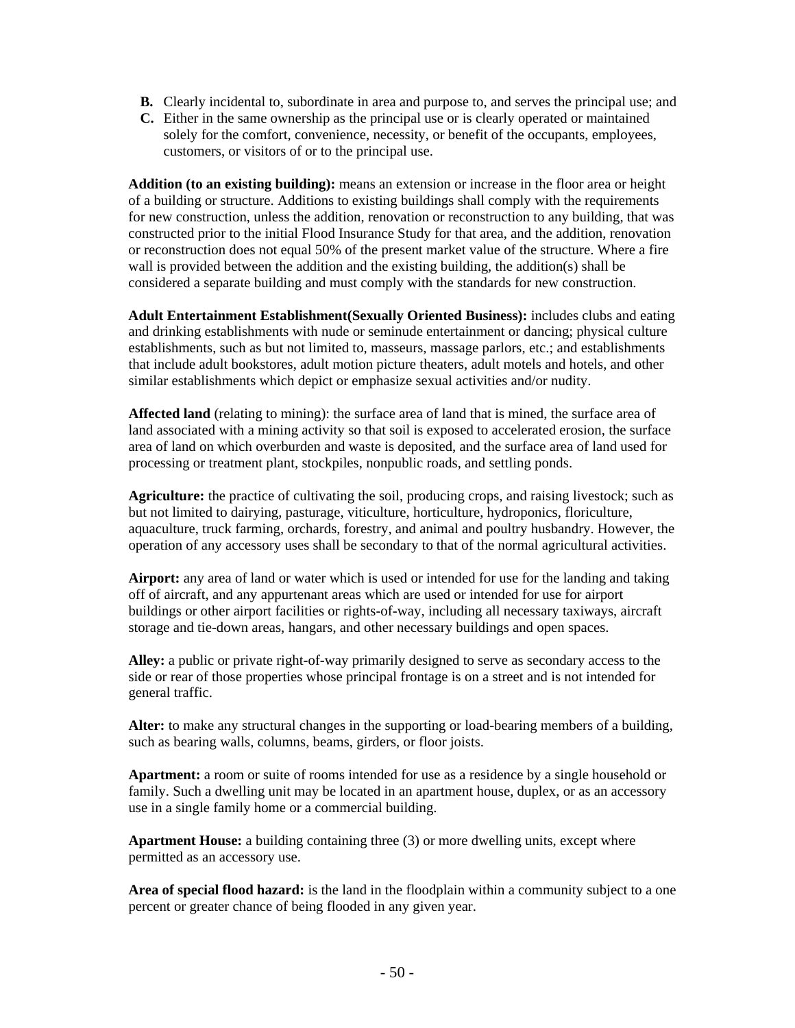**B.** Clearly incidental to, subordinate in area and purpose to, and serves the principal use; and

**C.** Either in the same ownership as the principal use or is clearly operated or maintained solely for the comfort, convenience, necessity, or benefit of the occupants, employees, customers, or visitors of or to the principal use.

**Addition (to an existing building):** means an extension or increase in the floor area or height of a building or structure. Additions to existing buildings shall comply with the requirements for new construction, unless the addition, renovation or reconstruction to any building, that was constructed prior to the initial Flood Insurance Study for that area, and the addition, renovation or reconstruction does not equal 50% of the present market value of the structure. Where a fire wall is provided between the addition and the existing building, the addition(s) shall be considered a separate building and must comply with the standards for new construction.

**Adult Entertainment Establishment(Sexually Oriented Business):** includes clubs and eating and drinking establishments with nude or seminude entertainment or dancing; physical culture establishments, such as but not limited to, masseurs, massage parlors, etc.; and establishments that include adult bookstores, adult motion picture theaters, adult motels and hotels, and other similar establishments which depict or emphasize sexual activities and/or nudity.

**Affected land** (relating to mining): the surface area of land that is mined, the surface area of land associated with a mining activity so that soil is exposed to accelerated erosion, the surface area of land on which overburden and waste is deposited, and the surface area of land used for processing or treatment plant, stockpiles, nonpublic roads, and settling ponds.

**Agriculture:** the practice of cultivating the soil, producing crops, and raising livestock; such as but not limited to dairying, pasturage, viticulture, horticulture, hydroponics, floriculture, aquaculture, truck farming, orchards, forestry, and animal and poultry husbandry. However, the operation of any accessory uses shall be secondary to that of the normal agricultural activities.

**Airport:** any area of land or water which is used or intended for use for the landing and taking off of aircraft, and any appurtenant areas which are used or intended for use for airport buildings or other airport facilities or rights-of-way, including all necessary taxiways, aircraft storage and tie-down areas, hangars, and other necessary buildings and open spaces.

**Alley:** a public or private right-of-way primarily designed to serve as secondary access to the side or rear of those properties whose principal frontage is on a street and is not intended for general traffic.

**Alter:** to make any structural changes in the supporting or load-bearing members of a building, such as bearing walls, columns, beams, girders, or floor joists.

**Apartment:** a room or suite of rooms intended for use as a residence by a single household or family. Such a dwelling unit may be located in an apartment house, duplex, or as an accessory use in a single family home or a commercial building.

**Apartment House:** a building containing three (3) or more dwelling units, except where permitted as an accessory use.

**Area of special flood hazard:** is the land in the floodplain within a community subject to a one percent or greater chance of being flooded in any given year.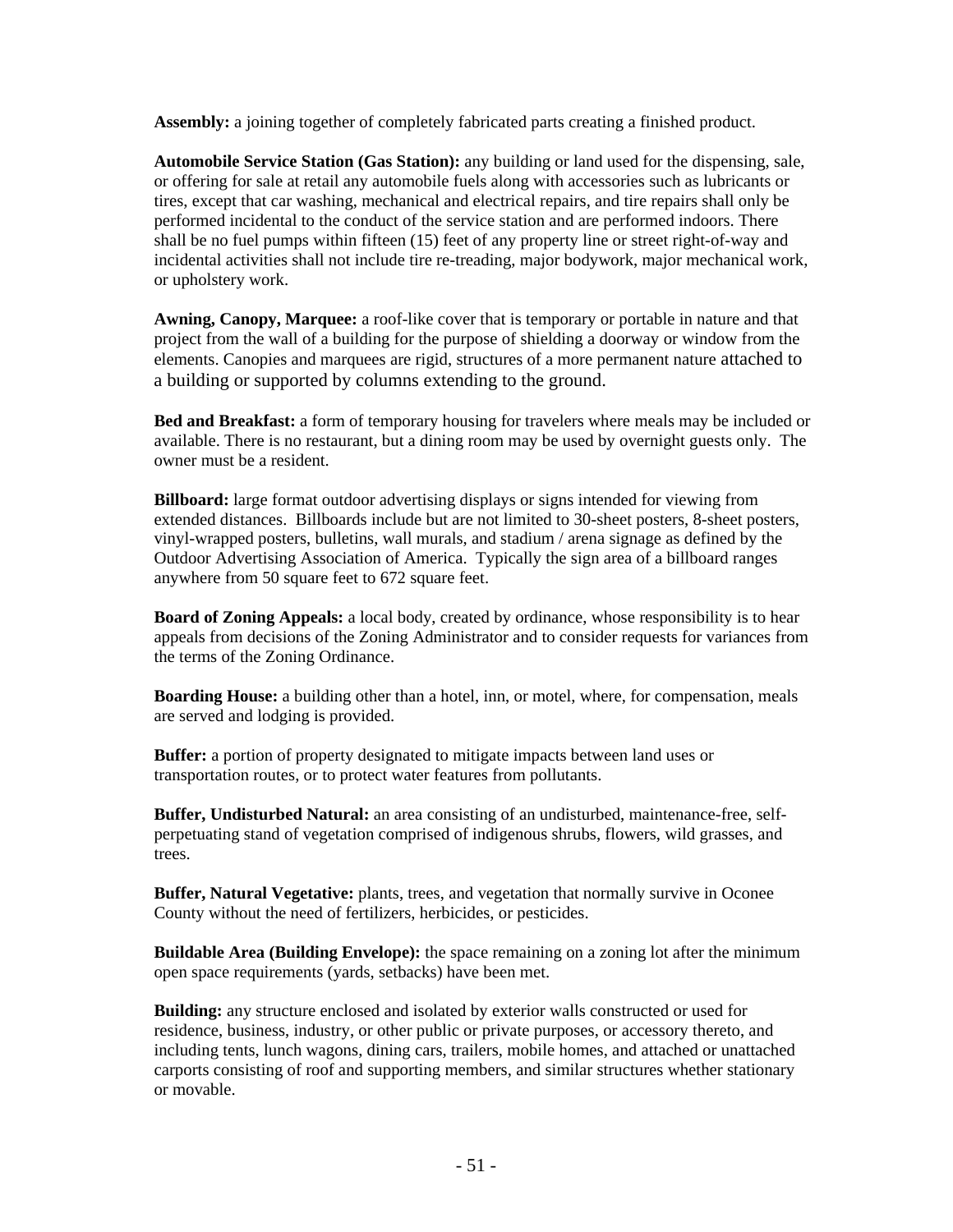**Assembly:** a joining together of completely fabricated parts creating a finished product.

**Automobile Service Station (Gas Station):** any building or land used for the dispensing, sale, or offering for sale at retail any automobile fuels along with accessories such as lubricants or tires, except that car washing, mechanical and electrical repairs, and tire repairs shall only be performed incidental to the conduct of the service station and are performed indoors. There shall be no fuel pumps within fifteen (15) feet of any property line or street right-of-way and incidental activities shall not include tire re-treading, major bodywork, major mechanical work, or upholstery work.

**Awning, Canopy, Marquee:** a roof-like cover that is temporary or portable in nature and that project from the wall of a building for the purpose of shielding a doorway or window from the elements. Canopies and marquees are rigid, structures of a more permanent nature attached to a building or supported by columns extending to the ground.

**Bed and Breakfast:** a form of temporary housing for travelers where meals may be included or available. There is no restaurant, but a dining room may be used by overnight guests only. The owner must be a resident.

**Billboard:** large format outdoor advertising displays or signs intended for viewing from extended distances. Billboards include but are not limited to 30-sheet posters, 8-sheet posters, vinyl-wrapped posters, bulletins, wall murals, and stadium / arena signage as defined by the Outdoor Advertising Association of America. Typically the sign area of a billboard ranges anywhere from 50 square feet to 672 square feet.

**Board of Zoning Appeals:** a local body, created by ordinance, whose responsibility is to hear appeals from decisions of the Zoning Administrator and to consider requests for variances from the terms of the Zoning Ordinance.

**Boarding House:** a building other than a hotel, inn, or motel, where, for compensation, meals are served and lodging is provided.

**Buffer:** a portion of property designated to mitigate impacts between land uses or transportation routes, or to protect water features from pollutants.

**Buffer, Undisturbed Natural:** an area consisting of an undisturbed, maintenance-free, self-perpetuating stand of vegetation comprised of indigenous shrubs, flowers, wild grasses, and trees.

**Buffer, Natural Vegetative:** plants, trees, and vegetation that normally survive in Oconee County without the need of fertilizers, herbicides, or pesticides.

**Buildable Area (Building Envelope):** the space remaining on a zoning lot after the minimum open space requirements (yards, setbacks) have been met.

**Building:** any structure enclosed and isolated by exterior walls constructed or used for residence, business, industry, or other public or private purposes, or accessory thereto, and including tents, lunch wagons, dining cars, trailers, mobile homes, and attached or unattached carports consisting of roof and supporting members, and similar structures whether stationary or movable.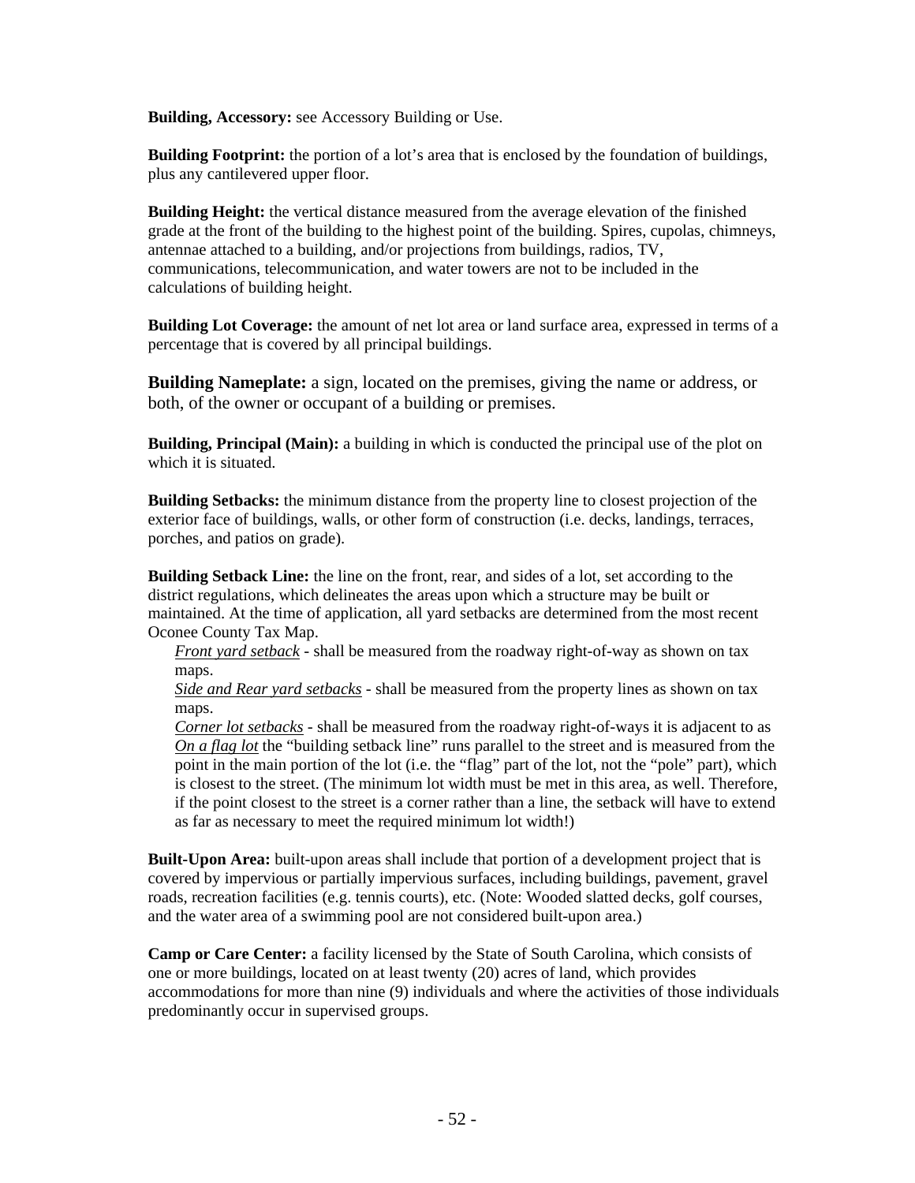**Building, Accessory:** see Accessory Building or Use.

**Building Footprint:** the portion of a lot's area that is enclosed by the foundation of buildings, plus any cantilevered upper floor.

**Building Height:** the vertical distance measured from the average elevation of the finished grade at the front of the building to the highest point of the building. Spires, cupolas, chimneys, antennae attached to a building, and/or projections from buildings, radios, TV, communications, telecommunication, and water towers are not to be included in the calculations of building height.

**Building Lot Coverage:** the amount of net lot area or land surface area, expressed in terms of a percentage that is covered by all principal buildings.

**Building Nameplate:** a sign, located on the premises, giving the name or address, or both, of the owner or occupant of a building or premises.

**Building, Principal (Main):** a building in which is conducted the principal use of the plot on which it is situated.

**Building Setbacks:** the minimum distance from the property line to closest projection of the exterior face of buildings, walls, or other form of construction (i.e. decks, landings, terraces, porches, and patios on grade).

**Building Setback Line:** the line on the front, rear, and sides of a lot, set according to the district regulations, which delineates the areas upon which a structure may be built or maintained. At the time of application, all yard setbacks are determined from the most recent Oconee County Tax Map.

*Front yard setback* - shall be measured from the roadway right-of-way as shown on tax maps.

*Side and Rear yard setbacks* - shall be measured from the property lines as shown on tax maps.

*Corner lot setbacks* - shall be measured from the roadway right-of-ways it is adjacent to as

*On a flag lot* the "building setback line" runs parallel to the street and is measured from the point in the main portion of the lot (i.e. the "flag" part of the lot, not the "pole" part), which is closest to the street. (The minimum lot width must be met in this area, as well. Therefore, if the point closest to the street is a corner rather than a line, the setback will have to extend as far as necessary to meet the required minimum lot width!)

**Built-Upon Area:** built-upon areas shall include that portion of a development project that is covered by impervious or partially impervious surfaces, including buildings, pavement, gravel roads, recreation facilities (e.g. tennis courts), etc. (Note: Wooded slatted decks, golf courses, and the water area of a swimming pool are not considered built-upon area.)

**Camp or Care Center:** a facility licensed by the State of South Carolina, which consists of one or more buildings, located on at least twenty (20) acres of land, which provides accommodations for more than nine (9) individuals and where the activities of those individuals predominantly occur in supervised groups.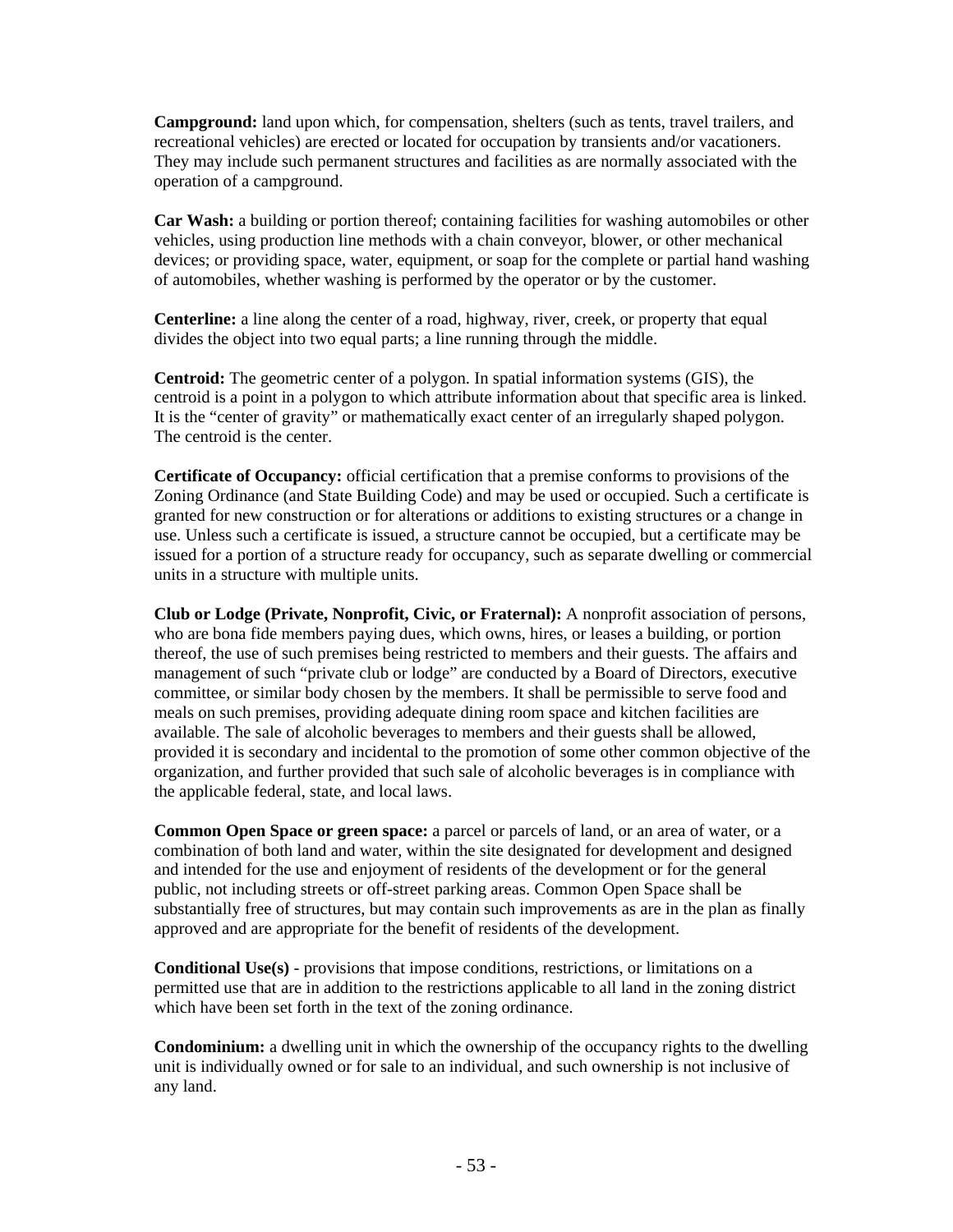**Campground:** land upon which, for compensation, shelters (such as tents, travel trailers, and recreational vehicles) are erected or located for occupation by transients and/or vacationers. They may include such permanent structures and facilities as are normally associated with the operation of a campground.

**Car Wash:** a building or portion thereof; containing facilities for washing automobiles or other vehicles, using production line methods with a chain conveyor, blower, or other mechanical devices; or providing space, water, equipment, or soap for the complete or partial hand washing of automobiles, whether washing is performed by the operator or by the customer.

**Centerline:** a line along the center of a road, highway, river, creek, or property that equal divides the object into two equal parts; a line running through the middle.

**Centroid:** The geometric center of a polygon. In spatial information systems (GIS), the centroid is a point in a polygon to which attribute information about that specific area is linked. It is the "center of gravity" or mathematically exact center of an irregularly shaped polygon. The centroid is the center.

**Certificate of Occupancy:** official certification that a premise conforms to provisions of the Zoning Ordinance (and State Building Code) and may be used or occupied. Such a certificate is granted for new construction or for alterations or additions to existing structures or a change in use. Unless such a certificate is issued, a structure cannot be occupied, but a certificate may be issued for a portion of a structure ready for occupancy, such as separate dwelling or commercial units in a structure with multiple units.

**Club or Lodge (Private, Nonprofit, Civic, or Fraternal):** A nonprofit association of persons, who are bona fide members paying dues, which owns, hires, or leases a building, or portion thereof, the use of such premises being restricted to members and their guests. The affairs and management of such "private club or lodge" are conducted by a Board of Directors, executive committee, or similar body chosen by the members. It shall be permissible to serve food and meals on such premises, providing adequate dining room space and kitchen facilities are available. The sale of alcoholic beverages to members and their guests shall be allowed, provided it is secondary and incidental to the promotion of some other common objective of the organization, and further provided that such sale of alcoholic beverages is in compliance with the applicable federal, state, and local laws.

**Common Open Space or green space:** a parcel or parcels of land, or an area of water, or a combination of both land and water, within the site designated for development and designed and intended for the use and enjoyment of residents of the development or for the general public, not including streets or off-street parking areas. Common Open Space shall be substantially free of structures, but may contain such improvements as are in the plan as finally approved and are appropriate for the benefit of residents of the development.

**Conditional Use(s)** - provisions that impose conditions, restrictions, or limitations on a permitted use that are in addition to the restrictions applicable to all land in the zoning district which have been set forth in the text of the zoning ordinance.

**Condominium:** a dwelling unit in which the ownership of the occupancy rights to the dwelling unit is individually owned or for sale to an individual, and such ownership is not inclusive of any land.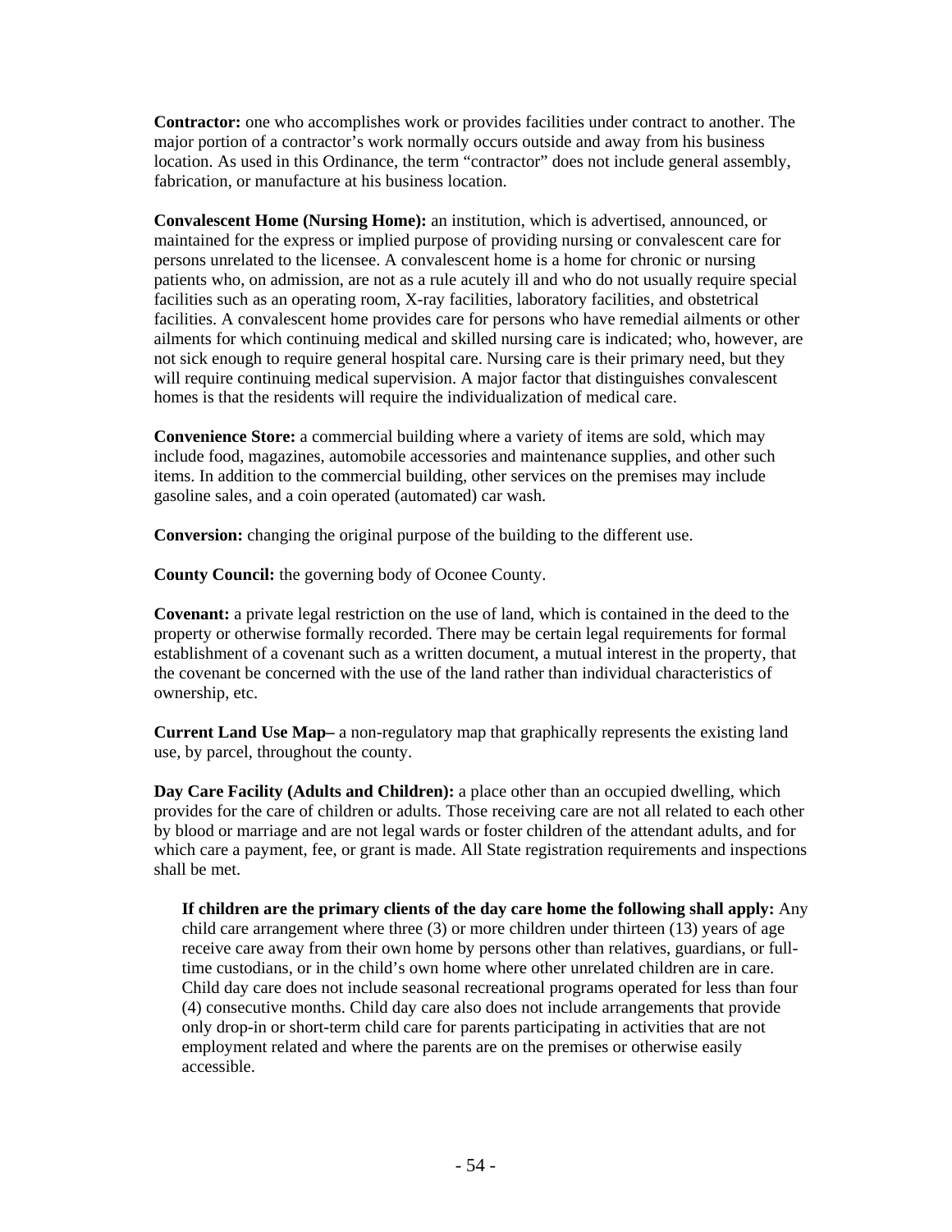**Contractor:** one who accomplishes work or provides facilities under contract to another. The major portion of a contractor's work normally occurs outside and away from his business location. As used in this Ordinance, the term "contractor" does not include general assembly, fabrication, or manufacture at his business location.

**Convalescent Home (Nursing Home):** an institution, which is advertised, announced, or maintained for the express or implied purpose of providing nursing or convalescent care for persons unrelated to the licensee. A convalescent home is a home for chronic or nursing patients who, on admission, are not as a rule acutely ill and who do not usually require special facilities such as an operating room, X-ray facilities, laboratory facilities, and obstetrical facilities. A convalescent home provides care for persons who have remedial ailments or other ailments for which continuing medical and skilled nursing care is indicated; who, however, are not sick enough to require general hospital care. Nursing care is their primary need, but they will require continuing medical supervision. A major factor that distinguishes convalescent homes is that the residents will require the individualization of medical care.

**Convenience Store:** a commercial building where a variety of items are sold, which may include food, magazines, automobile accessories and maintenance supplies, and other such items. In addition to the commercial building, other services on the premises may include gasoline sales, and a coin operated (automated) car wash.

**Conversion:** changing the original purpose of the building to the different use.

**County Council:** the governing body of Oconee County.

**Covenant:** a private legal restriction on the use of land, which is contained in the deed to the property or otherwise formally recorded. There may be certain legal requirements for formal establishment of a covenant such as a written document, a mutual interest in the property, that the covenant be concerned with the use of the land rather than individual characteristics of ownership, etc.

**Current Land Use Map–** a non-regulatory map that graphically represents the existing land use, by parcel, throughout the county.

**Day Care Facility (Adults and Children):** a place other than an occupied dwelling, which provides for the care of children or adults. Those receiving care are not all related to each other by blood or marriage and are not legal wards or foster children of the attendant adults, and for which care a payment, fee, or grant is made. All State registration requirements and inspections shall be met.

> **If children are the primary clients of the day care home the following shall apply:** Any child care arrangement where three (3) or more children under thirteen (13) years of age receive care away from their own home by persons other than relatives, guardians, or full-time custodians, or in the child's own home where other unrelated children are in care. Child day care does not include seasonal recreational programs operated for less than four (4) consecutive months. Child day care also does not include arrangements that provide only drop-in or short-term child care for parents participating in activities that are not employment related and where the parents are on the premises or otherwise easily accessible.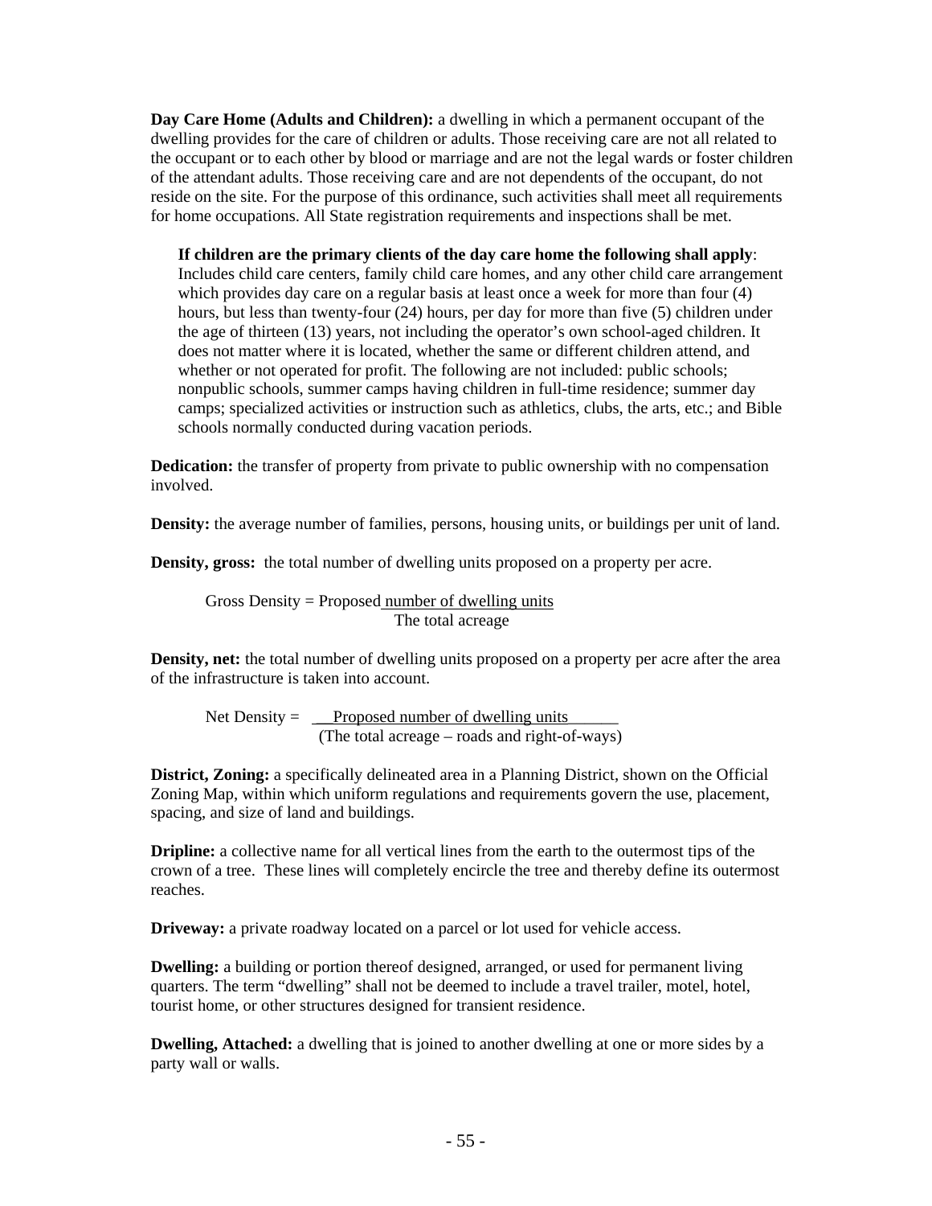**Day Care Home (Adults and Children):** a dwelling in which a permanent occupant of the dwelling provides for the care of children or adults. Those receiving care are not all related to the occupant or to each other by blood or marriage and are not the legal wards or foster children of the attendant adults. Those receiving care and are not dependents of the occupant, do not reside on the site. For the purpose of this ordinance, such activities shall meet all requirements for home occupations. All State registration requirements and inspections shall be met.

> **If children are the primary clients of the day care home the following shall apply**: Includes child care centers, family child care homes, and any other child care arrangement which provides day care on a regular basis at least once a week for more than four (4) hours, but less than twenty-four (24) hours, per day for more than five (5) children under the age of thirteen (13) years, not including the operator's own school-aged children. It does not matter where it is located, whether the same or different children attend, and whether or not operated for profit. The following are not included: public schools; nonpublic schools, summer camps having children in full-time residence; summer day camps; specialized activities or instruction such as athletics, clubs, the arts, etc.; and Bible schools normally conducted during vacation periods.

**Dedication:** the transfer of property from private to public ownership with no compensation involved.

**Density:** the average number of families, persons, housing units, or buildings per unit of land.

**Density, gross:** the total number of dwelling units proposed on a property per acre.

$$\text{Gross Density} = \frac{\text{Proposed number of dwelling units}}{\text{The total acreage}}$$

**Density, net:** the total number of dwelling units proposed on a property per acre after the area of the infrastructure is taken into account.

$$\text{Net Density} = \frac{\text{Proposed number of dwelling units}}{\text{(The total acreage – roads and right-of-ways)}}$$

**District, Zoning:** a specifically delineated area in a Planning District, shown on the Official Zoning Map, within which uniform regulations and requirements govern the use, placement, spacing, and size of land and buildings.

**Dripline:** a collective name for all vertical lines from the earth to the outermost tips of the crown of a tree. These lines will completely encircle the tree and thereby define its outermost reaches.

**Driveway:** a private roadway located on a parcel or lot used for vehicle access.

**Dwelling:** a building or portion thereof designed, arranged, or used for permanent living quarters. The term "dwelling" shall not be deemed to include a travel trailer, motel, hotel, tourist home, or other structures designed for transient residence.

**Dwelling, Attached:** a dwelling that is joined to another dwelling at one or more sides by a party wall or walls.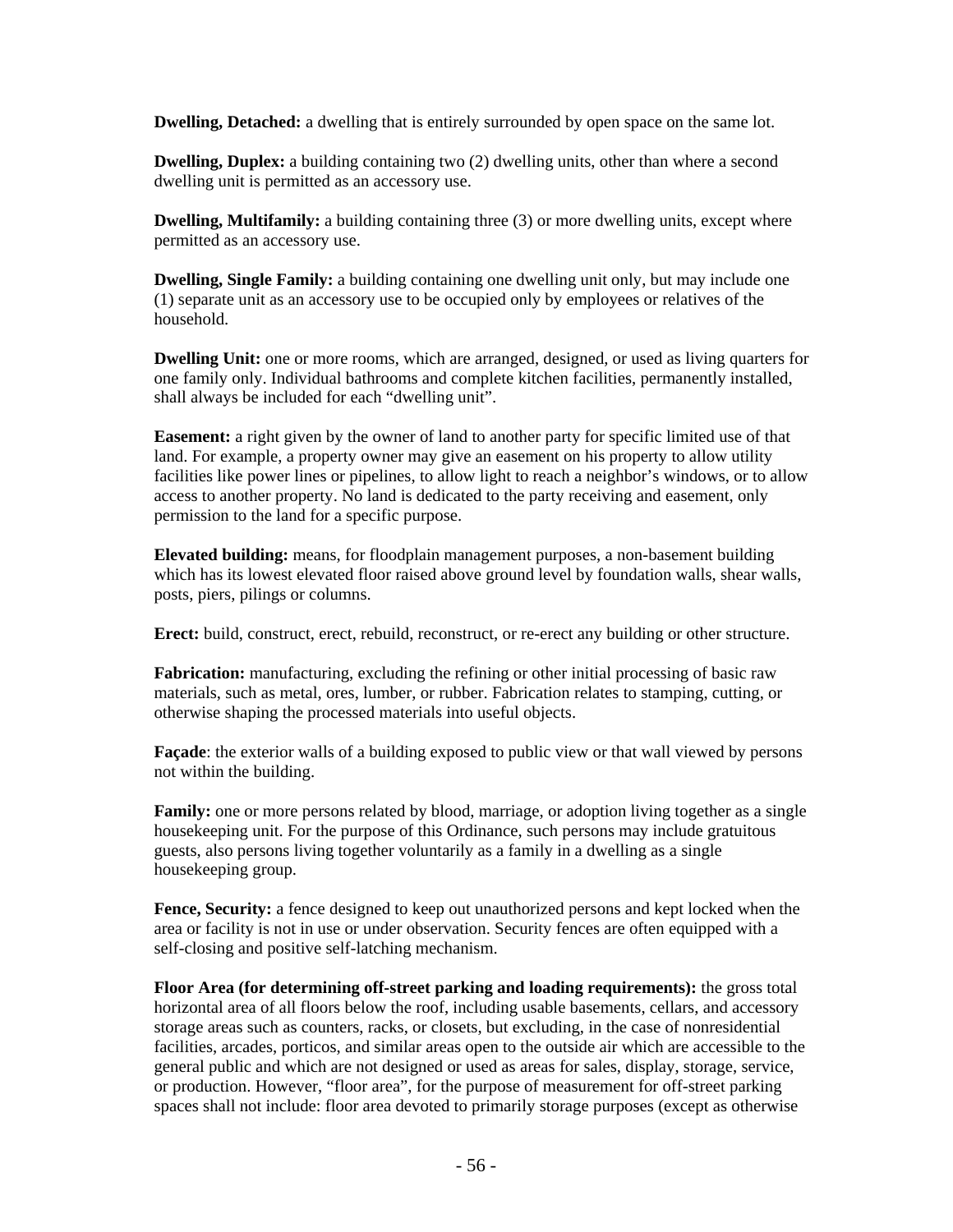**Dwelling, Detached:** a dwelling that is entirely surrounded by open space on the same lot.

**Dwelling, Duplex:** a building containing two (2) dwelling units, other than where a second dwelling unit is permitted as an accessory use.

**Dwelling, Multifamily:** a building containing three (3) or more dwelling units, except where permitted as an accessory use.

**Dwelling, Single Family:** a building containing one dwelling unit only, but may include one (1) separate unit as an accessory use to be occupied only by employees or relatives of the household.

**Dwelling Unit:** one or more rooms, which are arranged, designed, or used as living quarters for one family only. Individual bathrooms and complete kitchen facilities, permanently installed, shall always be included for each "dwelling unit".

**Easement:** a right given by the owner of land to another party for specific limited use of that land. For example, a property owner may give an easement on his property to allow utility facilities like power lines or pipelines, to allow light to reach a neighbor's windows, or to allow access to another property. No land is dedicated to the party receiving and easement, only permission to the land for a specific purpose.

**Elevated building:** means, for floodplain management purposes, a non-basement building which has its lowest elevated floor raised above ground level by foundation walls, shear walls, posts, piers, pilings or columns.

**Erect:** build, construct, erect, rebuild, reconstruct, or re-erect any building or other structure.

**Fabrication:** manufacturing, excluding the refining or other initial processing of basic raw materials, such as metal, ores, lumber, or rubber. Fabrication relates to stamping, cutting, or otherwise shaping the processed materials into useful objects.

**Façade**: the exterior walls of a building exposed to public view or that wall viewed by persons not within the building.

**Family:** one or more persons related by blood, marriage, or adoption living together as a single housekeeping unit. For the purpose of this Ordinance, such persons may include gratuitous guests, also persons living together voluntarily as a family in a dwelling as a single housekeeping group.

**Fence, Security:** a fence designed to keep out unauthorized persons and kept locked when the area or facility is not in use or under observation. Security fences are often equipped with a self-closing and positive self-latching mechanism.

**Floor Area (for determining off-street parking and loading requirements):** the gross total horizontal area of all floors below the roof, including usable basements, cellars, and accessory storage areas such as counters, racks, or closets, but excluding, in the case of nonresidential facilities, arcades, porticos, and similar areas open to the outside air which are accessible to the general public and which are not designed or used as areas for sales, display, storage, service, or production. However, "floor area", for the purpose of measurement for off-street parking spaces shall not include: floor area devoted to primarily storage purposes (except as otherwise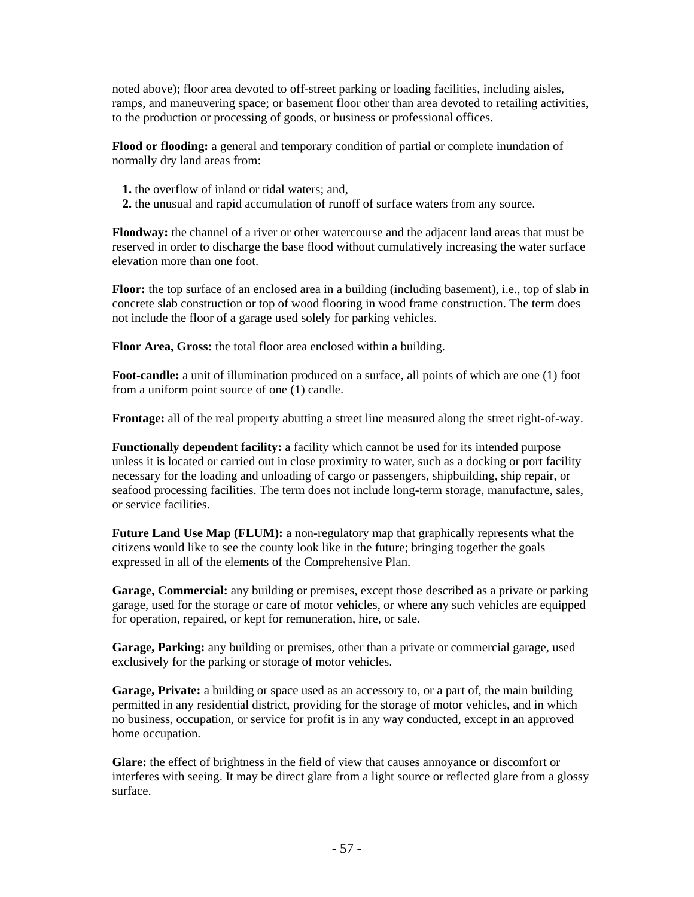noted above); floor area devoted to off-street parking or loading facilities, including aisles, ramps, and maneuvering space; or basement floor other than area devoted to retailing activities, to the production or processing of goods, or business or professional offices.

**Flood or flooding:** a general and temporary condition of partial or complete inundation of normally dry land areas from:

**1.** the overflow of inland or tidal waters; and,
**2.** the unusual and rapid accumulation of runoff of surface waters from any source.

**Floodway:** the channel of a river or other watercourse and the adjacent land areas that must be reserved in order to discharge the base flood without cumulatively increasing the water surface elevation more than one foot.

**Floor:** the top surface of an enclosed area in a building (including basement), i.e., top of slab in concrete slab construction or top of wood flooring in wood frame construction. The term does not include the floor of a garage used solely for parking vehicles.

**Floor Area, Gross:** the total floor area enclosed within a building.

**Foot-candle:** a unit of illumination produced on a surface, all points of which are one (1) foot from a uniform point source of one (1) candle.

**Frontage:** all of the real property abutting a street line measured along the street right-of-way.

**Functionally dependent facility:** a facility which cannot be used for its intended purpose unless it is located or carried out in close proximity to water, such as a docking or port facility necessary for the loading and unloading of cargo or passengers, shipbuilding, ship repair, or seafood processing facilities. The term does not include long-term storage, manufacture, sales, or service facilities.

**Future Land Use Map (FLUM):** a non-regulatory map that graphically represents what the citizens would like to see the county look like in the future; bringing together the goals expressed in all of the elements of the Comprehensive Plan.

**Garage, Commercial:** any building or premises, except those described as a private or parking garage, used for the storage or care of motor vehicles, or where any such vehicles are equipped for operation, repaired, or kept for remuneration, hire, or sale.

**Garage, Parking:** any building or premises, other than a private or commercial garage, used exclusively for the parking or storage of motor vehicles.

**Garage, Private:** a building or space used as an accessory to, or a part of, the main building permitted in any residential district, providing for the storage of motor vehicles, and in which no business, occupation, or service for profit is in any way conducted, except in an approved home occupation.

**Glare:** the effect of brightness in the field of view that causes annoyance or discomfort or interferes with seeing. It may be direct glare from a light source or reflected glare from a glossy surface.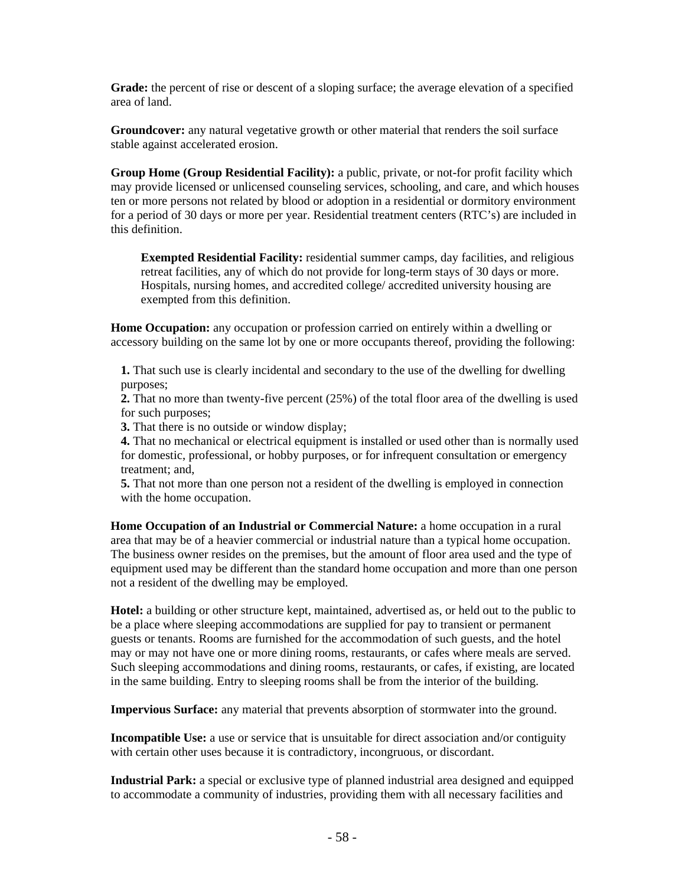**Grade:** the percent of rise or descent of a sloping surface; the average elevation of a specified area of land.

**Groundcover:** any natural vegetative growth or other material that renders the soil surface stable against accelerated erosion.

**Group Home (Group Residential Facility):** a public, private, or not-for profit facility which may provide licensed or unlicensed counseling services, schooling, and care, and which houses ten or more persons not related by blood or adoption in a residential or dormitory environment for a period of 30 days or more per year. Residential treatment centers (RTC's) are included in this definition.

> **Exempted Residential Facility:** residential summer camps, day facilities, and religious retreat facilities, any of which do not provide for long-term stays of 30 days or more. Hospitals, nursing homes, and accredited college/ accredited university housing are exempted from this definition.

**Home Occupation:** any occupation or profession carried on entirely within a dwelling or accessory building on the same lot by one or more occupants thereof, providing the following:

**1.** That such use is clearly incidental and secondary to the use of the dwelling for dwelling purposes;
**2.** That no more than twenty-five percent (25%) of the total floor area of the dwelling is used for such purposes;
**3.** That there is no outside or window display;
**4.** That no mechanical or electrical equipment is installed or used other than is normally used for domestic, professional, or hobby purposes, or for infrequent consultation or emergency treatment; and,
**5.** That not more than one person not a resident of the dwelling is employed in connection with the home occupation.

**Home Occupation of an Industrial or Commercial Nature:** a home occupation in a rural area that may be of a heavier commercial or industrial nature than a typical home occupation. The business owner resides on the premises, but the amount of floor area used and the type of equipment used may be different than the standard home occupation and more than one person not a resident of the dwelling may be employed.

**Hotel:** a building or other structure kept, maintained, advertised as, or held out to the public to be a place where sleeping accommodations are supplied for pay to transient or permanent guests or tenants. Rooms are furnished for the accommodation of such guests, and the hotel may or may not have one or more dining rooms, restaurants, or cafes where meals are served. Such sleeping accommodations and dining rooms, restaurants, or cafes, if existing, are located in the same building. Entry to sleeping rooms shall be from the interior of the building.

**Impervious Surface:** any material that prevents absorption of stormwater into the ground.

**Incompatible Use:** a use or service that is unsuitable for direct association and/or contiguity with certain other uses because it is contradictory, incongruous, or discordant.

**Industrial Park:** a special or exclusive type of planned industrial area designed and equipped to accommodate a community of industries, providing them with all necessary facilities and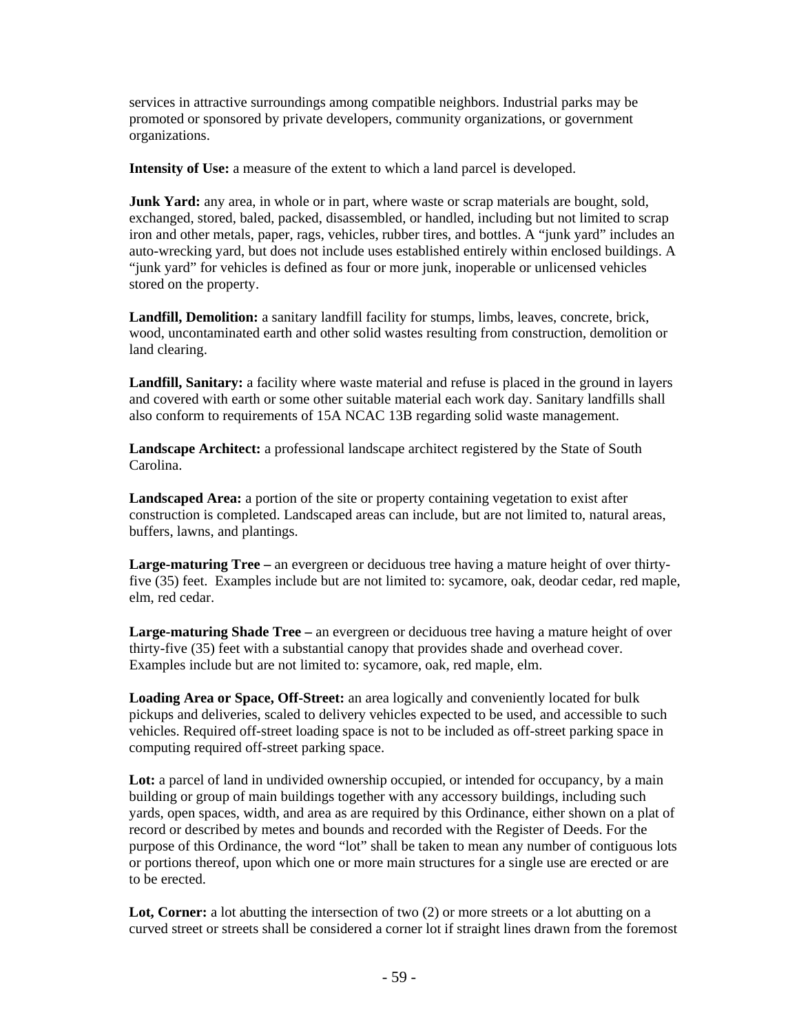services in attractive surroundings among compatible neighbors. Industrial parks may be promoted or sponsored by private developers, community organizations, or government organizations.

**Intensity of Use:** a measure of the extent to which a land parcel is developed.

**Junk Yard:** any area, in whole or in part, where waste or scrap materials are bought, sold, exchanged, stored, baled, packed, disassembled, or handled, including but not limited to scrap iron and other metals, paper, rags, vehicles, rubber tires, and bottles. A "junk yard" includes an auto-wrecking yard, but does not include uses established entirely within enclosed buildings. A "junk yard" for vehicles is defined as four or more junk, inoperable or unlicensed vehicles stored on the property.

**Landfill, Demolition:** a sanitary landfill facility for stumps, limbs, leaves, concrete, brick, wood, uncontaminated earth and other solid wastes resulting from construction, demolition or land clearing.

**Landfill, Sanitary:** a facility where waste material and refuse is placed in the ground in layers and covered with earth or some other suitable material each work day. Sanitary landfills shall also conform to requirements of 15A NCAC 13B regarding solid waste management.

**Landscape Architect:** a professional landscape architect registered by the State of South Carolina.

**Landscaped Area:** a portion of the site or property containing vegetation to exist after construction is completed. Landscaped areas can include, but are not limited to, natural areas, buffers, lawns, and plantings.

**Large-maturing Tree –** an evergreen or deciduous tree having a mature height of over thirty-five (35) feet. Examples include but are not limited to: sycamore, oak, deodar cedar, red maple, elm, red cedar.

**Large-maturing Shade Tree –** an evergreen or deciduous tree having a mature height of over thirty-five (35) feet with a substantial canopy that provides shade and overhead cover. Examples include but are not limited to: sycamore, oak, red maple, elm.

**Loading Area or Space, Off-Street:** an area logically and conveniently located for bulk pickups and deliveries, scaled to delivery vehicles expected to be used, and accessible to such vehicles. Required off-street loading space is not to be included as off-street parking space in computing required off-street parking space.

**Lot:** a parcel of land in undivided ownership occupied, or intended for occupancy, by a main building or group of main buildings together with any accessory buildings, including such yards, open spaces, width, and area as are required by this Ordinance, either shown on a plat of record or described by metes and bounds and recorded with the Register of Deeds. For the purpose of this Ordinance, the word "lot" shall be taken to mean any number of contiguous lots or portions thereof, upon which one or more main structures for a single use are erected or are to be erected.

**Lot, Corner:** a lot abutting the intersection of two (2) or more streets or a lot abutting on a curved street or streets shall be considered a corner lot if straight lines drawn from the foremost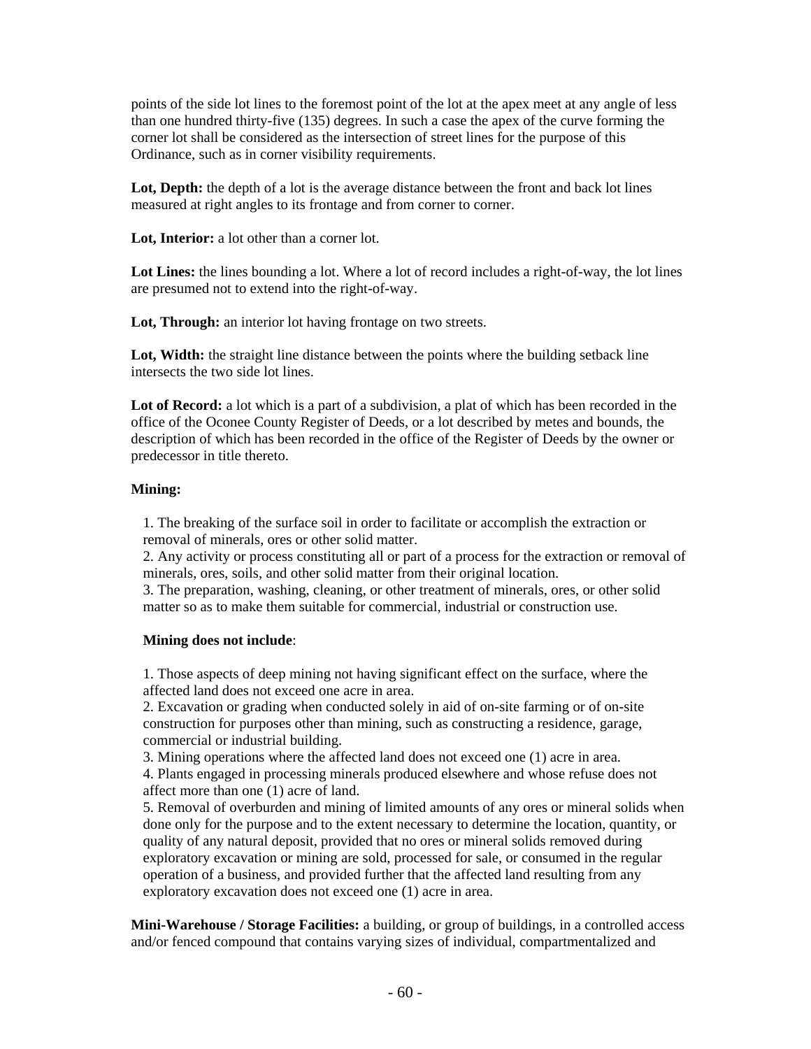points of the side lot lines to the foremost point of the lot at the apex meet at any angle of less than one hundred thirty-five (135) degrees. In such a case the apex of the curve forming the corner lot shall be considered as the intersection of street lines for the purpose of this Ordinance, such as in corner visibility requirements.

**Lot, Depth:** the depth of a lot is the average distance between the front and back lot lines measured at right angles to its frontage and from corner to corner.

**Lot, Interior:** a lot other than a corner lot.

**Lot Lines:** the lines bounding a lot. Where a lot of record includes a right-of-way, the lot lines are presumed not to extend into the right-of-way.

**Lot, Through:** an interior lot having frontage on two streets.

**Lot, Width:** the straight line distance between the points where the building setback line intersects the two side lot lines.

**Lot of Record:** a lot which is a part of a subdivision, a plat of which has been recorded in the office of the Oconee County Register of Deeds, or a lot described by metes and bounds, the description of which has been recorded in the office of the Register of Deeds by the owner or predecessor in title thereto.

**Mining:**

1. The breaking of the surface soil in order to facilitate or accomplish the extraction or removal of minerals, ores or other solid matter.
2. Any activity or process constituting all or part of a process for the extraction or removal of minerals, ores, soils, and other solid matter from their original location.
3. The preparation, washing, cleaning, or other treatment of minerals, ores, or other solid matter so as to make them suitable for commercial, industrial or construction use.

**Mining does not include**:

1. Those aspects of deep mining not having significant effect on the surface, where the affected land does not exceed one acre in area.
2. Excavation or grading when conducted solely in aid of on-site farming or of on-site construction for purposes other than mining, such as constructing a residence, garage, commercial or industrial building.
3. Mining operations where the affected land does not exceed one (1) acre in area.
4. Plants engaged in processing minerals produced elsewhere and whose refuse does not affect more than one (1) acre of land.
5. Removal of overburden and mining of limited amounts of any ores or mineral solids when done only for the purpose and to the extent necessary to determine the location, quantity, or quality of any natural deposit, provided that no ores or mineral solids removed during exploratory excavation or mining are sold, processed for sale, or consumed in the regular operation of a business, and provided further that the affected land resulting from any exploratory excavation does not exceed one (1) acre in area.

**Mini-Warehouse / Storage Facilities:** a building, or group of buildings, in a controlled access and/or fenced compound that contains varying sizes of individual, compartmentalized and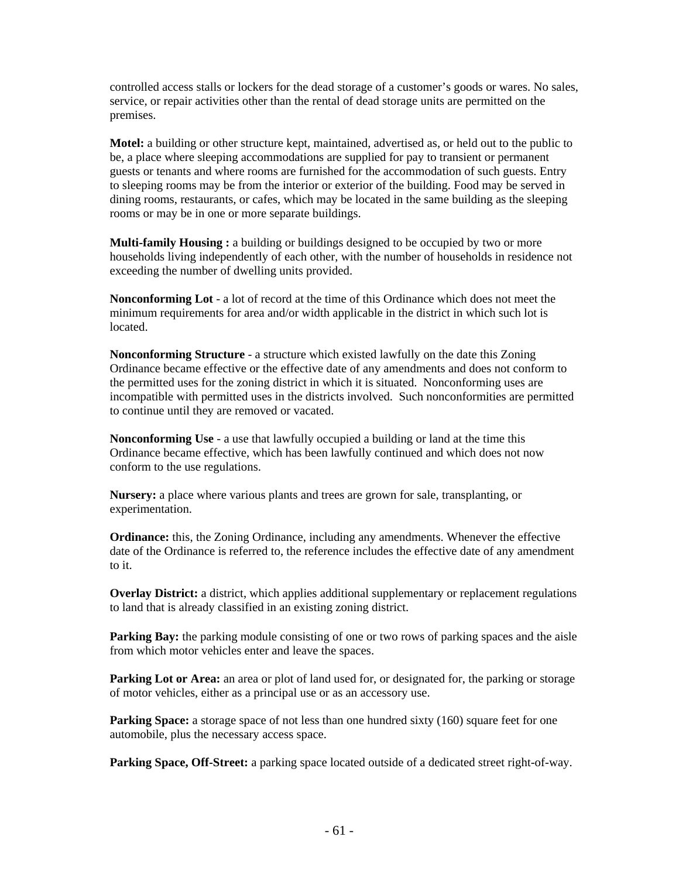controlled access stalls or lockers for the dead storage of a customer's goods or wares. No sales, service, or repair activities other than the rental of dead storage units are permitted on the premises.

**Motel:** a building or other structure kept, maintained, advertised as, or held out to the public to be, a place where sleeping accommodations are supplied for pay to transient or permanent guests or tenants and where rooms are furnished for the accommodation of such guests. Entry to sleeping rooms may be from the interior or exterior of the building. Food may be served in dining rooms, restaurants, or cafes, which may be located in the same building as the sleeping rooms or may be in one or more separate buildings.

**Multi-family Housing :** a building or buildings designed to be occupied by two or more households living independently of each other, with the number of households in residence not exceeding the number of dwelling units provided.

**Nonconforming Lot** - a lot of record at the time of this Ordinance which does not meet the minimum requirements for area and/or width applicable in the district in which such lot is located.

**Nonconforming Structure** - a structure which existed lawfully on the date this Zoning Ordinance became effective or the effective date of any amendments and does not conform to the permitted uses for the zoning district in which it is situated. Nonconforming uses are incompatible with permitted uses in the districts involved. Such nonconformities are permitted to continue until they are removed or vacated.

**Nonconforming Use** - a use that lawfully occupied a building or land at the time this Ordinance became effective, which has been lawfully continued and which does not now conform to the use regulations.

**Nursery:** a place where various plants and trees are grown for sale, transplanting, or experimentation.

**Ordinance:** this, the Zoning Ordinance, including any amendments. Whenever the effective date of the Ordinance is referred to, the reference includes the effective date of any amendment to it.

**Overlay District:** a district, which applies additional supplementary or replacement regulations to land that is already classified in an existing zoning district.

**Parking Bay:** the parking module consisting of one or two rows of parking spaces and the aisle from which motor vehicles enter and leave the spaces.

**Parking Lot or Area:** an area or plot of land used for, or designated for, the parking or storage of motor vehicles, either as a principal use or as an accessory use.

**Parking Space:** a storage space of not less than one hundred sixty (160) square feet for one automobile, plus the necessary access space.

**Parking Space, Off-Street:** a parking space located outside of a dedicated street right-of-way.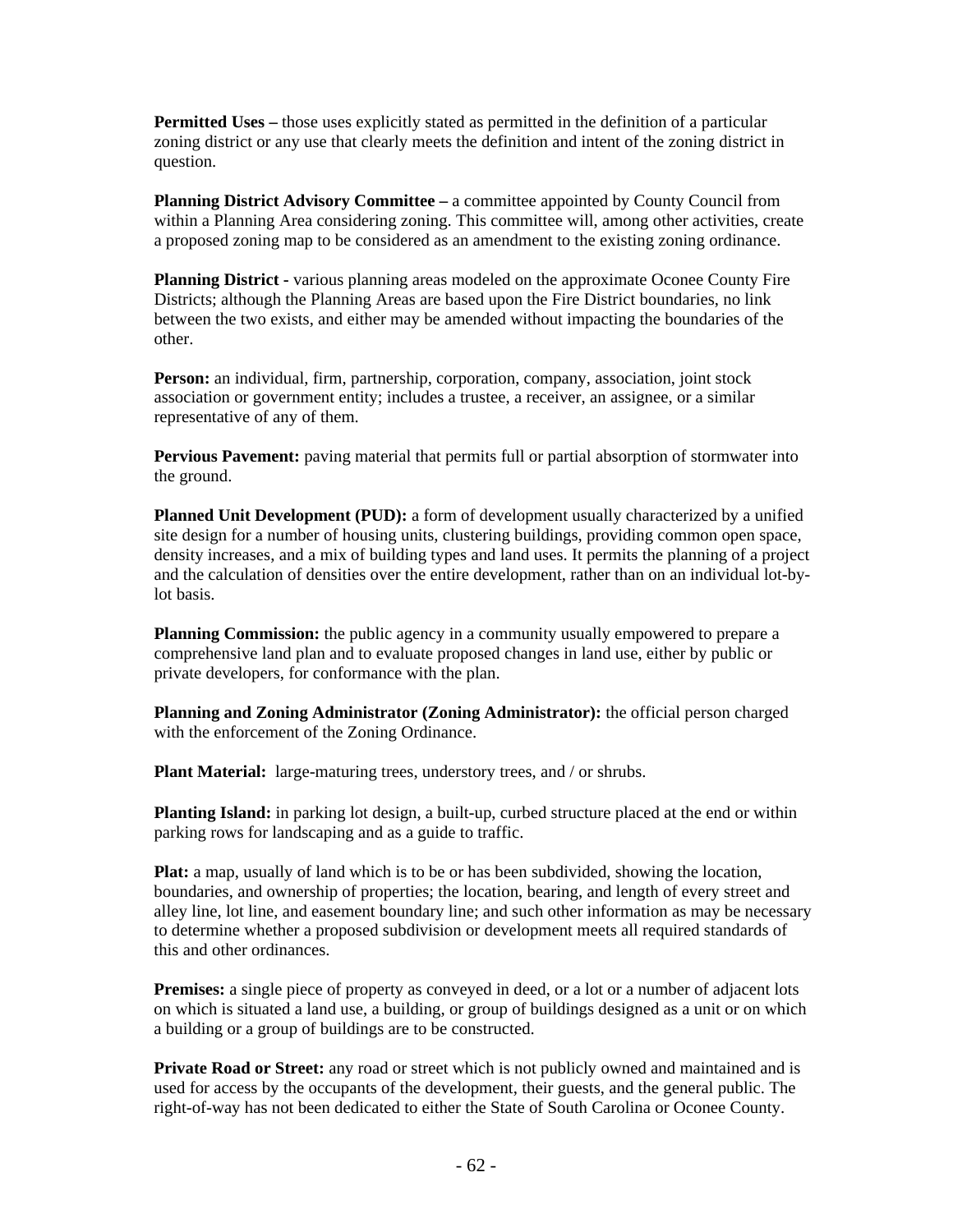**Permitted Uses –** those uses explicitly stated as permitted in the definition of a particular zoning district or any use that clearly meets the definition and intent of the zoning district in question.

**Planning District Advisory Committee –** a committee appointed by County Council from within a Planning Area considering zoning. This committee will, among other activities, create a proposed zoning map to be considered as an amendment to the existing zoning ordinance.

**Planning District -** various planning areas modeled on the approximate Oconee County Fire Districts; although the Planning Areas are based upon the Fire District boundaries, no link between the two exists, and either may be amended without impacting the boundaries of the other.

**Person:** an individual, firm, partnership, corporation, company, association, joint stock association or government entity; includes a trustee, a receiver, an assignee, or a similar representative of any of them.

**Pervious Pavement:** paving material that permits full or partial absorption of stormwater into the ground.

**Planned Unit Development (PUD):** a form of development usually characterized by a unified site design for a number of housing units, clustering buildings, providing common open space, density increases, and a mix of building types and land uses. It permits the planning of a project and the calculation of densities over the entire development, rather than on an individual lot-by-lot basis.

**Planning Commission:** the public agency in a community usually empowered to prepare a comprehensive land plan and to evaluate proposed changes in land use, either by public or private developers, for conformance with the plan.

**Planning and Zoning Administrator (Zoning Administrator):** the official person charged with the enforcement of the Zoning Ordinance.

**Plant Material:** large-maturing trees, understory trees, and / or shrubs.

**Planting Island:** in parking lot design, a built-up, curbed structure placed at the end or within parking rows for landscaping and as a guide to traffic.

**Plat:** a map, usually of land which is to be or has been subdivided, showing the location, boundaries, and ownership of properties; the location, bearing, and length of every street and alley line, lot line, and easement boundary line; and such other information as may be necessary to determine whether a proposed subdivision or development meets all required standards of this and other ordinances.

**Premises:** a single piece of property as conveyed in deed, or a lot or a number of adjacent lots on which is situated a land use, a building, or group of buildings designed as a unit or on which a building or a group of buildings are to be constructed.

**Private Road or Street:** any road or street which is not publicly owned and maintained and is used for access by the occupants of the development, their guests, and the general public. The right-of-way has not been dedicated to either the State of South Carolina or Oconee County.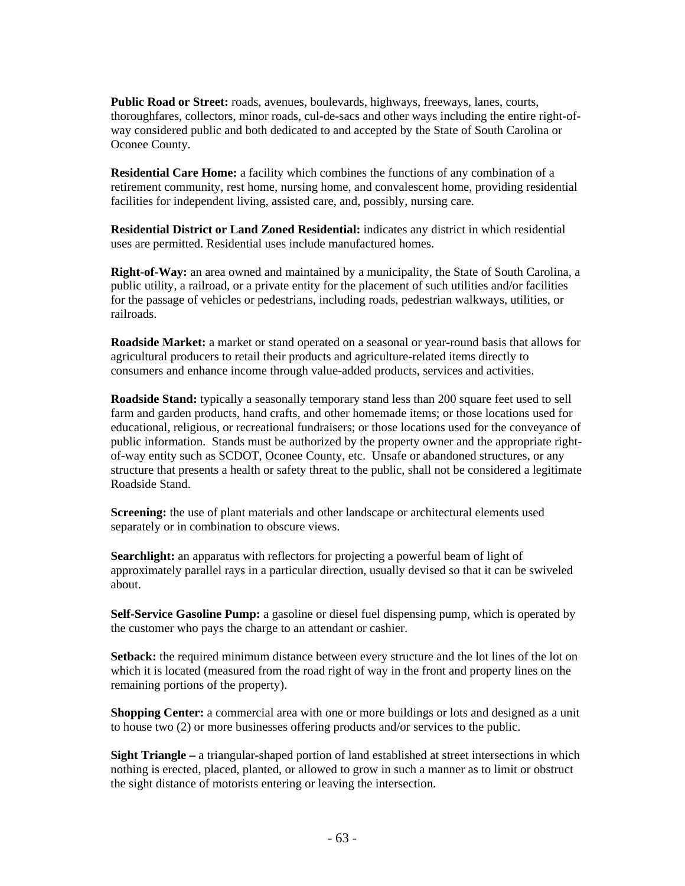**Public Road or Street:** roads, avenues, boulevards, highways, freeways, lanes, courts, thoroughfares, collectors, minor roads, cul-de-sacs and other ways including the entire right-of-way considered public and both dedicated to and accepted by the State of South Carolina or Oconee County.

**Residential Care Home:** a facility which combines the functions of any combination of a retirement community, rest home, nursing home, and convalescent home, providing residential facilities for independent living, assisted care, and, possibly, nursing care.

**Residential District or Land Zoned Residential:** indicates any district in which residential uses are permitted. Residential uses include manufactured homes.

**Right-of-Way:** an area owned and maintained by a municipality, the State of South Carolina, a public utility, a railroad, or a private entity for the placement of such utilities and/or facilities for the passage of vehicles or pedestrians, including roads, pedestrian walkways, utilities, or railroads.

**Roadside Market:** a market or stand operated on a seasonal or year-round basis that allows for agricultural producers to retail their products and agriculture-related items directly to consumers and enhance income through value-added products, services and activities.

**Roadside Stand:** typically a seasonally temporary stand less than 200 square feet used to sell farm and garden products, hand crafts, and other homemade items; or those locations used for educational, religious, or recreational fundraisers; or those locations used for the conveyance of public information. Stands must be authorized by the property owner and the appropriate right-of-way entity such as SCDOT, Oconee County, etc. Unsafe or abandoned structures, or any structure that presents a health or safety threat to the public, shall not be considered a legitimate Roadside Stand.

**Screening:** the use of plant materials and other landscape or architectural elements used separately or in combination to obscure views.

**Searchlight:** an apparatus with reflectors for projecting a powerful beam of light of approximately parallel rays in a particular direction, usually devised so that it can be swiveled about.

**Self-Service Gasoline Pump:** a gasoline or diesel fuel dispensing pump, which is operated by the customer who pays the charge to an attendant or cashier.

**Setback:** the required minimum distance between every structure and the lot lines of the lot on which it is located (measured from the road right of way in the front and property lines on the remaining portions of the property).

**Shopping Center:** a commercial area with one or more buildings or lots and designed as a unit to house two (2) or more businesses offering products and/or services to the public.

**Sight Triangle –** a triangular-shaped portion of land established at street intersections in which nothing is erected, placed, planted, or allowed to grow in such a manner as to limit or obstruct the sight distance of motorists entering or leaving the intersection.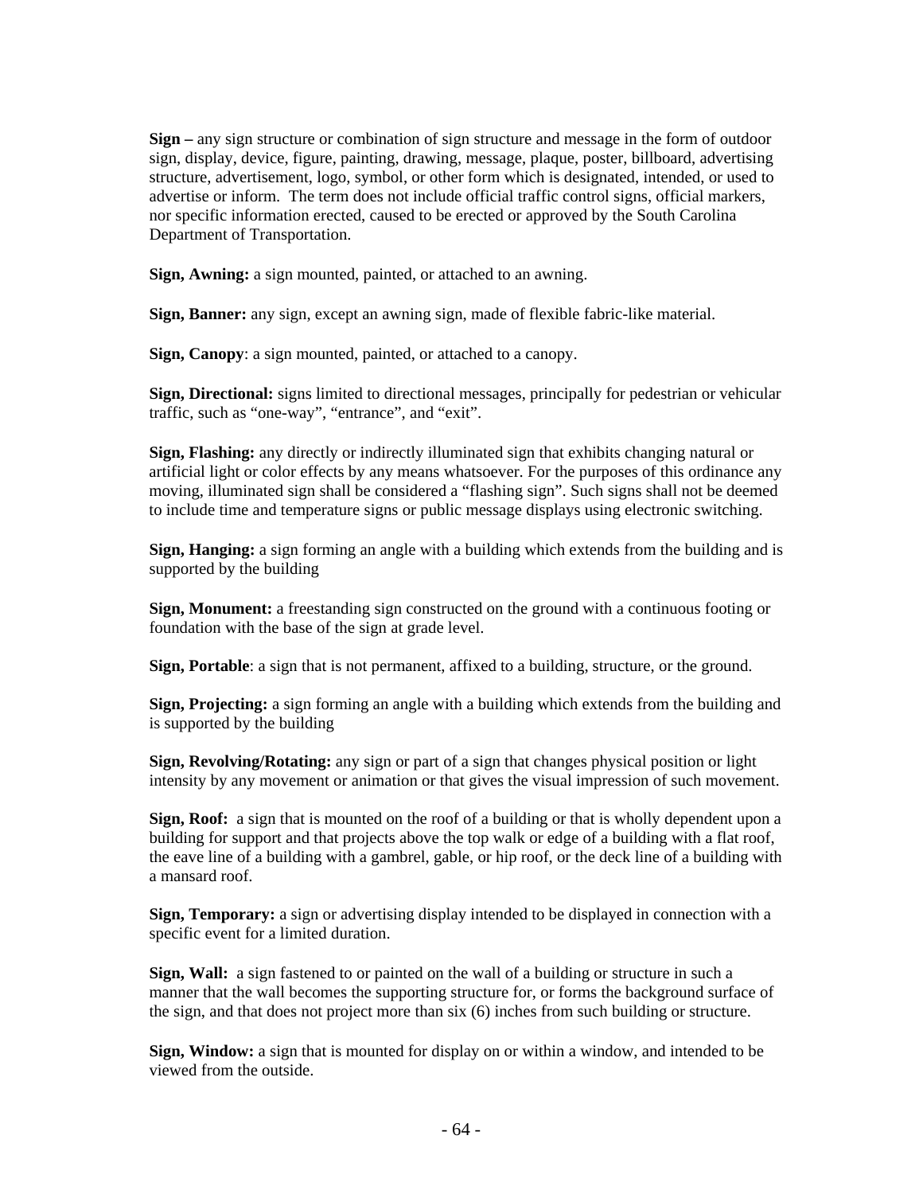**Sign –** any sign structure or combination of sign structure and message in the form of outdoor sign, display, device, figure, painting, drawing, message, plaque, poster, billboard, advertising structure, advertisement, logo, symbol, or other form which is designated, intended, or used to advertise or inform. The term does not include official traffic control signs, official markers, nor specific information erected, caused to be erected or approved by the South Carolina Department of Transportation.

**Sign, Awning:** a sign mounted, painted, or attached to an awning.

**Sign, Banner:** any sign, except an awning sign, made of flexible fabric-like material.

**Sign, Canopy**: a sign mounted, painted, or attached to a canopy.

**Sign, Directional:** signs limited to directional messages, principally for pedestrian or vehicular traffic, such as "one-way", "entrance", and "exit".

**Sign, Flashing:** any directly or indirectly illuminated sign that exhibits changing natural or artificial light or color effects by any means whatsoever. For the purposes of this ordinance any moving, illuminated sign shall be considered a "flashing sign". Such signs shall not be deemed to include time and temperature signs or public message displays using electronic switching.

**Sign, Hanging:** a sign forming an angle with a building which extends from the building and is supported by the building

**Sign, Monument:** a freestanding sign constructed on the ground with a continuous footing or foundation with the base of the sign at grade level.

**Sign, Portable**: a sign that is not permanent, affixed to a building, structure, or the ground.

**Sign, Projecting:** a sign forming an angle with a building which extends from the building and is supported by the building

**Sign, Revolving/Rotating:** any sign or part of a sign that changes physical position or light intensity by any movement or animation or that gives the visual impression of such movement.

**Sign, Roof:** a sign that is mounted on the roof of a building or that is wholly dependent upon a building for support and that projects above the top walk or edge of a building with a flat roof, the eave line of a building with a gambrel, gable, or hip roof, or the deck line of a building with a mansard roof.

**Sign, Temporary:** a sign or advertising display intended to be displayed in connection with a specific event for a limited duration.

**Sign, Wall:** a sign fastened to or painted on the wall of a building or structure in such a manner that the wall becomes the supporting structure for, or forms the background surface of the sign, and that does not project more than six (6) inches from such building or structure.

**Sign, Window:** a sign that is mounted for display on or within a window, and intended to be viewed from the outside.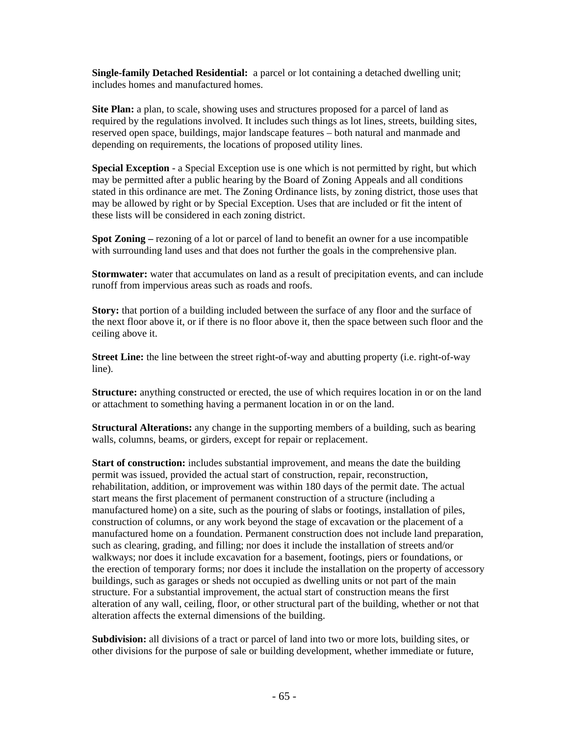**Single-family Detached Residential:** a parcel or lot containing a detached dwelling unit; includes homes and manufactured homes.

**Site Plan:** a plan, to scale, showing uses and structures proposed for a parcel of land as required by the regulations involved. It includes such things as lot lines, streets, building sites, reserved open space, buildings, major landscape features – both natural and manmade and depending on requirements, the locations of proposed utility lines.

**Special Exception** - a Special Exception use is one which is not permitted by right, but which may be permitted after a public hearing by the Board of Zoning Appeals and all conditions stated in this ordinance are met. The Zoning Ordinance lists, by zoning district, those uses that may be allowed by right or by Special Exception. Uses that are included or fit the intent of these lists will be considered in each zoning district.

**Spot Zoning –** rezoning of a lot or parcel of land to benefit an owner for a use incompatible with surrounding land uses and that does not further the goals in the comprehensive plan.

**Stormwater:** water that accumulates on land as a result of precipitation events, and can include runoff from impervious areas such as roads and roofs.

**Story:** that portion of a building included between the surface of any floor and the surface of the next floor above it, or if there is no floor above it, then the space between such floor and the ceiling above it.

**Street Line:** the line between the street right-of-way and abutting property (i.e. right-of-way line).

**Structure:** anything constructed or erected, the use of which requires location in or on the land or attachment to something having a permanent location in or on the land.

**Structural Alterations:** any change in the supporting members of a building, such as bearing walls, columns, beams, or girders, except for repair or replacement.

**Start of construction:** includes substantial improvement, and means the date the building permit was issued, provided the actual start of construction, repair, reconstruction, rehabilitation, addition, or improvement was within 180 days of the permit date. The actual start means the first placement of permanent construction of a structure (including a manufactured home) on a site, such as the pouring of slabs or footings, installation of piles, construction of columns, or any work beyond the stage of excavation or the placement of a manufactured home on a foundation. Permanent construction does not include land preparation, such as clearing, grading, and filling; nor does it include the installation of streets and/or walkways; nor does it include excavation for a basement, footings, piers or foundations, or the erection of temporary forms; nor does it include the installation on the property of accessory buildings, such as garages or sheds not occupied as dwelling units or not part of the main structure. For a substantial improvement, the actual start of construction means the first alteration of any wall, ceiling, floor, or other structural part of the building, whether or not that alteration affects the external dimensions of the building.

**Subdivision:** all divisions of a tract or parcel of land into two or more lots, building sites, or other divisions for the purpose of sale or building development, whether immediate or future,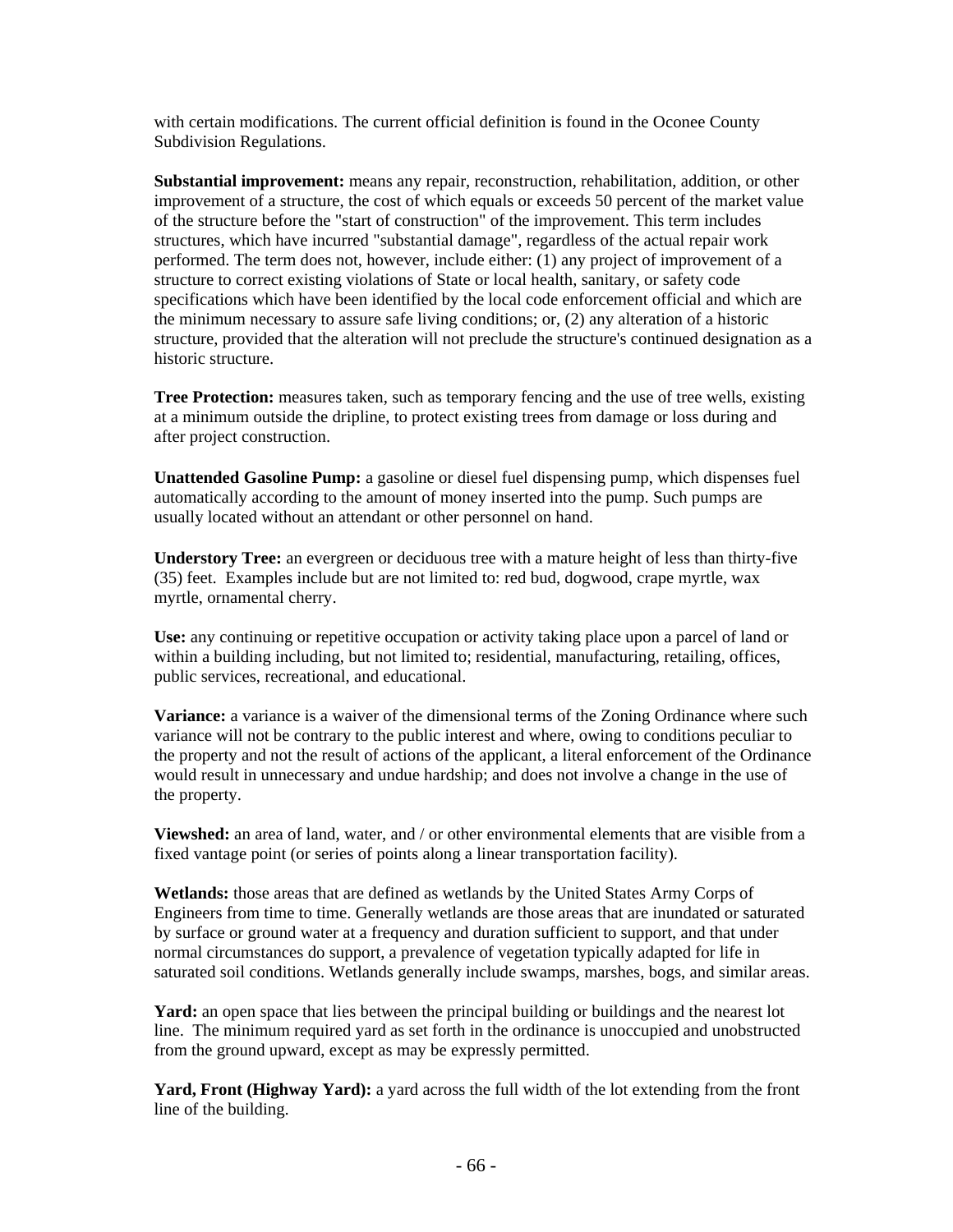with certain modifications. The current official definition is found in the Oconee County Subdivision Regulations.

**Substantial improvement:** means any repair, reconstruction, rehabilitation, addition, or other improvement of a structure, the cost of which equals or exceeds 50 percent of the market value of the structure before the "start of construction" of the improvement. This term includes structures, which have incurred "substantial damage", regardless of the actual repair work performed. The term does not, however, include either: (1) any project of improvement of a structure to correct existing violations of State or local health, sanitary, or safety code specifications which have been identified by the local code enforcement official and which are the minimum necessary to assure safe living conditions; or, (2) any alteration of a historic structure, provided that the alteration will not preclude the structure's continued designation as a historic structure.

**Tree Protection:** measures taken, such as temporary fencing and the use of tree wells, existing at a minimum outside the dripline, to protect existing trees from damage or loss during and after project construction.

**Unattended Gasoline Pump:** a gasoline or diesel fuel dispensing pump, which dispenses fuel automatically according to the amount of money inserted into the pump. Such pumps are usually located without an attendant or other personnel on hand.

**Understory Tree:** an evergreen or deciduous tree with a mature height of less than thirty-five (35) feet. Examples include but are not limited to: red bud, dogwood, crape myrtle, wax myrtle, ornamental cherry.

**Use:** any continuing or repetitive occupation or activity taking place upon a parcel of land or within a building including, but not limited to; residential, manufacturing, retailing, offices, public services, recreational, and educational.

**Variance:** a variance is a waiver of the dimensional terms of the Zoning Ordinance where such variance will not be contrary to the public interest and where, owing to conditions peculiar to the property and not the result of actions of the applicant, a literal enforcement of the Ordinance would result in unnecessary and undue hardship; and does not involve a change in the use of the property.

**Viewshed:** an area of land, water, and / or other environmental elements that are visible from a fixed vantage point (or series of points along a linear transportation facility).

**Wetlands:** those areas that are defined as wetlands by the United States Army Corps of Engineers from time to time. Generally wetlands are those areas that are inundated or saturated by surface or ground water at a frequency and duration sufficient to support, and that under normal circumstances do support, a prevalence of vegetation typically adapted for life in saturated soil conditions. Wetlands generally include swamps, marshes, bogs, and similar areas.

**Yard:** an open space that lies between the principal building or buildings and the nearest lot line. The minimum required yard as set forth in the ordinance is unoccupied and unobstructed from the ground upward, except as may be expressly permitted.

**Yard, Front (Highway Yard):** a yard across the full width of the lot extending from the front line of the building.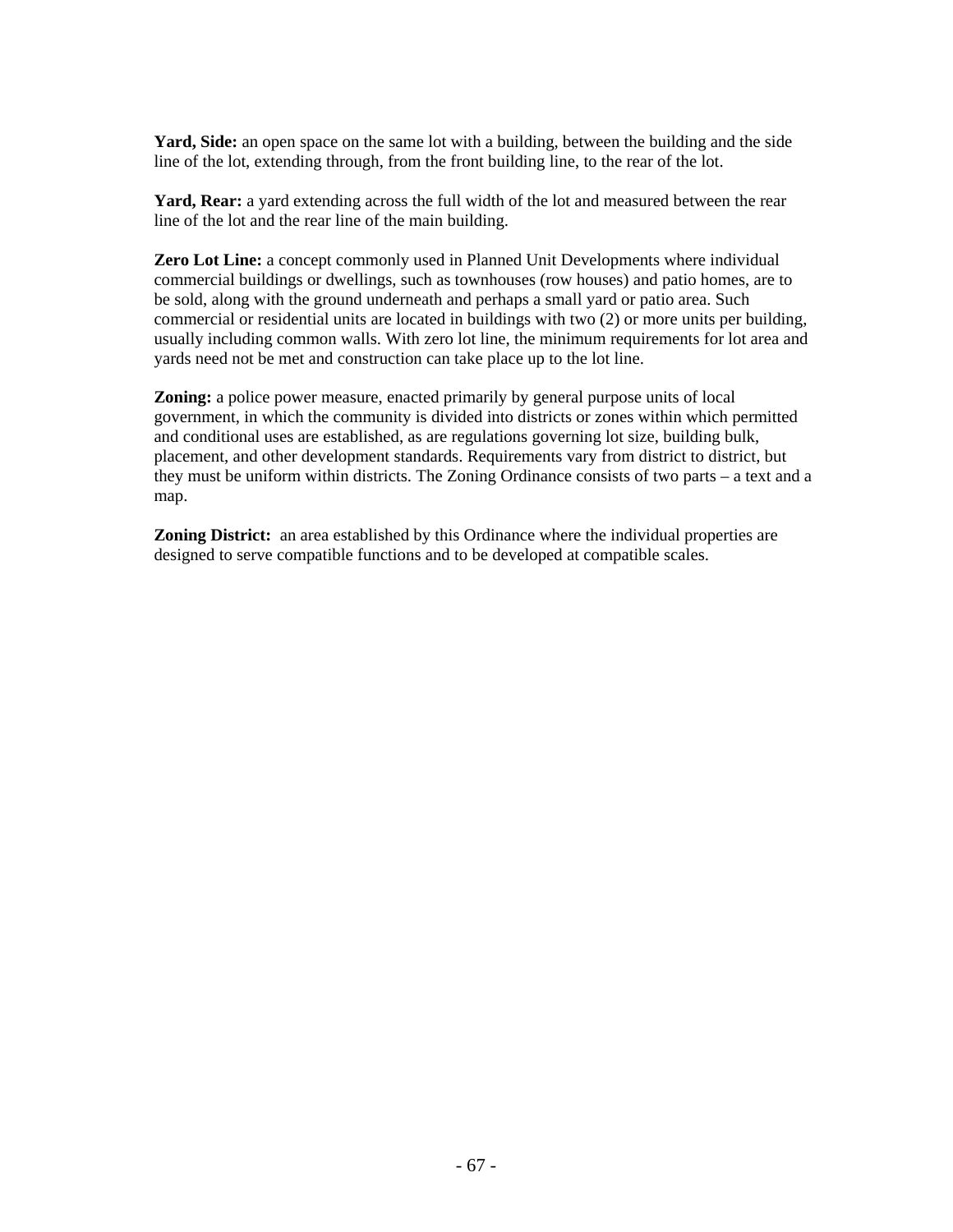**Yard, Side:** an open space on the same lot with a building, between the building and the side line of the lot, extending through, from the front building line, to the rear of the lot.

**Yard, Rear:** a yard extending across the full width of the lot and measured between the rear line of the lot and the rear line of the main building.

**Zero Lot Line:** a concept commonly used in Planned Unit Developments where individual commercial buildings or dwellings, such as townhouses (row houses) and patio homes, are to be sold, along with the ground underneath and perhaps a small yard or patio area. Such commercial or residential units are located in buildings with two (2) or more units per building, usually including common walls. With zero lot line, the minimum requirements for lot area and yards need not be met and construction can take place up to the lot line.

**Zoning:** a police power measure, enacted primarily by general purpose units of local government, in which the community is divided into districts or zones within which permitted and conditional uses are established, as are regulations governing lot size, building bulk, placement, and other development standards. Requirements vary from district to district, but they must be uniform within districts. The Zoning Ordinance consists of two parts – a text and a map.

**Zoning District:** an area established by this Ordinance where the individual properties are designed to serve compatible functions and to be developed at compatible scales.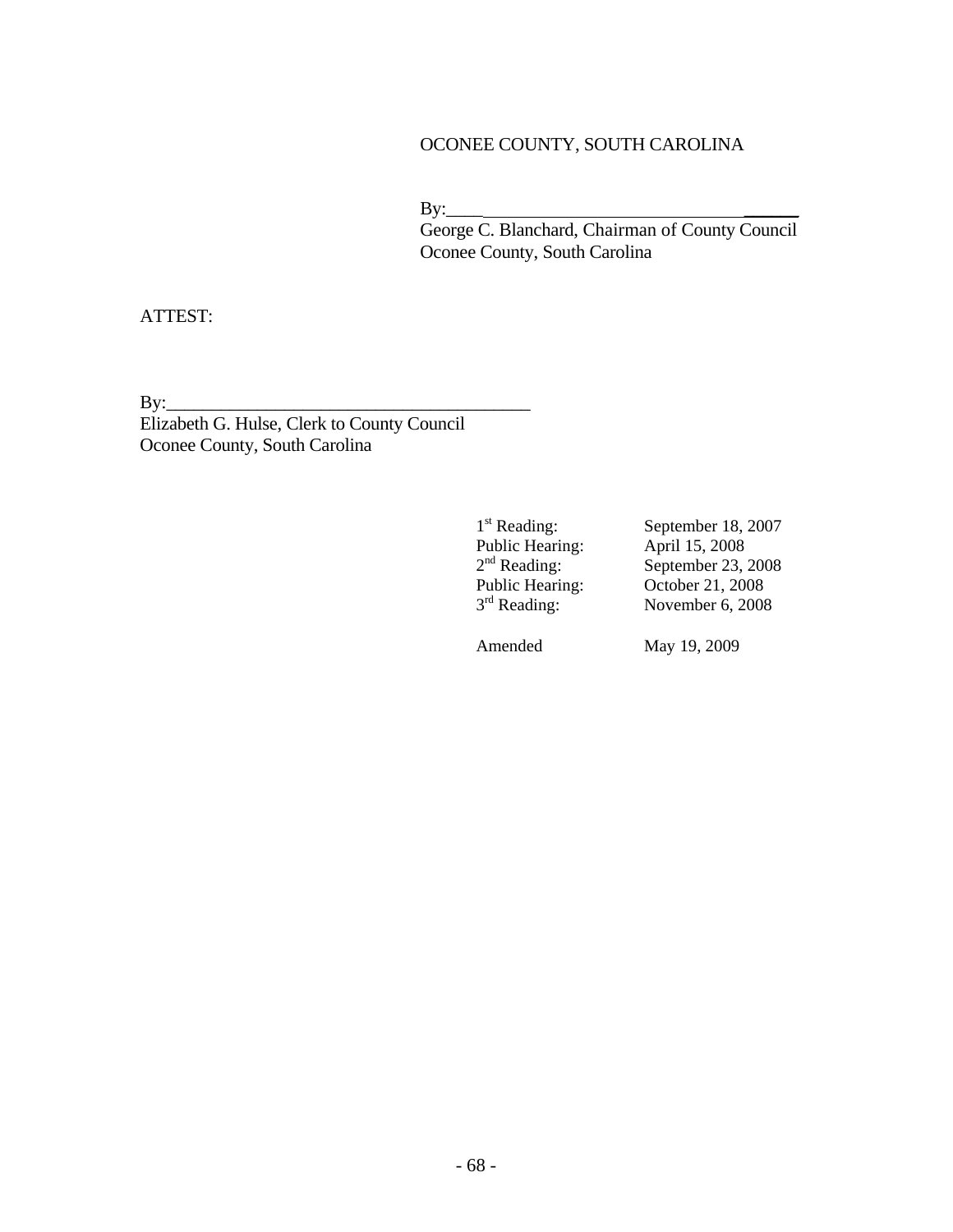OCONEE COUNTY, SOUTH CAROLINA

By:_________________________________________

George C. Blanchard, Chairman of County Council
Oconee County, South Carolina

ATTEST:

By:_________________________________________

Elizabeth G. Hulse, Clerk to County Council
Oconee County, South Carolina

| | |
|---|---|
| 1st Reading: | September 18, 2007 |
| Public Hearing: | April 15, 2008 |
| 2nd Reading: | September 23, 2008 |
| Public Hearing: | October 21, 2008 |
| 3rd Reading: | November 6, 2008 |
| | |
| Amended | May 19, 2009 |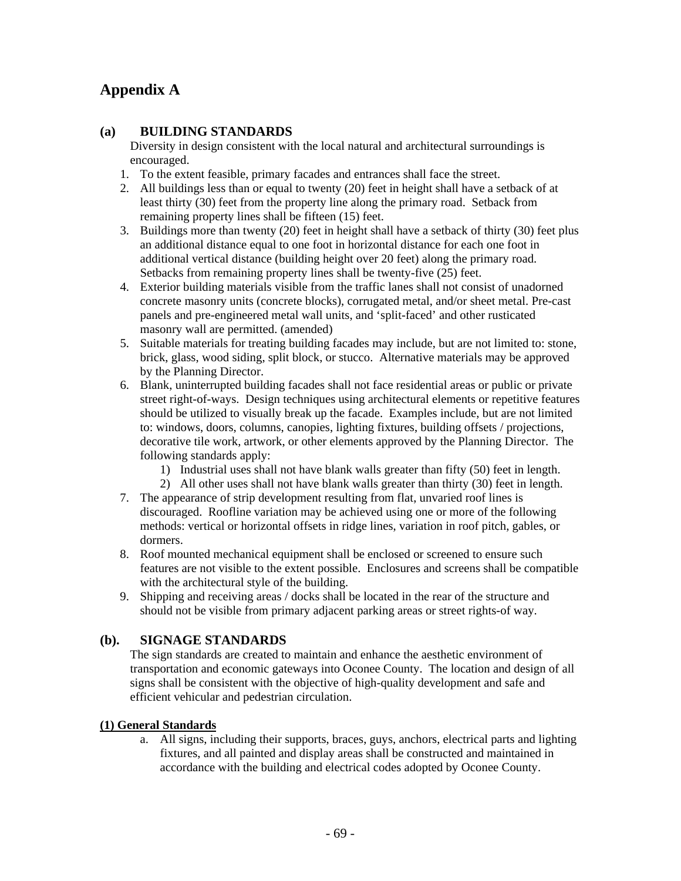# Appendix A

## (a) BUILDING STANDARDS

Diversity in design consistent with the local natural and architectural surroundings is encouraged.

1. To the extent feasible, primary facades and entrances shall face the street.
2. All buildings less than or equal to twenty (20) feet in height shall have a setback of at least thirty (30) feet from the property line along the primary road. Setback from remaining property lines shall be fifteen (15) feet.
3. Buildings more than twenty (20) feet in height shall have a setback of thirty (30) feet plus an additional distance equal to one foot in horizontal distance for each one foot in additional vertical distance (building height over 20 feet) along the primary road. Setbacks from remaining property lines shall be twenty-five (25) feet.
4. Exterior building materials visible from the traffic lanes shall not consist of unadorned concrete masonry units (concrete blocks), corrugated metal, and/or sheet metal. Pre-cast panels and pre-engineered metal wall units, and 'split-faced' and other rusticated masonry wall are permitted. (amended)
5. Suitable materials for treating building facades may include, but are not limited to: stone, brick, glass, wood siding, split block, or stucco. Alternative materials may be approved by the Planning Director.
6. Blank, uninterrupted building facades shall not face residential areas or public or private street right-of-ways. Design techniques using architectural elements or repetitive features should be utilized to visually break up the facade. Examples include, but are not limited to: windows, doors, columns, canopies, lighting fixtures, building offsets / projections, decorative tile work, artwork, or other elements approved by the Planning Director. The following standards apply:
   1) Industrial uses shall not have blank walls greater than fifty (50) feet in length.
   2) All other uses shall not have blank walls greater than thirty (30) feet in length.
7. The appearance of strip development resulting from flat, unvaried roof lines is discouraged. Roofline variation may be achieved using one or more of the following methods: vertical or horizontal offsets in ridge lines, variation in roof pitch, gables, or dormers.
8. Roof mounted mechanical equipment shall be enclosed or screened to ensure such features are not visible to the extent possible. Enclosures and screens shall be compatible with the architectural style of the building.
9. Shipping and receiving areas / docks shall be located in the rear of the structure and should not be visible from primary adjacent parking areas or street rights-of way.

## (b). SIGNAGE STANDARDS

The sign standards are created to maintain and enhance the aesthetic environment of transportation and economic gateways into Oconee County. The location and design of all signs shall be consistent with the objective of high-quality development and safe and efficient vehicular and pedestrian circulation.

### (1) General Standards

a. All signs, including their supports, braces, guys, anchors, electrical parts and lighting fixtures, and all painted and display areas shall be constructed and maintained in accordance with the building and electrical codes adopted by Oconee County.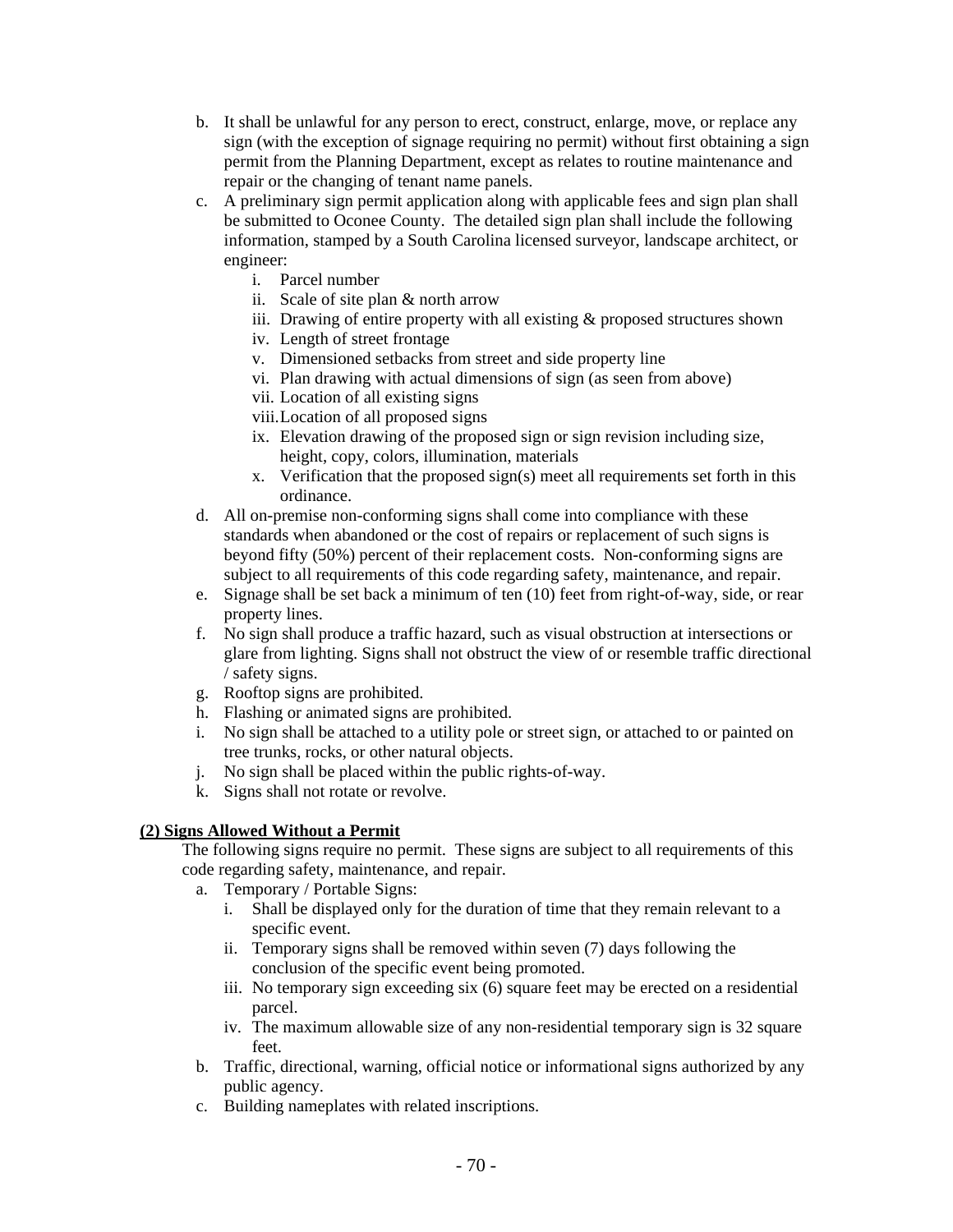b. It shall be unlawful for any person to erect, construct, enlarge, move, or replace any sign (with the exception of signage requiring no permit) without first obtaining a sign permit from the Planning Department, except as relates to routine maintenance and repair or the changing of tenant name panels.

c. A preliminary sign permit application along with applicable fees and sign plan shall be submitted to Oconee County. The detailed sign plan shall include the following information, stamped by a South Carolina licensed surveyor, landscape architect, or engineer:
   - i. Parcel number
   - ii. Scale of site plan & north arrow
   - iii. Drawing of entire property with all existing & proposed structures shown
   - iv. Length of street frontage
   - v. Dimensioned setbacks from street and side property line
   - vi. Plan drawing with actual dimensions of sign (as seen from above)
   - vii. Location of all existing signs
   - viii. Location of all proposed signs
   - ix. Elevation drawing of the proposed sign or sign revision including size, height, copy, colors, illumination, materials
   - x. Verification that the proposed sign(s) meet all requirements set forth in this ordinance.

d. All on-premise non-conforming signs shall come into compliance with these standards when abandoned or the cost of repairs or replacement of such signs is beyond fifty (50%) percent of their replacement costs. Non-conforming signs are subject to all requirements of this code regarding safety, maintenance, and repair.

e. Signage shall be set back a minimum of ten (10) feet from right-of-way, side, or rear property lines.

f. No sign shall produce a traffic hazard, such as visual obstruction at intersections or glare from lighting. Signs shall not obstruct the view of or resemble traffic directional / safety signs.

g. Rooftop signs are prohibited.

h. Flashing or animated signs are prohibited.

i. No sign shall be attached to a utility pole or street sign, or attached to or painted on tree trunks, rocks, or other natural objects.

j. No sign shall be placed within the public rights-of-way.

k. Signs shall not rotate or revolve.

**(2) Signs Allowed Without a Permit**

The following signs require no permit. These signs are subject to all requirements of this code regarding safety, maintenance, and repair.

a. Temporary / Portable Signs:
   - i. Shall be displayed only for the duration of time that they remain relevant to a specific event.
   - ii. Temporary signs shall be removed within seven (7) days following the conclusion of the specific event being promoted.
   - iii. No temporary sign exceeding six (6) square feet may be erected on a residential parcel.
   - iv. The maximum allowable size of any non-residential temporary sign is 32 square feet.

b. Traffic, directional, warning, official notice or informational signs authorized by any public agency.

c. Building nameplates with related inscriptions.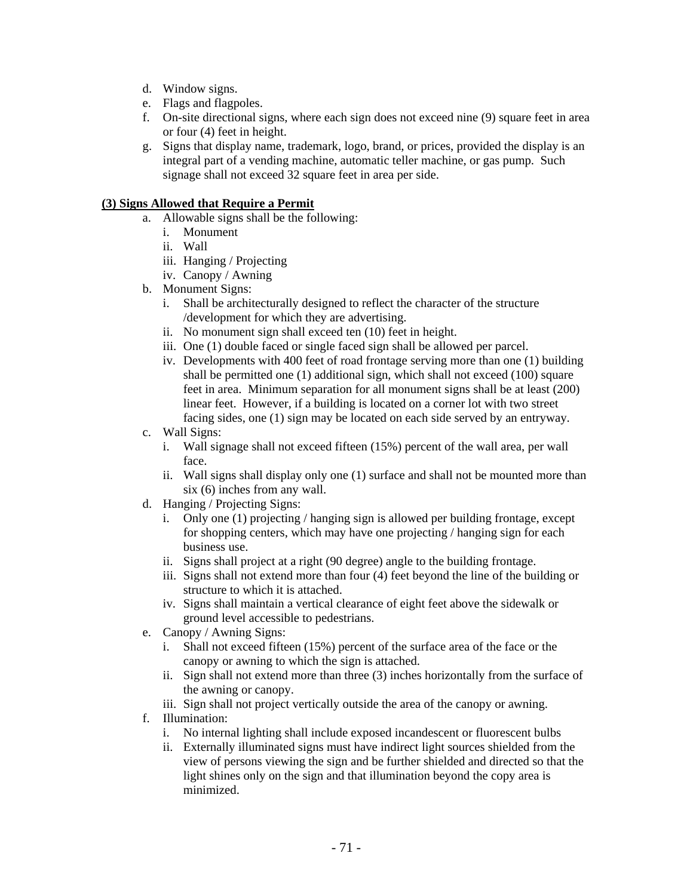d. Window signs.
e. Flags and flagpoles.
f. On-site directional signs, where each sign does not exceed nine (9) square feet in area or four (4) feet in height.
g. Signs that display name, trademark, logo, brand, or prices, provided the display is an integral part of a vending machine, automatic teller machine, or gas pump. Such signage shall not exceed 32 square feet in area per side.

**(3) Signs Allowed that Require a Permit**

a. Allowable signs shall be the following:
    i. Monument
    ii. Wall
    iii. Hanging / Projecting
    iv. Canopy / Awning
b. Monument Signs:
    i. Shall be architecturally designed to reflect the character of the structure /development for which they are advertising.
    ii. No monument sign shall exceed ten (10) feet in height.
    iii. One (1) double faced or single faced sign shall be allowed per parcel.
    iv. Developments with 400 feet of road frontage serving more than one (1) building shall be permitted one (1) additional sign, which shall not exceed (100) square feet in area. Minimum separation for all monument signs shall be at least (200) linear feet. However, if a building is located on a corner lot with two street facing sides, one (1) sign may be located on each side served by an entryway.
c. Wall Signs:
    i. Wall signage shall not exceed fifteen (15%) percent of the wall area, per wall face.
    ii. Wall signs shall display only one (1) surface and shall not be mounted more than six (6) inches from any wall.
d. Hanging / Projecting Signs:
    i. Only one (1) projecting / hanging sign is allowed per building frontage, except for shopping centers, which may have one projecting / hanging sign for each business use.
    ii. Signs shall project at a right (90 degree) angle to the building frontage.
    iii. Signs shall not extend more than four (4) feet beyond the line of the building or structure to which it is attached.
    iv. Signs shall maintain a vertical clearance of eight feet above the sidewalk or ground level accessible to pedestrians.
e. Canopy / Awning Signs:
    i. Shall not exceed fifteen (15%) percent of the surface area of the face or the canopy or awning to which the sign is attached.
    ii. Sign shall not extend more than three (3) inches horizontally from the surface of the awning or canopy.
    iii. Sign shall not project vertically outside the area of the canopy or awning.
f. Illumination:
    i. No internal lighting shall include exposed incandescent or fluorescent bulbs
    ii. Externally illuminated signs must have indirect light sources shielded from the view of persons viewing the sign and be further shielded and directed so that the light shines only on the sign and that illumination beyond the copy area is minimized.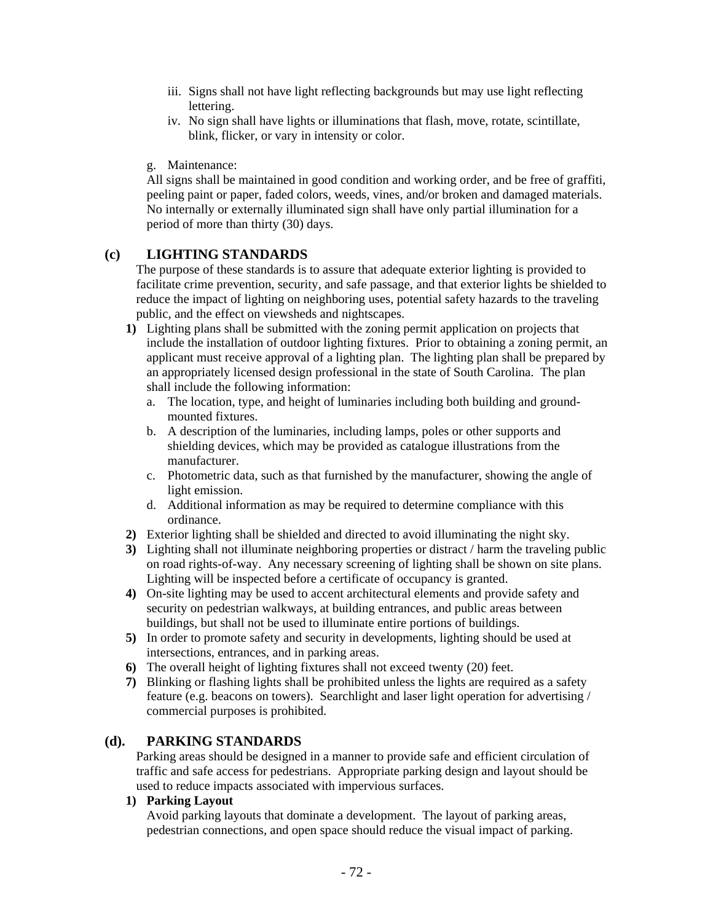iii. Signs shall not have light reflecting backgrounds but may use light reflecting lettering.
iv. No sign shall have lights or illuminations that flash, move, rotate, scintillate, blink, flicker, or vary in intensity or color.

g. Maintenance:
All signs shall be maintained in good condition and working order, and be free of graffiti, peeling paint or paper, faded colors, weeds, vines, and/or broken and damaged materials. No internally or externally illuminated sign shall have only partial illumination for a period of more than thirty (30) days.

## (c) LIGHTING STANDARDS

The purpose of these standards is to assure that adequate exterior lighting is provided to facilitate crime prevention, security, and safe passage, and that exterior lights be shielded to reduce the impact of lighting on neighboring uses, potential safety hazards to the traveling public, and the effect on viewsheds and nightscapes.

**1)** Lighting plans shall be submitted with the zoning permit application on projects that include the installation of outdoor lighting fixtures. Prior to obtaining a zoning permit, an applicant must receive approval of a lighting plan. The lighting plan shall be prepared by an appropriately licensed design professional in the state of South Carolina. The plan shall include the following information:
   a. The location, type, and height of luminaries including both building and ground-mounted fixtures.
   b. A description of the luminaries, including lamps, poles or other supports and shielding devices, which may be provided as catalogue illustrations from the manufacturer.
   c. Photometric data, such as that furnished by the manufacturer, showing the angle of light emission.
   d. Additional information as may be required to determine compliance with this ordinance.

**2)** Exterior lighting shall be shielded and directed to avoid illuminating the night sky.

**3)** Lighting shall not illuminate neighboring properties or distract / harm the traveling public on road rights-of-way. Any necessary screening of lighting shall be shown on site plans. Lighting will be inspected before a certificate of occupancy is granted.

**4)** On-site lighting may be used to accent architectural elements and provide safety and security on pedestrian walkways, at building entrances, and public areas between buildings, but shall not be used to illuminate entire portions of buildings.

**5)** In order to promote safety and security in developments, lighting should be used at intersections, entrances, and in parking areas.

**6)** The overall height of lighting fixtures shall not exceed twenty (20) feet.

**7)** Blinking or flashing lights shall be prohibited unless the lights are required as a safety feature (e.g. beacons on towers). Searchlight and laser light operation for advertising / commercial purposes is prohibited.

## (d). PARKING STANDARDS

Parking areas should be designed in a manner to provide safe and efficient circulation of traffic and safe access for pedestrians. Appropriate parking design and layout should be used to reduce impacts associated with impervious surfaces.

**1) Parking Layout**

Avoid parking layouts that dominate a development. The layout of parking areas, pedestrian connections, and open space should reduce the visual impact of parking.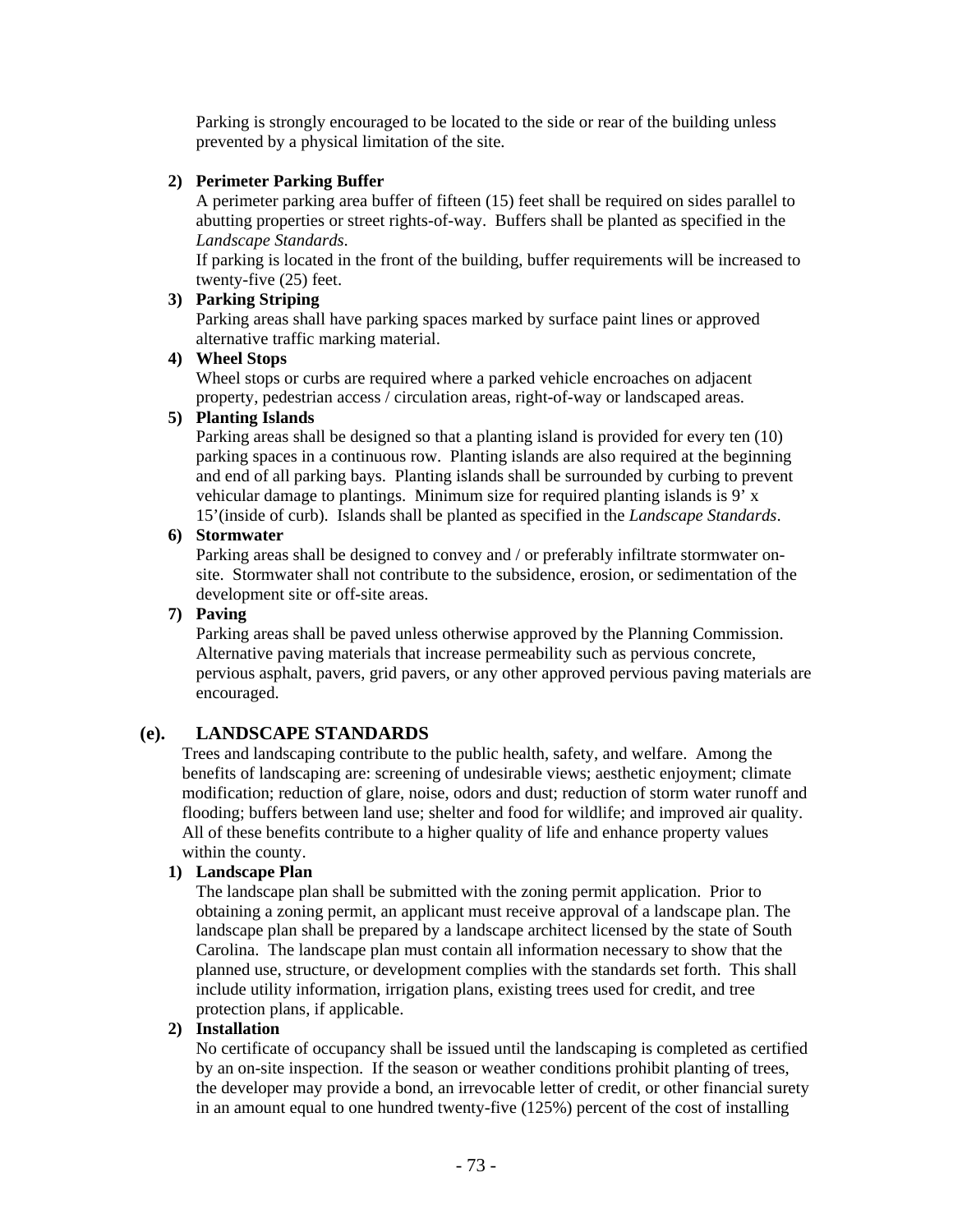Parking is strongly encouraged to be located to the side or rear of the building unless prevented by a physical limitation of the site.

**2) Perimeter Parking Buffer**

A perimeter parking area buffer of fifteen (15) feet shall be required on sides parallel to abutting properties or street rights-of-way. Buffers shall be planted as specified in the *Landscape Standards*.

If parking is located in the front of the building, buffer requirements will be increased to twenty-five (25) feet.

**3) Parking Striping**

Parking areas shall have parking spaces marked by surface paint lines or approved alternative traffic marking material.

**4) Wheel Stops**

Wheel stops or curbs are required where a parked vehicle encroaches on adjacent property, pedestrian access / circulation areas, right-of-way or landscaped areas.

**5) Planting Islands**

Parking areas shall be designed so that a planting island is provided for every ten (10) parking spaces in a continuous row. Planting islands are also required at the beginning and end of all parking bays. Planting islands shall be surrounded by curbing to prevent vehicular damage to plantings. Minimum size for required planting islands is 9' x 15'(inside of curb). Islands shall be planted as specified in the *Landscape Standards*.

**6) Stormwater**

Parking areas shall be designed to convey and / or preferably infiltrate stormwater on-site. Stormwater shall not contribute to the subsidence, erosion, or sedimentation of the development site or off-site areas.

**7) Paving**

Parking areas shall be paved unless otherwise approved by the Planning Commission. Alternative paving materials that increase permeability such as pervious concrete, pervious asphalt, pavers, grid pavers, or any other approved pervious paving materials are encouraged.

## (e). LANDSCAPE STANDARDS

Trees and landscaping contribute to the public health, safety, and welfare. Among the benefits of landscaping are: screening of undesirable views; aesthetic enjoyment; climate modification; reduction of glare, noise, odors and dust; reduction of storm water runoff and flooding; buffers between land use; shelter and food for wildlife; and improved air quality. All of these benefits contribute to a higher quality of life and enhance property values within the county.

**1) Landscape Plan**

The landscape plan shall be submitted with the zoning permit application. Prior to obtaining a zoning permit, an applicant must receive approval of a landscape plan. The landscape plan shall be prepared by a landscape architect licensed by the state of South Carolina. The landscape plan must contain all information necessary to show that the planned use, structure, or development complies with the standards set forth. This shall include utility information, irrigation plans, existing trees used for credit, and tree protection plans, if applicable.

**2) Installation**

No certificate of occupancy shall be issued until the landscaping is completed as certified by an on-site inspection. If the season or weather conditions prohibit planting of trees, the developer may provide a bond, an irrevocable letter of credit, or other financial surety in an amount equal to one hundred twenty-five (125%) percent of the cost of installing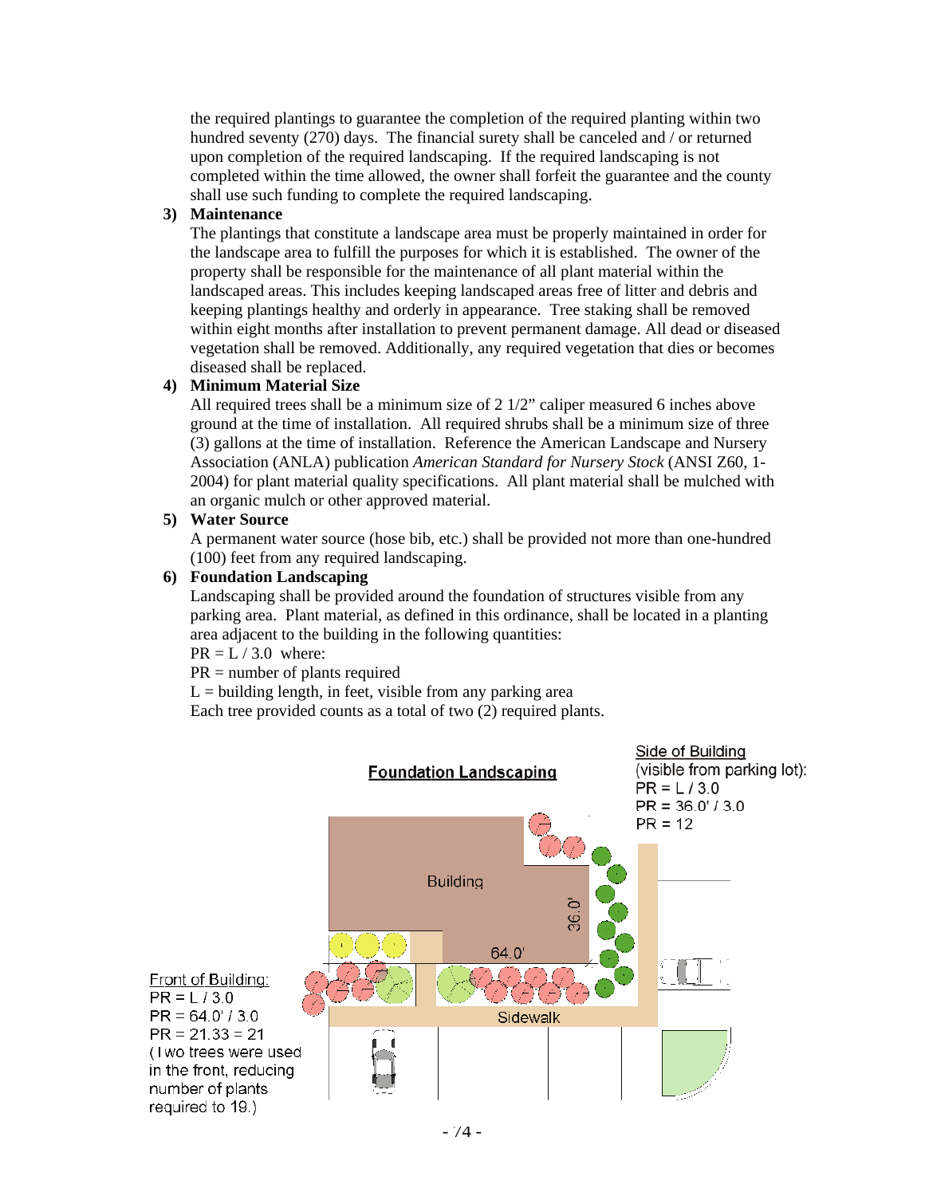the required plantings to guarantee the completion of the required planting within two hundred seventy (270) days. The financial surety shall be canceled and / or returned upon completion of the required landscaping. If the required landscaping is not completed within the time allowed, the owner shall forfeit the guarantee and the county shall use such funding to complete the required landscaping.

**3) Maintenance**

The plantings that constitute a landscape area must be properly maintained in order for the landscape area to fulfill the purposes for which it is established. The owner of the property shall be responsible for the maintenance of all plant material within the landscaped areas. This includes keeping landscaped areas free of litter and debris and keeping plantings healthy and orderly in appearance. Tree staking shall be removed within eight months after installation to prevent permanent damage. All dead or diseased vegetation shall be removed. Additionally, any required vegetation that dies or becomes diseased shall be replaced.

**4) Minimum Material Size**

All required trees shall be a minimum size of 2 1/2" caliper measured 6 inches above ground at the time of installation. All required shrubs shall be a minimum size of three (3) gallons at the time of installation. Reference the American Landscape and Nursery Association (ANLA) publication *American Standard for Nursery Stock* (ANSI Z60, 1-2004) for plant material quality specifications. All plant material shall be mulched with an organic mulch or other approved material.

**5) Water Source**

A permanent water source (hose bib, etc.) shall be provided not more than one-hundred (100) feet from any required landscaping.

**6) Foundation Landscaping**

Landscaping shall be provided around the foundation of structures visible from any parking area. Plant material, as defined in this ordinance, shall be located in a planting area adjacent to the building in the following quantities:

$PR = L / 3.0$ where:

PR = number of plants required

L = building length, in feet, visible from any parking area

Each tree provided counts as a total of two (2) required plants.

**Foundation Landscaping**

Side of Building (visible from parking lot):
PR = L / 3.0
PR = 36.0' / 3.0
PR = 12

Building

36.0'

64.0'

Sidewalk

Front of Building:
PR = L / 3.0
PR = 64.0' / 3.0
PR = 21.33 = 21
(Two trees were used in the front, reducing number of plants required to 19.)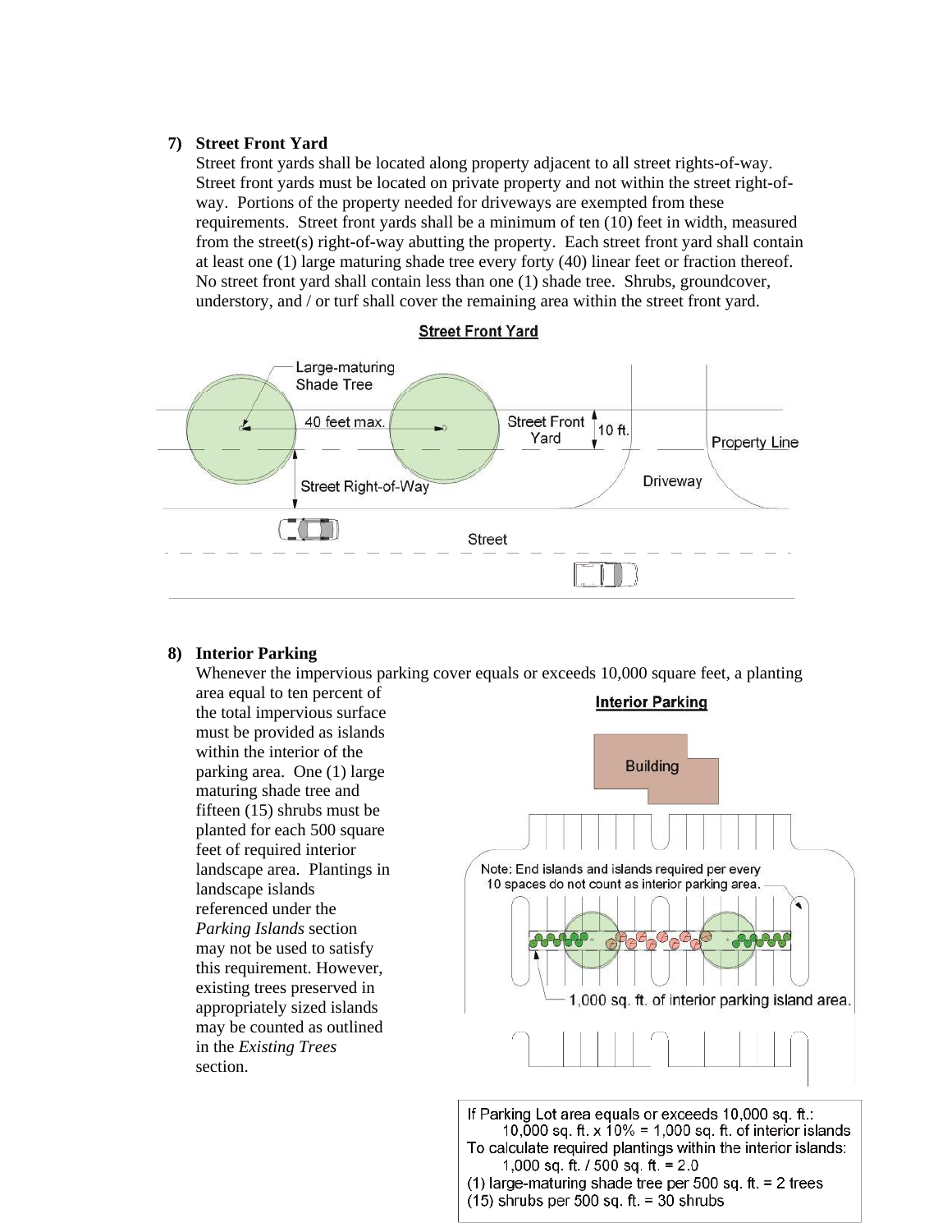**7) Street Front Yard**

Street front yards shall be located along property adjacent to all street rights-of-way. Street front yards must be located on private property and not within the street right-of-way. Portions of the property needed for driveways are exempted from these requirements. Street front yards shall be a minimum of ten (10) feet in width, measured from the street(s) right-of-way abutting the property. Each street front yard shall contain at least one (1) large maturing shade tree every forty (40) linear feet or fraction thereof. No street front yard shall contain less than one (1) shade tree. Shrubs, groundcover, understory, and / or turf shall cover the remaining area within the street front yard.

**Street Front Yard**

Large-maturing Shade Tree

40 feet max.

Street Front Yard

10 ft.

Property Line

Driveway

Street Right-of-Way

Street

**8) Interior Parking**

Whenever the impervious parking cover equals or exceeds 10,000 square feet, a planting area equal to ten percent of the total impervious surface must be provided as islands within the interior of the parking area. One (1) large maturing shade tree and fifteen (15) shrubs must be planted for each 500 square feet of required interior landscape area. Plantings in landscape islands referenced under the *Parking Islands* section may not be used to satisfy this requirement. However, existing trees preserved in appropriately sized islands may be counted as outlined in the *Existing Trees* section.

**Interior Parking**

Building

Note: End islands and islands required per every 10 spaces do not count as interior parking area.

1,000 sq. ft. of interior parking island area.

If Parking Lot area equals or exceeds 10,000 sq. ft.:
10,000 sq. ft. x 10% = 1,000 sq. ft. of interior islands
To calculate required plantings within the interior islands:
1,000 sq. ft. / 500 sq. ft. = 2.0
(1) large-maturing shade tree per 500 sq. ft. = 2 trees
(15) shrubs per 500 sq. ft. = 30 shrubs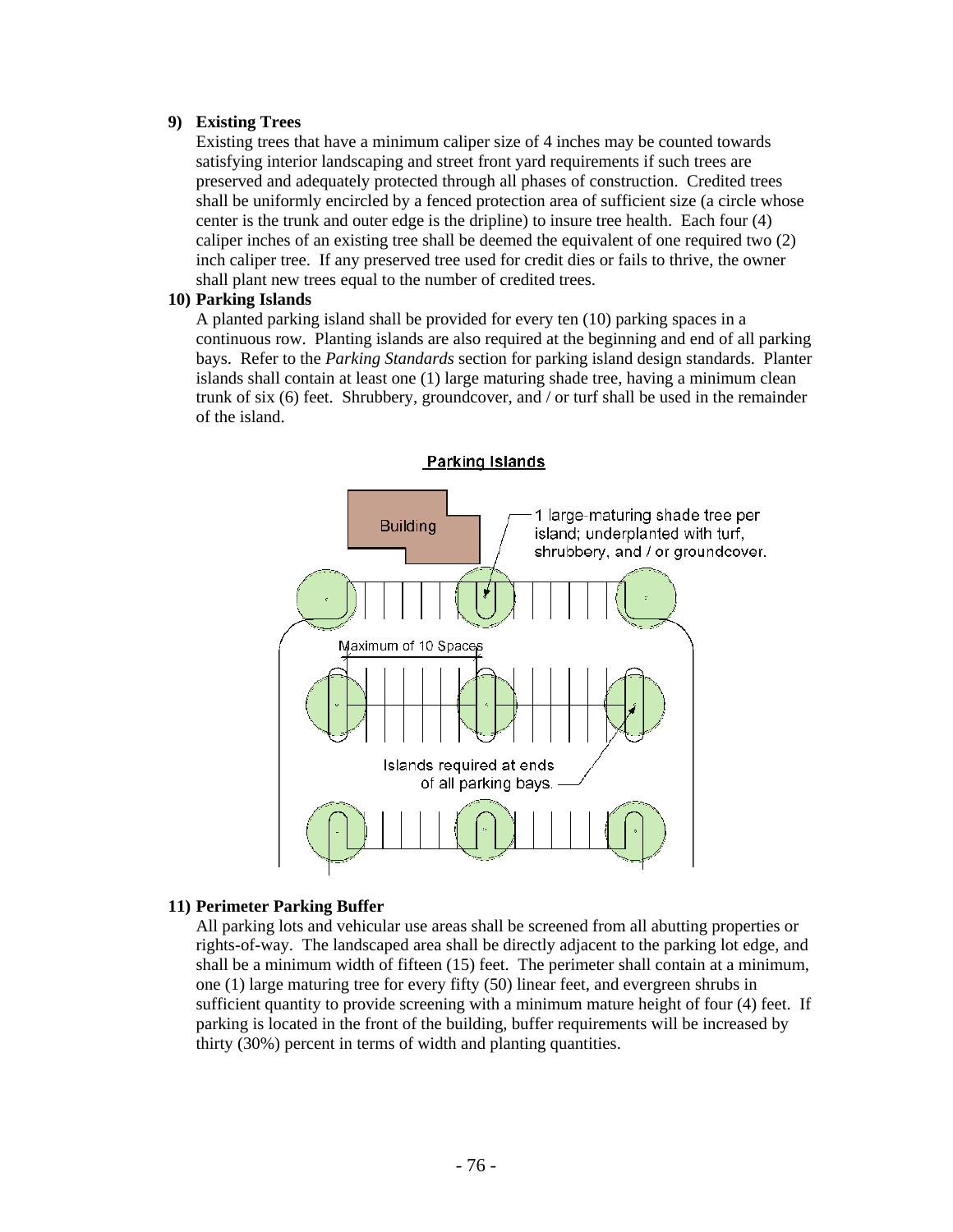**9) Existing Trees**

Existing trees that have a minimum caliper size of 4 inches may be counted towards satisfying interior landscaping and street front yard requirements if such trees are preserved and adequately protected through all phases of construction. Credited trees shall be uniformly encircled by a fenced protection area of sufficient size (a circle whose center is the trunk and outer edge is the dripline) to insure tree health. Each four (4) caliper inches of an existing tree shall be deemed the equivalent of one required two (2) inch caliper tree. If any preserved tree used for credit dies or fails to thrive, the owner shall plant new trees equal to the number of credited trees.

**10) Parking Islands**

A planted parking island shall be provided for every ten (10) parking spaces in a continuous row. Planting islands are also required at the beginning and end of all parking bays. Refer to the *Parking Standards* section for parking island design standards. Planter islands shall contain at least one (1) large maturing shade tree, having a minimum clean trunk of six (6) feet. Shrubbery, groundcover, and / or turf shall be used in the remainder of the island.

Parking Islands

Building

1 large-maturing shade tree per island; underplanted with turf, shrubbery, and / or groundcover.

Maximum of 10 Spaces

Islands required at ends of all parking bays.

**11) Perimeter Parking Buffer**

All parking lots and vehicular use areas shall be screened from all abutting properties or rights-of-way. The landscaped area shall be directly adjacent to the parking lot edge, and shall be a minimum width of fifteen (15) feet. The perimeter shall contain at a minimum, one (1) large maturing tree for every fifty (50) linear feet, and evergreen shrubs in sufficient quantity to provide screening with a minimum mature height of four (4) feet. If parking is located in the front of the building, buffer requirements will be increased by thirty (30%) percent in terms of width and planting quantities.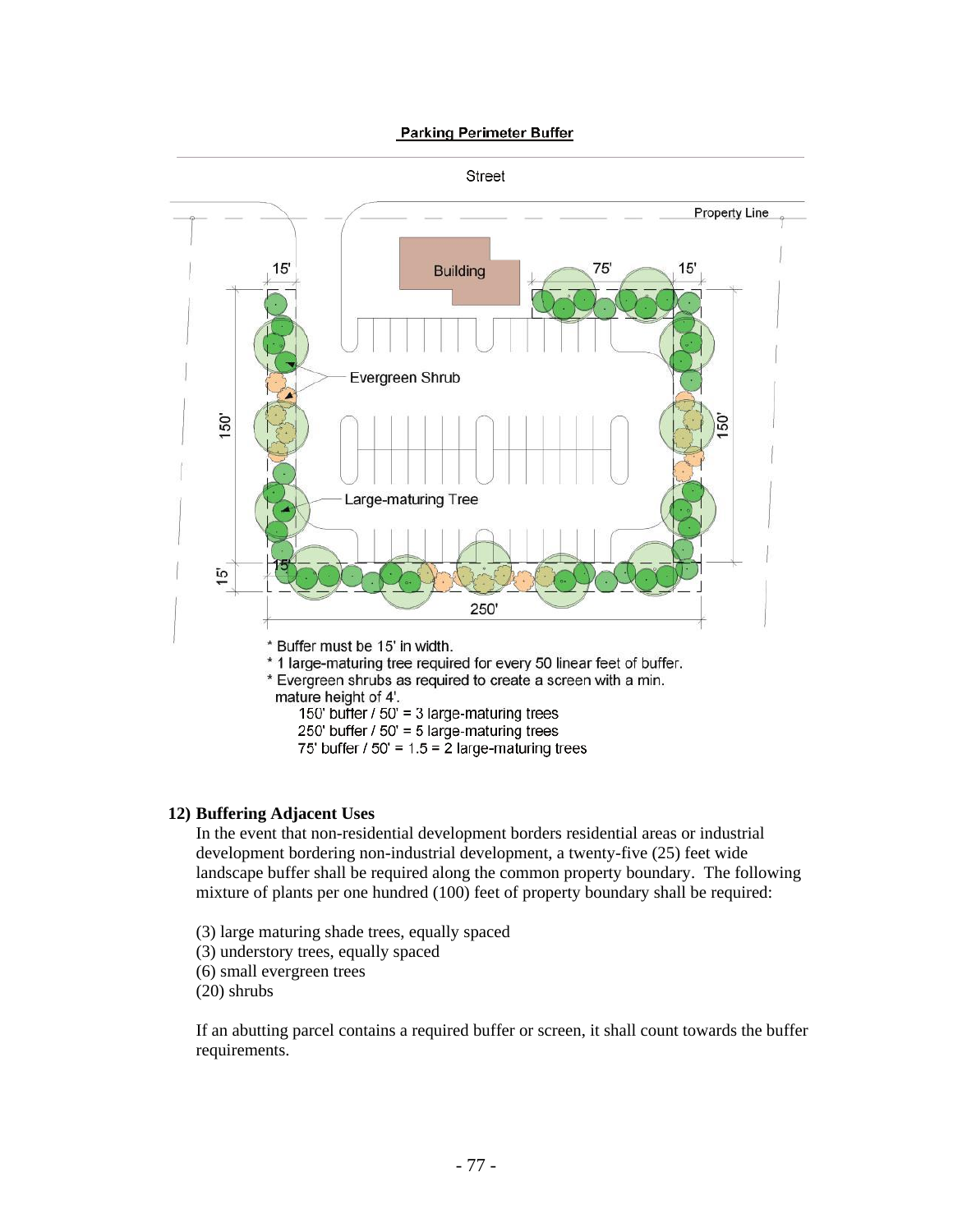**Parking Perimeter Buffer**

Street

Property Line

Building

Evergreen Shrub

Large-maturing Tree

15'  75'  15'  150'  150'  15'  15'  250'

* Buffer must be 15' in width.
* 1 large-maturing tree required for every 50 linear feet of buffer.
* Evergreen shrubs as required to create a screen with a min. mature height of 4'.

  150' buffer / 50' = 3 large-maturing trees
  250' buffer / 50' = 5 large-maturing trees
  75' buffer / 50' = 1.5 = 2 large-maturing trees

### 12) Buffering Adjacent Uses

In the event that non-residential development borders residential areas or industrial development bordering non-industrial development, a twenty-five (25) feet wide landscape buffer shall be required along the common property boundary. The following mixture of plants per one hundred (100) feet of property boundary shall be required:

(3) large maturing shade trees, equally spaced
(3) understory trees, equally spaced
(6) small evergreen trees
(20) shrubs

If an abutting parcel contains a required buffer or screen, it shall count towards the buffer requirements.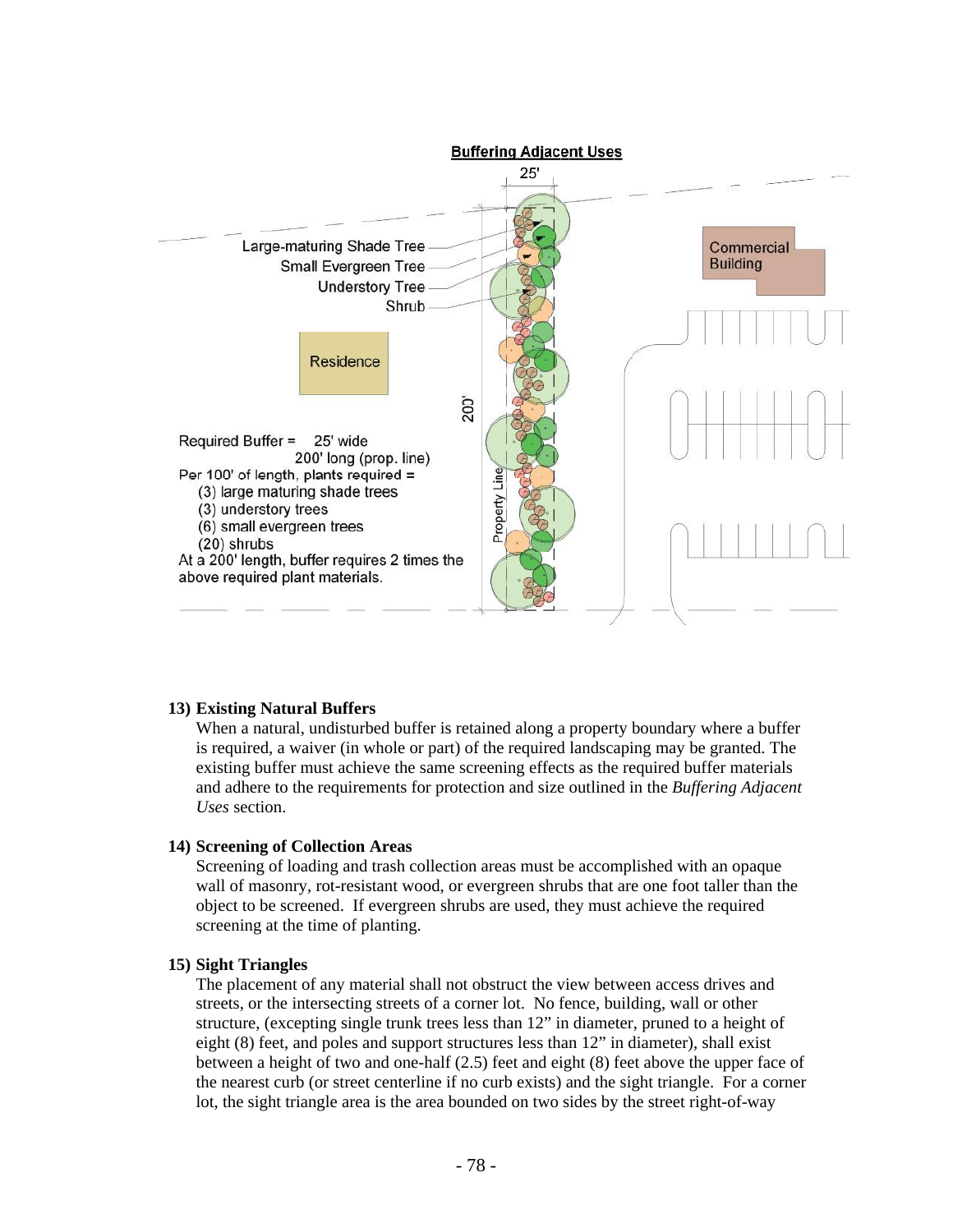**Buffering Adjacent Uses**

Large-maturing Shade Tree
Small Evergreen Tree
Understory Tree
Shrub

Residence

Commercial Building

25'

200'

Property Line

Required Buffer = 25' wide
200' long (prop. line)

Per 100' of length, plants required =

- (3) large maturing shade trees
- (3) understory trees
- (6) small evergreen trees
- (20) shrubs

At a 200' length, buffer requires 2 times the above required plant materials.

**13) Existing Natural Buffers**

When a natural, undisturbed buffer is retained along a property boundary where a buffer is required, a waiver (in whole or part) of the required landscaping may be granted. The existing buffer must achieve the same screening effects as the required buffer materials and adhere to the requirements for protection and size outlined in the *Buffering Adjacent Uses* section.

**14) Screening of Collection Areas**

Screening of loading and trash collection areas must be accomplished with an opaque wall of masonry, rot-resistant wood, or evergreen shrubs that are one foot taller than the object to be screened. If evergreen shrubs are used, they must achieve the required screening at the time of planting.

**15) Sight Triangles**

The placement of any material shall not obstruct the view between access drives and streets, or the intersecting streets of a corner lot. No fence, building, wall or other structure, (excepting single trunk trees less than 12" in diameter, pruned to a height of eight (8) feet, and poles and support structures less than 12" in diameter), shall exist between a height of two and one-half (2.5) feet and eight (8) feet above the upper face of the nearest curb (or street centerline if no curb exists) and the sight triangle. For a corner lot, the sight triangle area is the area bounded on two sides by the street right-of-way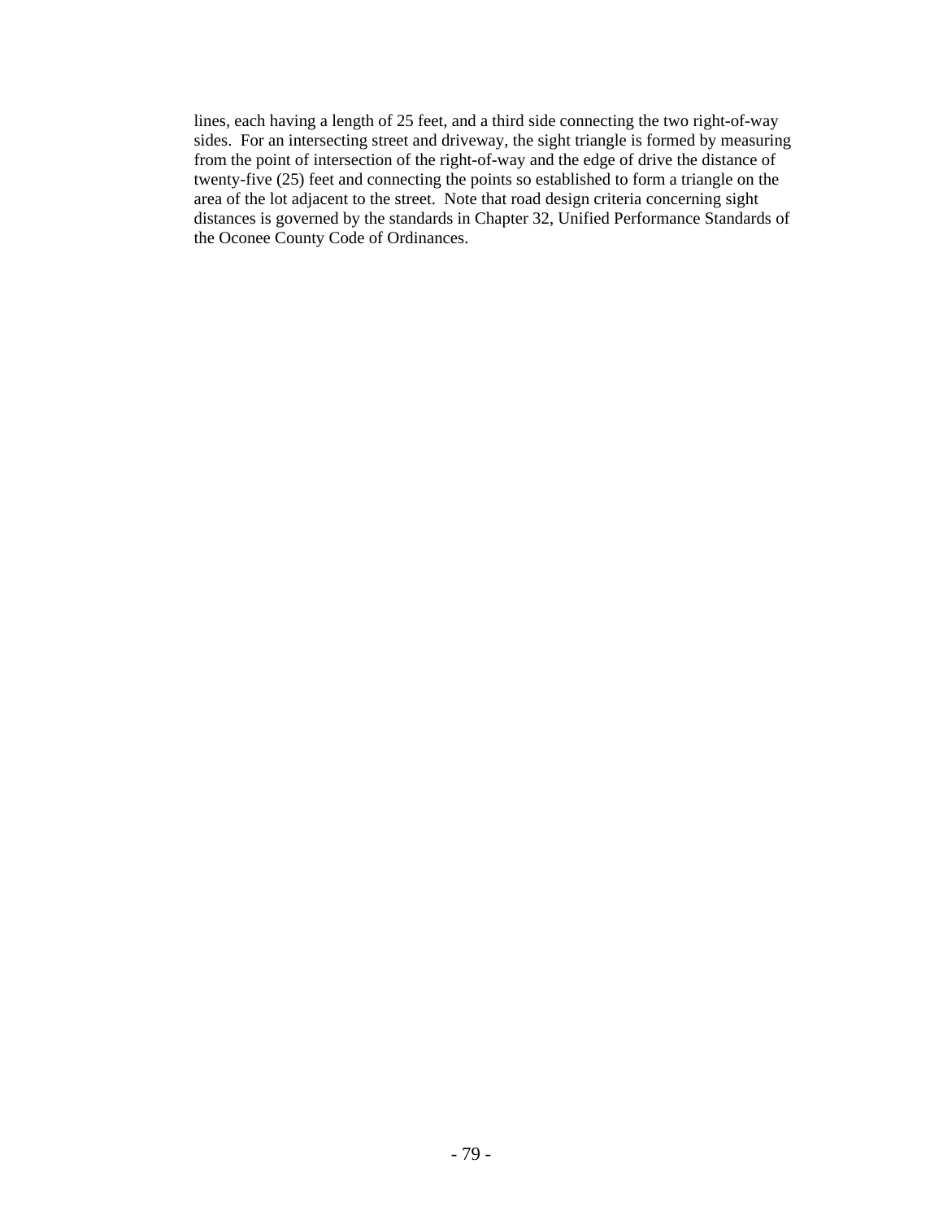lines, each having a length of 25 feet, and a third side connecting the two right-of-way sides. For an intersecting street and driveway, the sight triangle is formed by measuring from the point of intersection of the right-of-way and the edge of drive the distance of twenty-five (25) feet and connecting the points so established to form a triangle on the area of the lot adjacent to the street. Note that road design criteria concerning sight distances is governed by the standards in Chapter 32, Unified Performance Standards of the Oconee County Code of Ordinances.